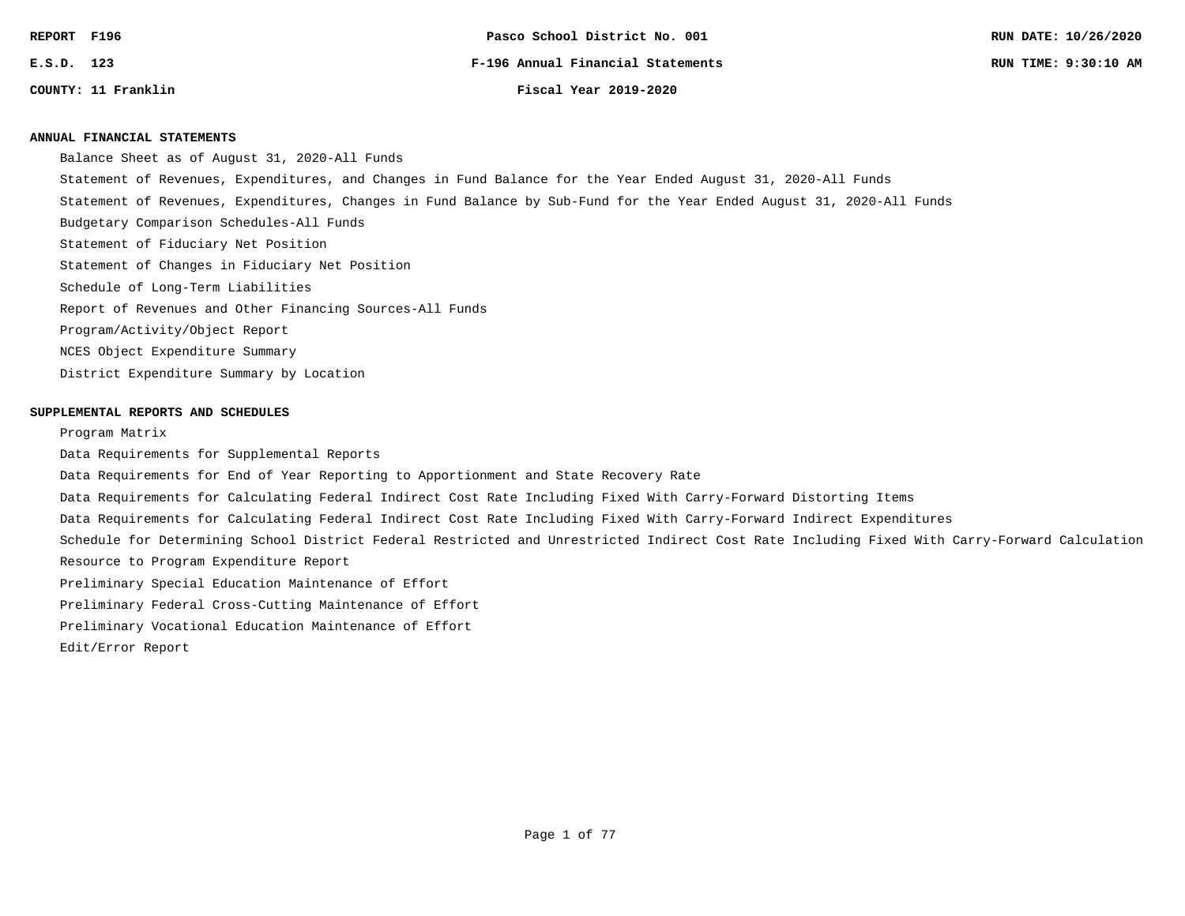REPORT F196 — Pasco School District No. 001 — RUN DATE: 10/26/2020

E.S.D. 123 — F-196 Annual Financial Statements — RUN TIME: 9:30:10 AM

COUNTY: 11 Franklin — Fiscal Year 2019-2020

## ANNUAL FINANCIAL STATEMENTS

- Balance Sheet as of August 31, 2020-All Funds
- Statement of Revenues, Expenditures, and Changes in Fund Balance for the Year Ended August 31, 2020-All Funds
- Statement of Revenues, Expenditures, Changes in Fund Balance by Sub-Fund for the Year Ended August 31, 2020-All Funds
- Budgetary Comparison Schedules-All Funds
- Statement of Fiduciary Net Position
- Statement of Changes in Fiduciary Net Position
- Schedule of Long-Term Liabilities
- Report of Revenues and Other Financing Sources-All Funds
- Program/Activity/Object Report
- NCES Object Expenditure Summary
- District Expenditure Summary by Location

## SUPPLEMENTAL REPORTS AND SCHEDULES

- Program Matrix
- Data Requirements for Supplemental Reports
- Data Requirements for End of Year Reporting to Apportionment and State Recovery Rate
- Data Requirements for Calculating Federal Indirect Cost Rate Including Fixed With Carry-Forward Distorting Items
- Data Requirements for Calculating Federal Indirect Cost Rate Including Fixed With Carry-Forward Indirect Expenditures
- Schedule for Determining School District Federal Restricted and Unrestricted Indirect Cost Rate Including Fixed With Carry-Forward Calculation
- Resource to Program Expenditure Report
- Preliminary Special Education Maintenance of Effort
- Preliminary Federal Cross-Cutting Maintenance of Effort
- Preliminary Vocational Education Maintenance of Effort
- Edit/Error Report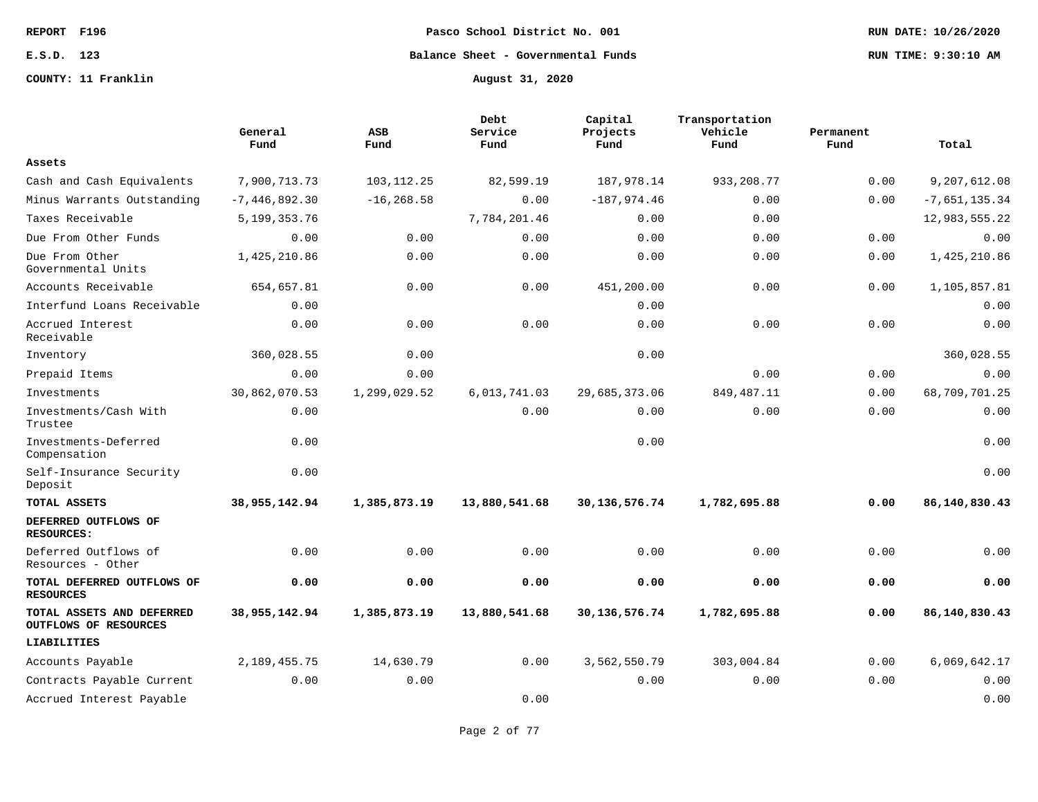REPORT F196

E.S.D. 123

COUNTY: 11 Franklin

# Pasco School District No. 001

## Balance Sheet - Governmental Funds

### August 31, 2020

RUN DATE: 10/26/2020

RUN TIME: 9:30:10 AM

| | General Fund | ASB Fund | Debt Service Fund | Capital Projects Fund | Transportation Vehicle Fund | Permanent Fund | Total |
|---|---|---|---|---|---|---|---|
| **Assets** | | | | | | | |
| Cash and Cash Equivalents | 7,900,713.73 | 103,112.25 | 82,599.19 | 187,978.14 | 933,208.77 | 0.00 | 9,207,612.08 |
| Minus Warrants Outstanding | -7,446,892.30 | -16,268.58 | 0.00 | -187,974.46 | 0.00 | 0.00 | -7,651,135.34 |
| Taxes Receivable | 5,199,353.76 | | 7,784,201.46 | 0.00 | 0.00 | | 12,983,555.22 |
| Due From Other Funds | 0.00 | 0.00 | 0.00 | 0.00 | 0.00 | 0.00 | 0.00 |
| Due From Other Governmental Units | 1,425,210.86 | 0.00 | 0.00 | 0.00 | 0.00 | 0.00 | 1,425,210.86 |
| Accounts Receivable | 654,657.81 | 0.00 | 0.00 | 451,200.00 | 0.00 | 0.00 | 1,105,857.81 |
| Interfund Loans Receivable | 0.00 | | | 0.00 | | | 0.00 |
| Accrued Interest Receivable | 0.00 | 0.00 | 0.00 | 0.00 | 0.00 | 0.00 | 0.00 |
| Inventory | 360,028.55 | 0.00 | | 0.00 | | | 360,028.55 |
| Prepaid Items | 0.00 | 0.00 | | | 0.00 | 0.00 | 0.00 |
| Investments | 30,862,070.53 | 1,299,029.52 | 6,013,741.03 | 29,685,373.06 | 849,487.11 | 0.00 | 68,709,701.25 |
| Investments/Cash With Trustee | 0.00 | | 0.00 | 0.00 | 0.00 | 0.00 | 0.00 |
| Investments-Deferred Compensation | 0.00 | | | 0.00 | | | 0.00 |
| Self-Insurance Security Deposit | 0.00 | | | | | | 0.00 |
| **TOTAL ASSETS** | **38,955,142.94** | **1,385,873.19** | **13,880,541.68** | **30,136,576.74** | **1,782,695.88** | **0.00** | **86,140,830.43** |
| **DEFERRED OUTFLOWS OF RESOURCES:** | | | | | | | |
| Deferred Outflows of Resources - Other | 0.00 | 0.00 | 0.00 | 0.00 | 0.00 | 0.00 | 0.00 |
| **TOTAL DEFERRED OUTFLOWS OF RESOURCES** | **0.00** | **0.00** | **0.00** | **0.00** | **0.00** | **0.00** | **0.00** |
| **TOTAL ASSETS AND DEFERRED OUTFLOWS OF RESOURCES** | **38,955,142.94** | **1,385,873.19** | **13,880,541.68** | **30,136,576.74** | **1,782,695.88** | **0.00** | **86,140,830.43** |
| **LIABILITIES** | | | | | | | |
| Accounts Payable | 2,189,455.75 | 14,630.79 | 0.00 | 3,562,550.79 | 303,004.84 | 0.00 | 6,069,642.17 |
| Contracts Payable Current | 0.00 | 0.00 | | 0.00 | 0.00 | 0.00 | 0.00 |
| Accrued Interest Payable | | | 0.00 | | | | 0.00 |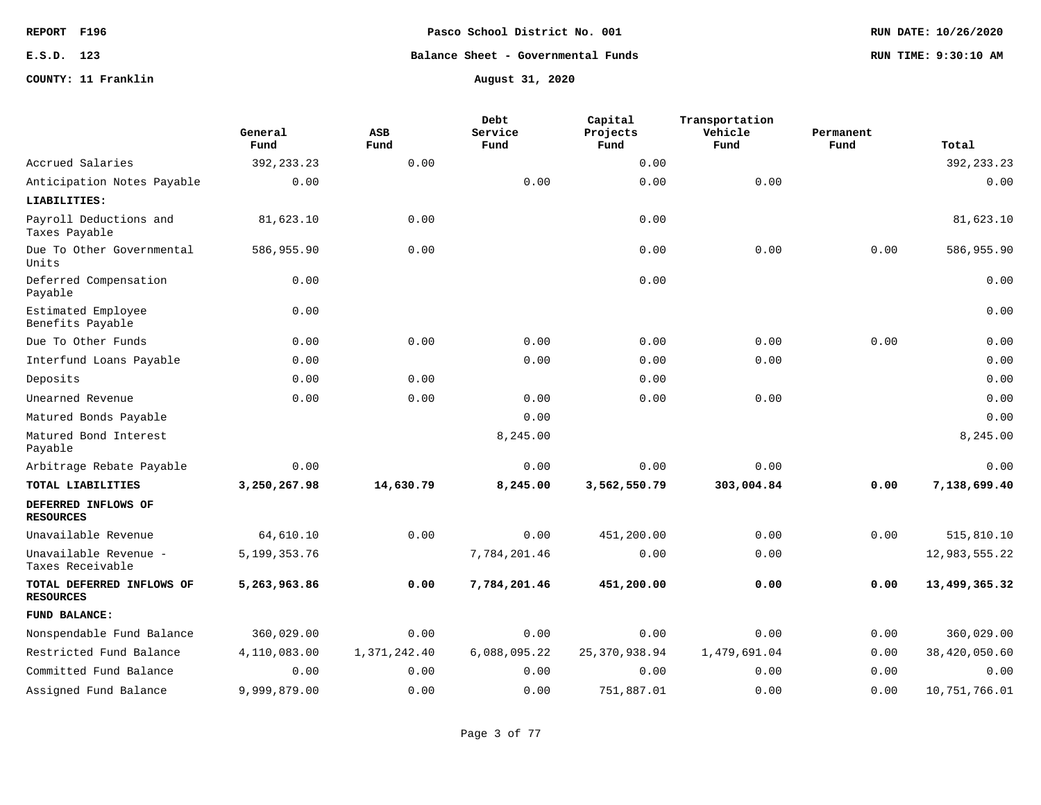Pasco School District No. 001

Balance Sheet - Governmental Funds

August 31, 2020

REPORT F196

E.S.D. 123

COUNTY: 11 Franklin

|  | General Fund | ASB Fund | Debt Service Fund | Capital Projects Fund | Transportation Vehicle Fund | Permanent Fund | Total |
|---|---|---|---|---|---|---|---|
| Accrued Salaries | 392,233.23 | 0.00 |  | 0.00 |  |  | 392,233.23 |
| Anticipation Notes Payable | 0.00 |  | 0.00 | 0.00 | 0.00 |  | 0.00 |
| **LIABILITIES:** |  |  |  |  |  |  |  |
| Payroll Deductions and Taxes Payable | 81,623.10 | 0.00 |  | 0.00 |  |  | 81,623.10 |
| Due To Other Governmental Units | 586,955.90 | 0.00 |  | 0.00 | 0.00 | 0.00 | 586,955.90 |
| Deferred Compensation Payable | 0.00 |  |  | 0.00 |  |  | 0.00 |
| Estimated Employee Benefits Payable | 0.00 |  |  |  |  |  | 0.00 |
| Due To Other Funds | 0.00 | 0.00 | 0.00 | 0.00 | 0.00 | 0.00 | 0.00 |
| Interfund Loans Payable | 0.00 |  | 0.00 | 0.00 | 0.00 |  | 0.00 |
| Deposits | 0.00 | 0.00 |  | 0.00 |  |  | 0.00 |
| Unearned Revenue | 0.00 | 0.00 | 0.00 | 0.00 | 0.00 |  | 0.00 |
| Matured Bonds Payable |  |  | 0.00 |  |  |  | 0.00 |
| Matured Bond Interest Payable |  |  | 8,245.00 |  |  |  | 8,245.00 |
| Arbitrage Rebate Payable | 0.00 |  | 0.00 | 0.00 | 0.00 |  | 0.00 |
| **TOTAL LIABILITIES** | **3,250,267.98** | **14,630.79** | **8,245.00** | **3,562,550.79** | **303,004.84** | **0.00** | **7,138,699.40** |
| **DEFERRED INFLOWS OF RESOURCES** |  |  |  |  |  |  |  |
| Unavailable Revenue | 64,610.10 | 0.00 | 0.00 | 451,200.00 | 0.00 | 0.00 | 515,810.10 |
| Unavailable Revenue - Taxes Receivable | 5,199,353.76 |  | 7,784,201.46 | 0.00 | 0.00 |  | 12,983,555.22 |
| **TOTAL DEFERRED INFLOWS OF RESOURCES** | **5,263,963.86** | **0.00** | **7,784,201.46** | **451,200.00** | **0.00** | **0.00** | **13,499,365.32** |
| **FUND BALANCE:** |  |  |  |  |  |  |  |
| Nonspendable Fund Balance | 360,029.00 | 0.00 | 0.00 | 0.00 | 0.00 | 0.00 | 360,029.00 |
| Restricted Fund Balance | 4,110,083.00 | 1,371,242.40 | 6,088,095.22 | 25,370,938.94 | 1,479,691.04 | 0.00 | 38,420,050.60 |
| Committed Fund Balance | 0.00 | 0.00 | 0.00 | 0.00 | 0.00 | 0.00 | 0.00 |
| Assigned Fund Balance | 9,999,879.00 | 0.00 | 0.00 | 751,887.01 | 0.00 | 0.00 | 10,751,766.01 |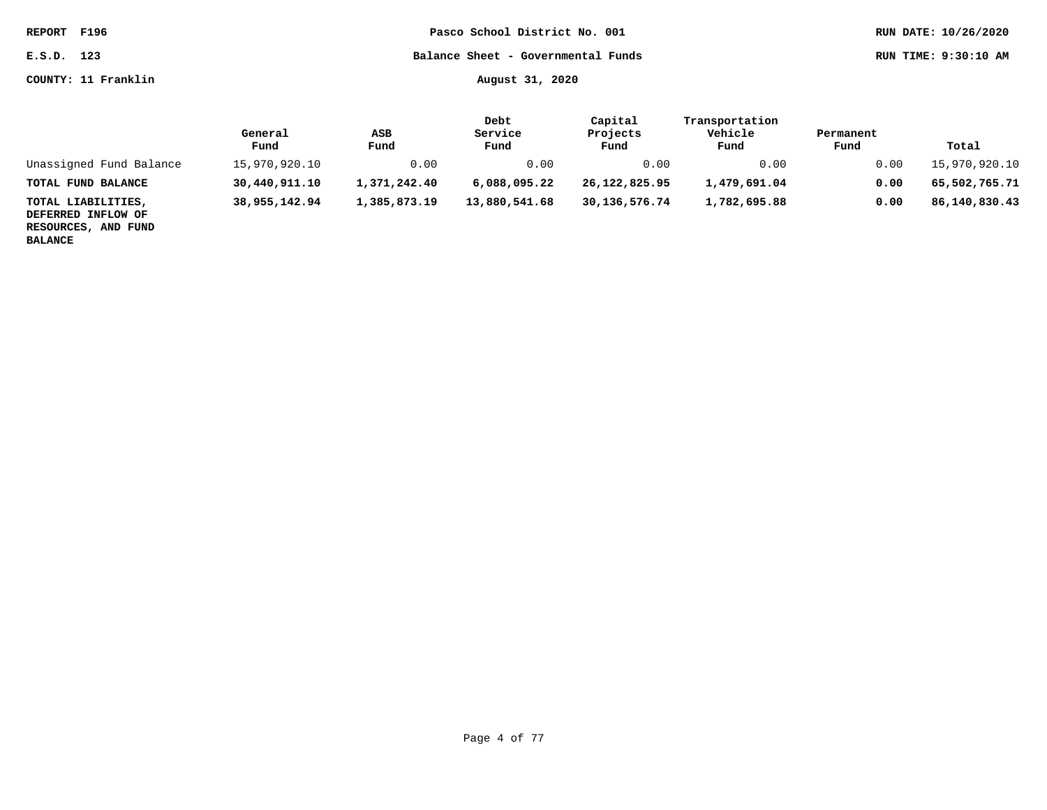REPORT F196 | Pasco School District No. 001 | RUN DATE: 10/26/2020

E.S.D. 123 | Balance Sheet - Governmental Funds | RUN TIME: 9:30:10 AM

COUNTY: 11 Franklin | August 31, 2020

| | General Fund | ASB Fund | Debt Service Fund | Capital Projects Fund | Transportation Vehicle Fund | Permanent Fund | Total |
|---|---|---|---|---|---|---|---|
| Unassigned Fund Balance | 15,970,920.10 | 0.00 | 0.00 | 0.00 | 0.00 | 0.00 | 15,970,920.10 |
| **TOTAL FUND BALANCE** | **30,440,911.10** | **1,371,242.40** | **6,088,095.22** | **26,122,825.95** | **1,479,691.04** | **0.00** | **65,502,765.71** |
| **TOTAL LIABILITIES, DEFERRED INFLOW OF RESOURCES, AND FUND BALANCE** | **38,955,142.94** | **1,385,873.19** | **13,880,541.68** | **30,136,576.74** | **1,782,695.88** | **0.00** | **86,140,830.43** |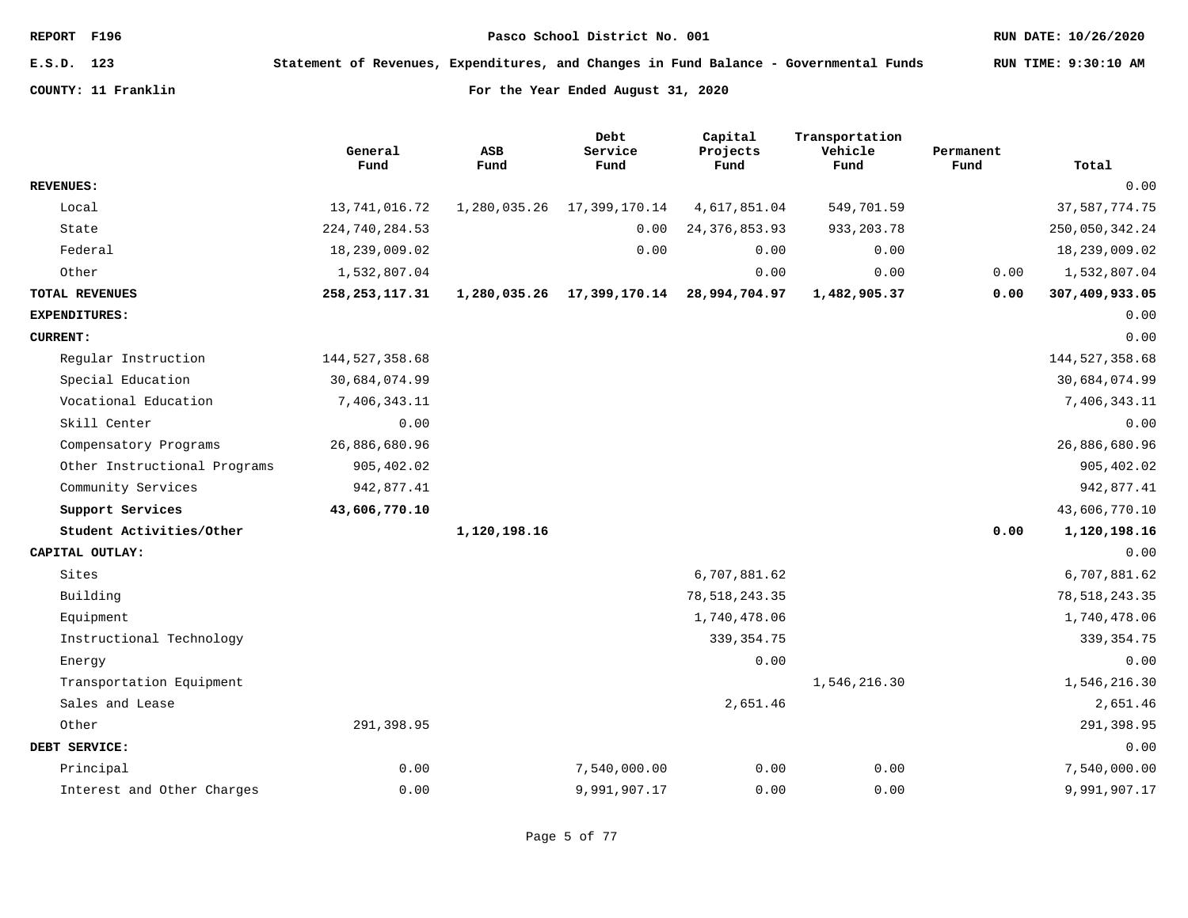REPORT F196 — Pasco School District No. 001 — RUN DATE: 10/26/2020

E.S.D. 123 — Statement of Revenues, Expenditures, and Changes in Fund Balance - Governmental Funds — RUN TIME: 9:30:10 AM

COUNTY: 11 Franklin — For the Year Ended August 31, 2020

| | General Fund | ASB Fund | Debt Service Fund | Capital Projects Fund | Transportation Vehicle Fund | Permanent Fund | Total |
|---|---|---|---|---|---|---|---|
| **REVENUES:** | | | | | | | 0.00 |
| Local | 13,741,016.72 | 1,280,035.26 | 17,399,170.14 | 4,617,851.04 | 549,701.59 | | 37,587,774.75 |
| State | 224,740,284.53 | | 0.00 | 24,376,853.93 | 933,203.78 | | 250,050,342.24 |
| Federal | 18,239,009.02 | | 0.00 | 0.00 | 0.00 | | 18,239,009.02 |
| Other | 1,532,807.04 | | | 0.00 | 0.00 | 0.00 | 1,532,807.04 |
| **TOTAL REVENUES** | **258,253,117.31** | **1,280,035.26** | **17,399,170.14** | **28,994,704.97** | **1,482,905.37** | **0.00** | **307,409,933.05** |
| **EXPENDITURES:** | | | | | | | 0.00 |
| **CURRENT:** | | | | | | | 0.00 |
| Regular Instruction | 144,527,358.68 | | | | | | 144,527,358.68 |
| Special Education | 30,684,074.99 | | | | | | 30,684,074.99 |
| Vocational Education | 7,406,343.11 | | | | | | 7,406,343.11 |
| Skill Center | 0.00 | | | | | | 0.00 |
| Compensatory Programs | 26,886,680.96 | | | | | | 26,886,680.96 |
| Other Instructional Programs | 905,402.02 | | | | | | 905,402.02 |
| Community Services | 942,877.41 | | | | | | 942,877.41 |
| **Support Services** | **43,606,770.10** | | | | | | 43,606,770.10 |
| **Student Activities/Other** | | **1,120,198.16** | | | | **0.00** | **1,120,198.16** |
| **CAPITAL OUTLAY:** | | | | | | | 0.00 |
| Sites | | | | 6,707,881.62 | | | 6,707,881.62 |
| Building | | | | 78,518,243.35 | | | 78,518,243.35 |
| Equipment | | | | 1,740,478.06 | | | 1,740,478.06 |
| Instructional Technology | | | | 339,354.75 | | | 339,354.75 |
| Energy | | | | 0.00 | | | 0.00 |
| Transportation Equipment | | | | | 1,546,216.30 | | 1,546,216.30 |
| Sales and Lease | | | | 2,651.46 | | | 2,651.46 |
| Other | 291,398.95 | | | | | | 291,398.95 |
| **DEBT SERVICE:** | | | | | | | 0.00 |
| Principal | 0.00 | | 7,540,000.00 | 0.00 | 0.00 | | 7,540,000.00 |
| Interest and Other Charges | 0.00 | | 9,991,907.17 | 0.00 | 0.00 | | 9,991,907.17 |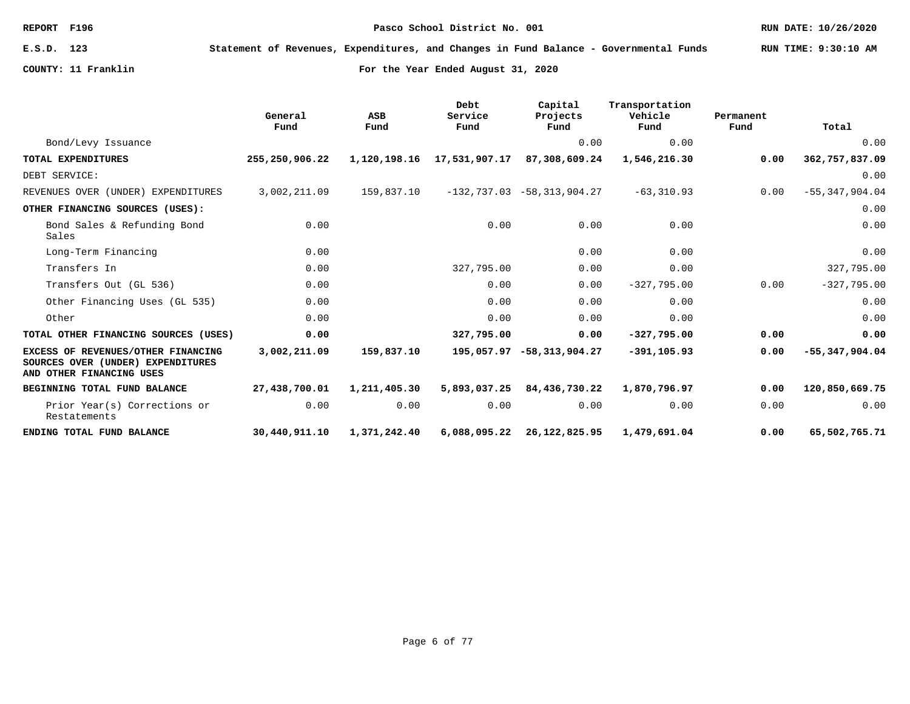REPORT F196 | Pasco School District No. 001 | RUN DATE: 10/26/2020

E.S.D. 123 | Statement of Revenues, Expenditures, and Changes in Fund Balance - Governmental Funds | RUN TIME: 9:30:10 AM

COUNTY: 11 Franklin | For the Year Ended August 31, 2020

| | General Fund | ASB Fund | Debt Service Fund | Capital Projects Fund | Transportation Vehicle Fund | Permanent Fund | Total |
|---|---|---|---|---|---|---|---|
| Bond/Levy Issuance | | | | 0.00 | 0.00 | | 0.00 |
| **TOTAL EXPENDITURES** | **255,250,906.22** | **1,120,198.16** | **17,531,907.17** | **87,308,609.24** | **1,546,216.30** | **0.00** | **362,757,837.09** |
| DEBT SERVICE: | | | | | | | 0.00 |
| REVENUES OVER (UNDER) EXPENDITURES | 3,002,211.09 | 159,837.10 | -132,737.03 | -58,313,904.27 | -63,310.93 | 0.00 | -55,347,904.04 |
| **OTHER FINANCING SOURCES (USES):** | | | | | | | 0.00 |
| Bond Sales & Refunding Bond Sales | 0.00 | | 0.00 | 0.00 | 0.00 | | 0.00 |
| Long-Term Financing | 0.00 | | | 0.00 | 0.00 | | 0.00 |
| Transfers In | 0.00 | | 327,795.00 | 0.00 | 0.00 | | 327,795.00 |
| Transfers Out (GL 536) | 0.00 | | 0.00 | 0.00 | -327,795.00 | 0.00 | -327,795.00 |
| Other Financing Uses (GL 535) | 0.00 | | 0.00 | 0.00 | 0.00 | | 0.00 |
| Other | 0.00 | | 0.00 | 0.00 | 0.00 | | 0.00 |
| **TOTAL OTHER FINANCING SOURCES (USES)** | **0.00** | | **327,795.00** | **0.00** | **-327,795.00** | **0.00** | **0.00** |
| **EXCESS OF REVENUES/OTHER FINANCING SOURCES OVER (UNDER) EXPENDITURES AND OTHER FINANCING USES** | **3,002,211.09** | **159,837.10** | **195,057.97** | **-58,313,904.27** | **-391,105.93** | **0.00** | **-55,347,904.04** |
| **BEGINNING TOTAL FUND BALANCE** | **27,438,700.01** | **1,211,405.30** | **5,893,037.25** | **84,436,730.22** | **1,870,796.97** | **0.00** | **120,850,669.75** |
| Prior Year(s) Corrections or Restatements | 0.00 | 0.00 | 0.00 | 0.00 | 0.00 | 0.00 | 0.00 |
| **ENDING TOTAL FUND BALANCE** | **30,440,911.10** | **1,371,242.40** | **6,088,095.22** | **26,122,825.95** | **1,479,691.04** | **0.00** | **65,502,765.71** |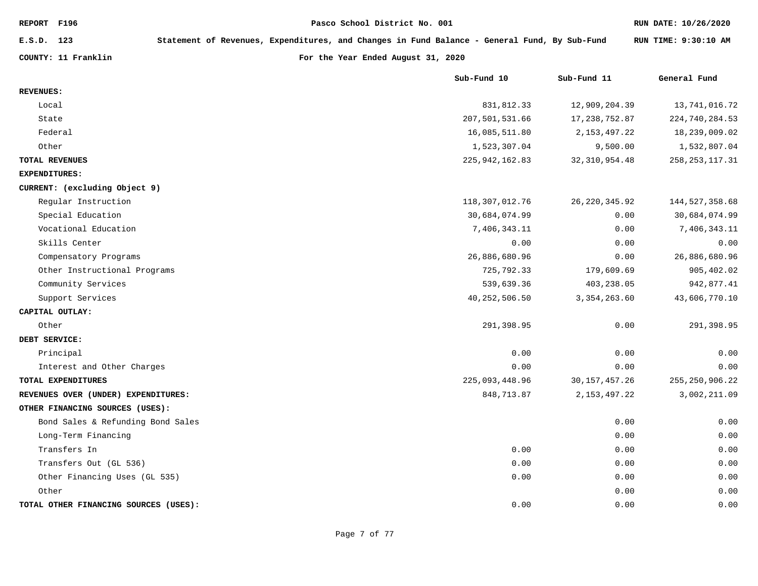REPORT F196 | Pasco School District No. 001 | RUN DATE: 10/26/2020

E.S.D. 123 | Statement of Revenues, Expenditures, and Changes in Fund Balance - General Fund, By Sub-Fund | RUN TIME: 9:30:10 AM

COUNTY: 11 Franklin | For the Year Ended August 31, 2020

| | Sub-Fund 10 | Sub-Fund 11 | General Fund |
|---|---|---|---|
| **REVENUES:** | | | |
| Local | 831,812.33 | 12,909,204.39 | 13,741,016.72 |
| State | 207,501,531.66 | 17,238,752.87 | 224,740,284.53 |
| Federal | 16,085,511.80 | 2,153,497.22 | 18,239,009.02 |
| Other | 1,523,307.04 | 9,500.00 | 1,532,807.04 |
| **TOTAL REVENUES** | 225,942,162.83 | 32,310,954.48 | 258,253,117.31 |
| **EXPENDITURES:** | | | |
| **CURRENT: (excluding Object 9)** | | | |
| Regular Instruction | 118,307,012.76 | 26,220,345.92 | 144,527,358.68 |
| Special Education | 30,684,074.99 | 0.00 | 30,684,074.99 |
| Vocational Education | 7,406,343.11 | 0.00 | 7,406,343.11 |
| Skills Center | 0.00 | 0.00 | 0.00 |
| Compensatory Programs | 26,886,680.96 | 0.00 | 26,886,680.96 |
| Other Instructional Programs | 725,792.33 | 179,609.69 | 905,402.02 |
| Community Services | 539,639.36 | 403,238.05 | 942,877.41 |
| Support Services | 40,252,506.50 | 3,354,263.60 | 43,606,770.10 |
| **CAPITAL OUTLAY:** | | | |
| Other | 291,398.95 | 0.00 | 291,398.95 |
| **DEBT SERVICE:** | | | |
| Principal | 0.00 | 0.00 | 0.00 |
| Interest and Other Charges | 0.00 | 0.00 | 0.00 |
| **TOTAL EXPENDITURES** | 225,093,448.96 | 30,157,457.26 | 255,250,906.22 |
| **REVENUES OVER (UNDER) EXPENDITURES:** | 848,713.87 | 2,153,497.22 | 3,002,211.09 |
| **OTHER FINANCING SOURCES (USES):** | | | |
| Bond Sales & Refunding Bond Sales | | 0.00 | 0.00 |
| Long-Term Financing | | 0.00 | 0.00 |
| Transfers In | 0.00 | 0.00 | 0.00 |
| Transfers Out (GL 536) | 0.00 | 0.00 | 0.00 |
| Other Financing Uses (GL 535) | 0.00 | 0.00 | 0.00 |
| Other | | 0.00 | 0.00 |
| **TOTAL OTHER FINANCING SOURCES (USES):** | 0.00 | 0.00 | 0.00 |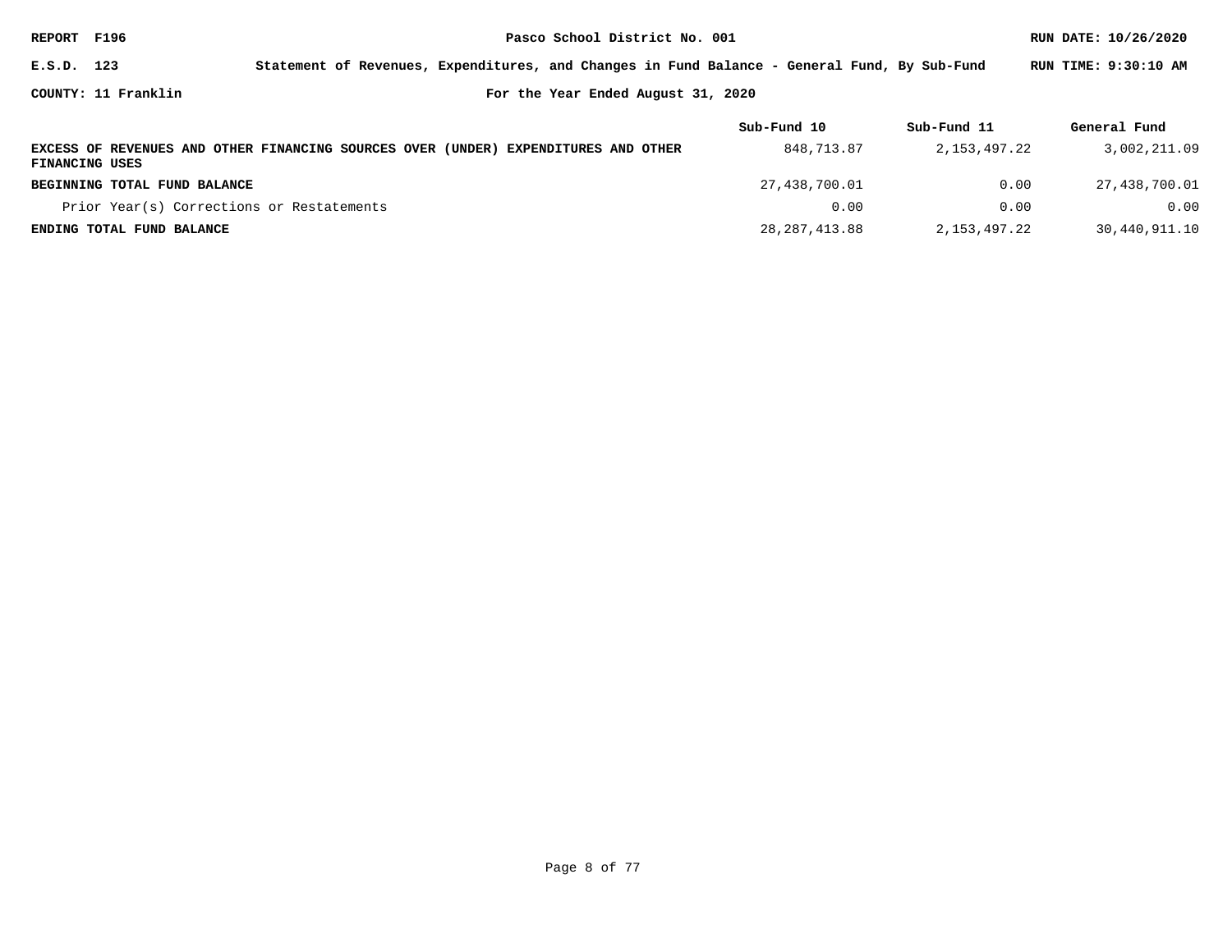Pasco School District No. 001

Statement of Revenues, Expenditures, and Changes in Fund Balance - General Fund, By Sub-Fund

For the Year Ended August 31, 2020

REPORT F196

E.S.D. 123

COUNTY: 11 Franklin

RUN DATE: 10/26/2020

RUN TIME: 9:30:10 AM

| | Sub-Fund 10 | Sub-Fund 11 | General Fund |
|---|---|---|---|
| **EXCESS OF REVENUES AND OTHER FINANCING SOURCES OVER (UNDER) EXPENDITURES AND OTHER FINANCING USES** | 848,713.87 | 2,153,497.22 | 3,002,211.09 |
| **BEGINNING TOTAL FUND BALANCE** | 27,438,700.01 | 0.00 | 27,438,700.01 |
| Prior Year(s) Corrections or Restatements | 0.00 | 0.00 | 0.00 |
| **ENDING TOTAL FUND BALANCE** | 28,287,413.88 | 2,153,497.22 | 30,440,911.10 |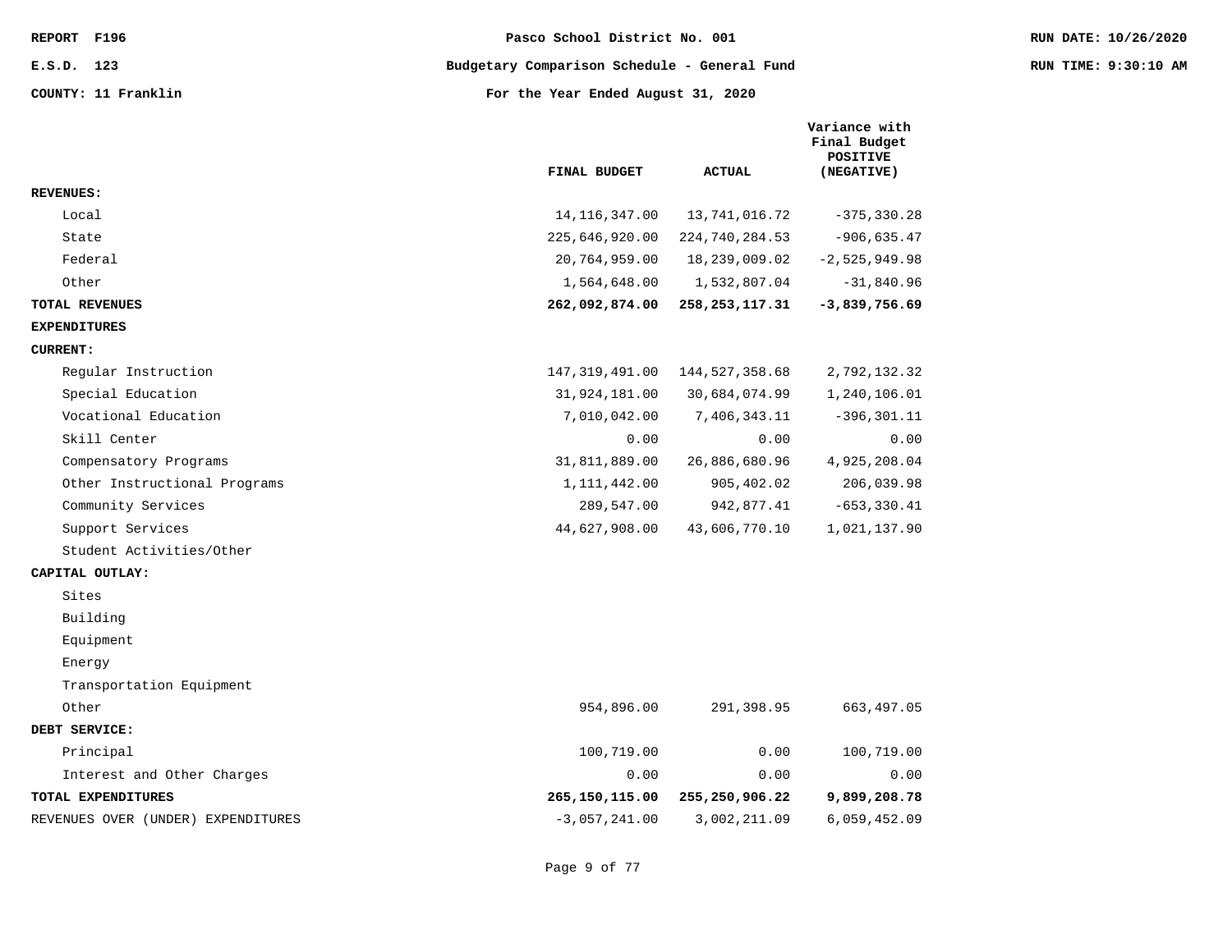REPORT F196 | Pasco School District No. 001 | RUN DATE: 10/26/2020

E.S.D. 123 | Budgetary Comparison Schedule - General Fund | RUN TIME: 9:30:10 AM

COUNTY: 11 Franklin | For the Year Ended August 31, 2020

| | FINAL BUDGET | ACTUAL | Variance with Final Budget POSITIVE (NEGATIVE) |
|---|---|---|---|
| **REVENUES:** | | | |
| Local | 14,116,347.00 | 13,741,016.72 | -375,330.28 |
| State | 225,646,920.00 | 224,740,284.53 | -906,635.47 |
| Federal | 20,764,959.00 | 18,239,009.02 | -2,525,949.98 |
| Other | 1,564,648.00 | 1,532,807.04 | -31,840.96 |
| **TOTAL REVENUES** | **262,092,874.00** | **258,253,117.31** | **-3,839,756.69** |
| **EXPENDITURES** | | | |
| **CURRENT:** | | | |
| Regular Instruction | 147,319,491.00 | 144,527,358.68 | 2,792,132.32 |
| Special Education | 31,924,181.00 | 30,684,074.99 | 1,240,106.01 |
| Vocational Education | 7,010,042.00 | 7,406,343.11 | -396,301.11 |
| Skill Center | 0.00 | 0.00 | 0.00 |
| Compensatory Programs | 31,811,889.00 | 26,886,680.96 | 4,925,208.04 |
| Other Instructional Programs | 1,111,442.00 | 905,402.02 | 206,039.98 |
| Community Services | 289,547.00 | 942,877.41 | -653,330.41 |
| Support Services | 44,627,908.00 | 43,606,770.10 | 1,021,137.90 |
| Student Activities/Other | | | |
| **CAPITAL OUTLAY:** | | | |
| Sites | | | |
| Building | | | |
| Equipment | | | |
| Energy | | | |
| Transportation Equipment | | | |
| Other | 954,896.00 | 291,398.95 | 663,497.05 |
| **DEBT SERVICE:** | | | |
| Principal | 100,719.00 | 0.00 | 100,719.00 |
| Interest and Other Charges | 0.00 | 0.00 | 0.00 |
| **TOTAL EXPENDITURES** | **265,150,115.00** | **255,250,906.22** | **9,899,208.78** |
| REVENUES OVER (UNDER) EXPENDITURES | -3,057,241.00 | 3,002,211.09 | 6,059,452.09 |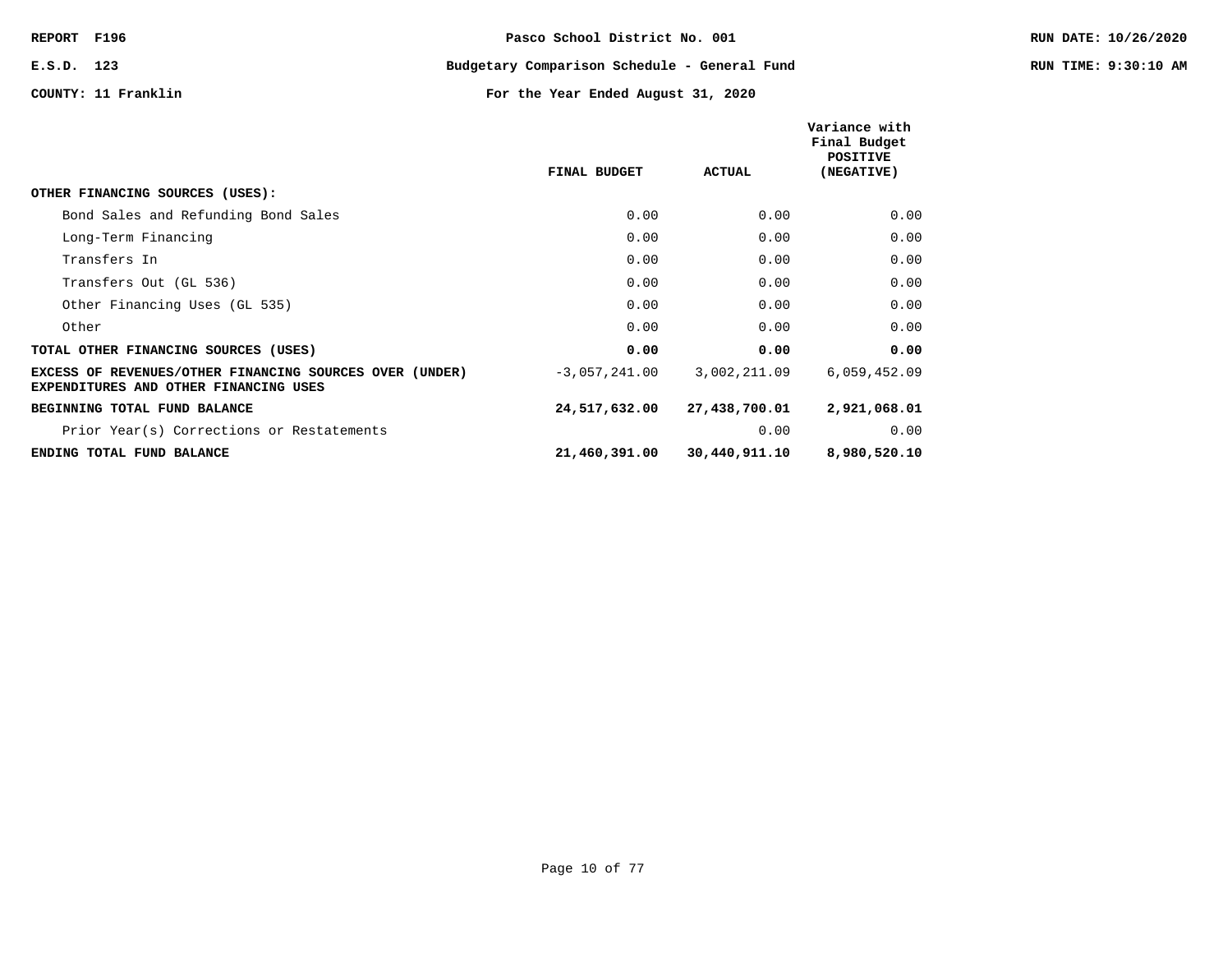REPORT F196 | Pasco School District No. 001 | RUN DATE: 10/26/2020

E.S.D. 123 | Budgetary Comparison Schedule - General Fund | RUN TIME: 9:30:10 AM

COUNTY: 11 Franklin | For the Year Ended August 31, 2020

| | FINAL BUDGET | ACTUAL | Variance with Final Budget POSITIVE (NEGATIVE) |
|---|---|---|---|
| **OTHER FINANCING SOURCES (USES):** | | | |
| Bond Sales and Refunding Bond Sales | 0.00 | 0.00 | 0.00 |
| Long-Term Financing | 0.00 | 0.00 | 0.00 |
| Transfers In | 0.00 | 0.00 | 0.00 |
| Transfers Out (GL 536) | 0.00 | 0.00 | 0.00 |
| Other Financing Uses (GL 535) | 0.00 | 0.00 | 0.00 |
| Other | 0.00 | 0.00 | 0.00 |
| **TOTAL OTHER FINANCING SOURCES (USES)** | **0.00** | **0.00** | **0.00** |
| **EXCESS OF REVENUES/OTHER FINANCING SOURCES OVER (UNDER) EXPENDITURES AND OTHER FINANCING USES** | -3,057,241.00 | 3,002,211.09 | 6,059,452.09 |
| **BEGINNING TOTAL FUND BALANCE** | **24,517,632.00** | **27,438,700.01** | **2,921,068.01** |
| Prior Year(s) Corrections or Restatements | | 0.00 | 0.00 |
| **ENDING TOTAL FUND BALANCE** | **21,460,391.00** | **30,440,911.10** | **8,980,520.10** |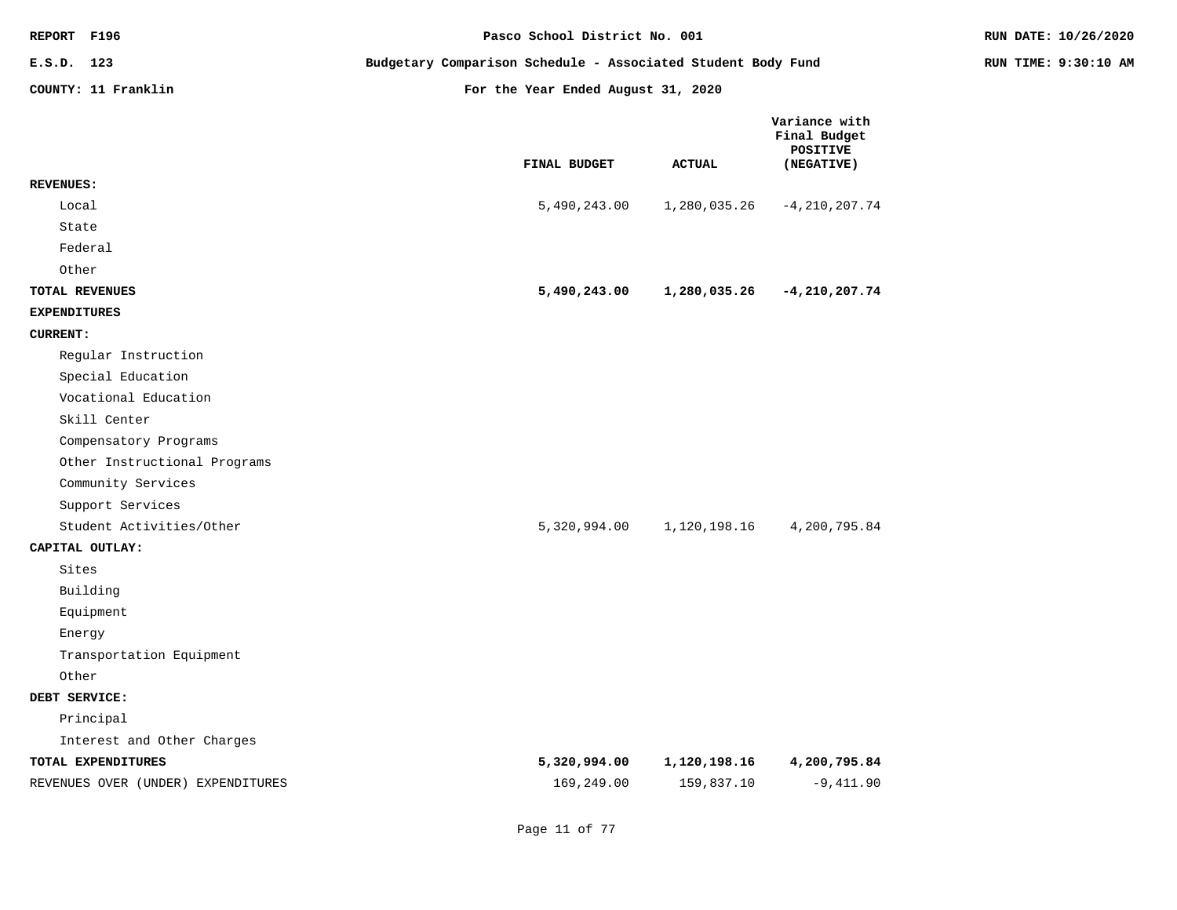REPORT F196 | E.S.D. 123 | COUNTY: 11 Franklin

**Pasco School District No. 001**

**Budgetary Comparison Schedule - Associated Student Body Fund**

**For the Year Ended August 31, 2020**

RUN DATE: 10/26/2020 | RUN TIME: 9:30:10 AM

| | FINAL BUDGET | ACTUAL | Variance with Final Budget POSITIVE (NEGATIVE) |
|---|---|---|---|
| **REVENUES:** | | | |
| Local | 5,490,243.00 | 1,280,035.26 | -4,210,207.74 |
| State | | | |
| Federal | | | |
| Other | | | |
| **TOTAL REVENUES** | **5,490,243.00** | **1,280,035.26** | **-4,210,207.74** |
| **EXPENDITURES** | | | |
| **CURRENT:** | | | |
| Regular Instruction | | | |
| Special Education | | | |
| Vocational Education | | | |
| Skill Center | | | |
| Compensatory Programs | | | |
| Other Instructional Programs | | | |
| Community Services | | | |
| Support Services | | | |
| Student Activities/Other | 5,320,994.00 | 1,120,198.16 | 4,200,795.84 |
| **CAPITAL OUTLAY:** | | | |
| Sites | | | |
| Building | | | |
| Equipment | | | |
| Energy | | | |
| Transportation Equipment | | | |
| Other | | | |
| **DEBT SERVICE:** | | | |
| Principal | | | |
| Interest and Other Charges | | | |
| **TOTAL EXPENDITURES** | **5,320,994.00** | **1,120,198.16** | **4,200,795.84** |
| REVENUES OVER (UNDER) EXPENDITURES | 169,249.00 | 159,837.10 | -9,411.90 |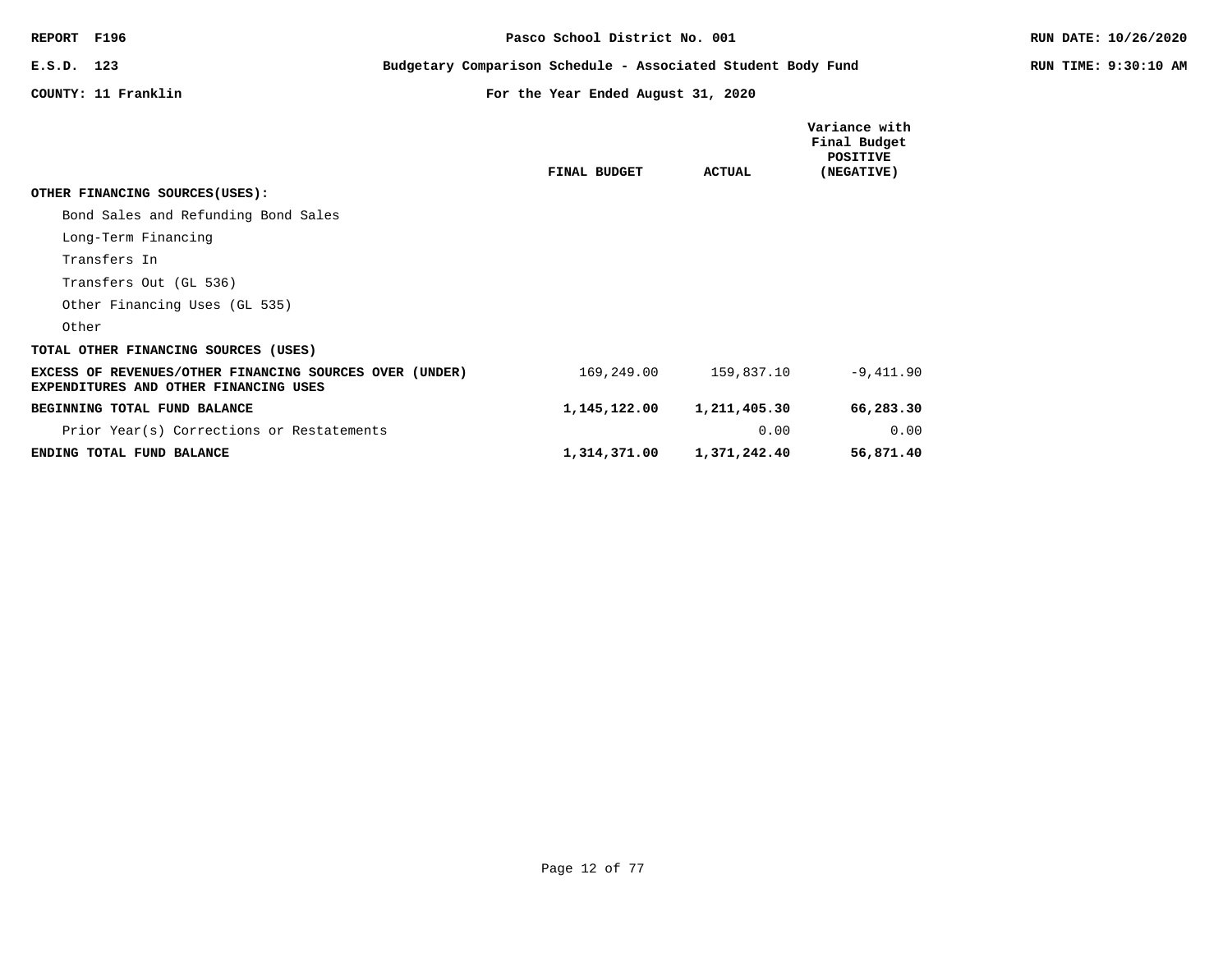REPORT F196 — Pasco School District No. 001

E.S.D. 123 — Budgetary Comparison Schedule - Associated Student Body Fund

COUNTY: 11 Franklin — For the Year Ended August 31, 2020

RUN DATE: 10/26/2020
RUN TIME: 9:30:10 AM

| | FINAL BUDGET | ACTUAL | Variance with Final Budget POSITIVE (NEGATIVE) |
|---|---|---|---|
| **OTHER FINANCING SOURCES(USES):** | | | |
| Bond Sales and Refunding Bond Sales | | | |
| Long-Term Financing | | | |
| Transfers In | | | |
| Transfers Out (GL 536) | | | |
| Other Financing Uses (GL 535) | | | |
| Other | | | |
| **TOTAL OTHER FINANCING SOURCES (USES)** | | | |
| **EXCESS OF REVENUES/OTHER FINANCING SOURCES OVER (UNDER) EXPENDITURES AND OTHER FINANCING USES** | 169,249.00 | 159,837.10 | -9,411.90 |
| **BEGINNING TOTAL FUND BALANCE** | **1,145,122.00** | **1,211,405.30** | **66,283.30** |
| Prior Year(s) Corrections or Restatements | | 0.00 | 0.00 |
| **ENDING TOTAL FUND BALANCE** | **1,314,371.00** | **1,371,242.40** | **56,871.40** |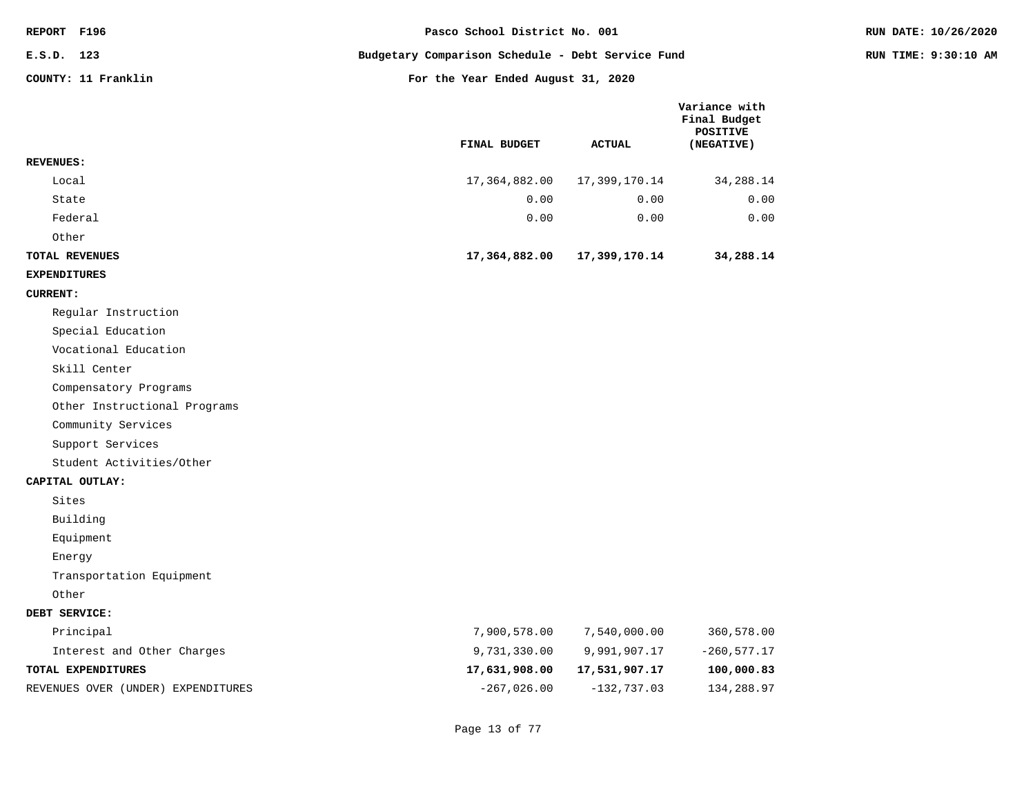REPORT F196 | Pasco School District No. 001 | RUN DATE: 10/26/2020

E.S.D. 123 | Budgetary Comparison Schedule - Debt Service Fund | RUN TIME: 9:30:10 AM

COUNTY: 11 Franklin | For the Year Ended August 31, 2020

| | FINAL BUDGET | ACTUAL | Variance with Final Budget POSITIVE (NEGATIVE) |
|---|---|---|---|
| **REVENUES:** | | | |
| Local | 17,364,882.00 | 17,399,170.14 | 34,288.14 |
| State | 0.00 | 0.00 | 0.00 |
| Federal | 0.00 | 0.00 | 0.00 |
| Other | | | |
| **TOTAL REVENUES** | **17,364,882.00** | **17,399,170.14** | **34,288.14** |
| **EXPENDITURES** | | | |
| **CURRENT:** | | | |
| Regular Instruction | | | |
| Special Education | | | |
| Vocational Education | | | |
| Skill Center | | | |
| Compensatory Programs | | | |
| Other Instructional Programs | | | |
| Community Services | | | |
| Support Services | | | |
| Student Activities/Other | | | |
| **CAPITAL OUTLAY:** | | | |
| Sites | | | |
| Building | | | |
| Equipment | | | |
| Energy | | | |
| Transportation Equipment | | | |
| Other | | | |
| **DEBT SERVICE:** | | | |
| Principal | 7,900,578.00 | 7,540,000.00 | 360,578.00 |
| Interest and Other Charges | 9,731,330.00 | 9,991,907.17 | -260,577.17 |
| **TOTAL EXPENDITURES** | **17,631,908.00** | **17,531,907.17** | **100,000.83** |
| REVENUES OVER (UNDER) EXPENDITURES | -267,026.00 | -132,737.03 | 134,288.97 |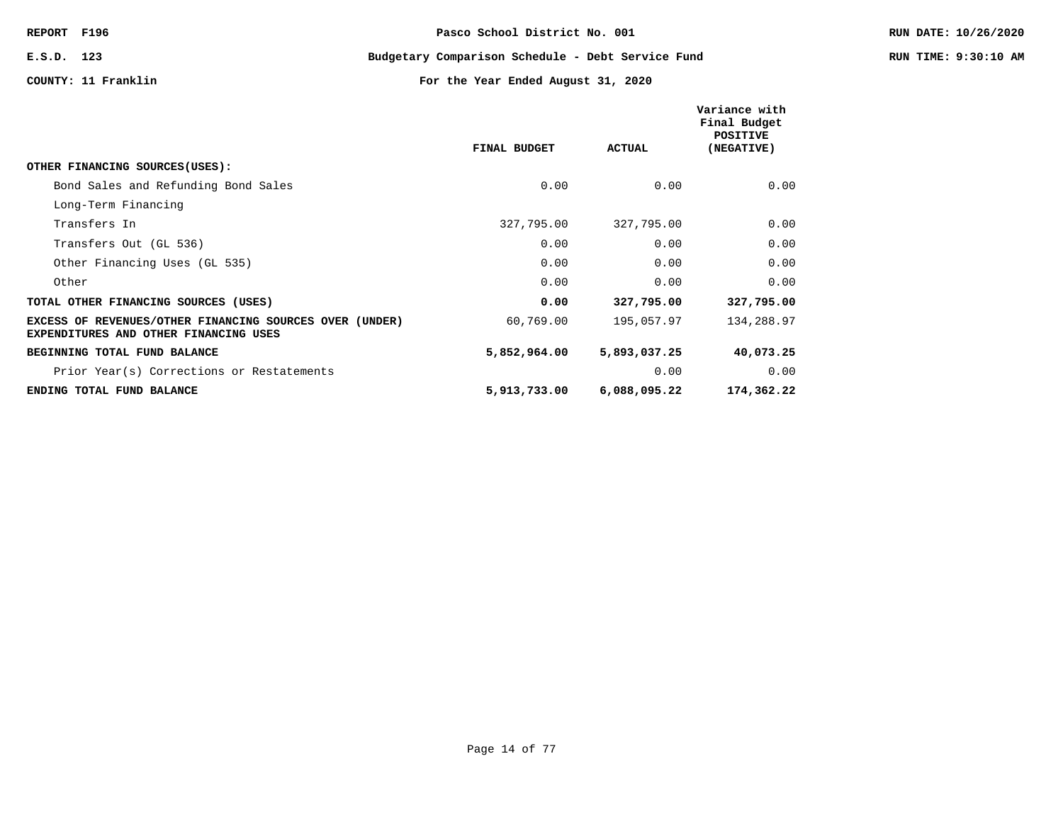REPORT F196 | Pasco School District No. 001 | RUN DATE: 10/26/2020

E.S.D. 123 | Budgetary Comparison Schedule - Debt Service Fund | RUN TIME: 9:30:10 AM

COUNTY: 11 Franklin | For the Year Ended August 31, 2020

| | FINAL BUDGET | ACTUAL | Variance with Final Budget POSITIVE (NEGATIVE) |
|---|---|---|---|
| **OTHER FINANCING SOURCES(USES):** | | | |
| Bond Sales and Refunding Bond Sales | 0.00 | 0.00 | 0.00 |
| Long-Term Financing | | | |
| Transfers In | 327,795.00 | 327,795.00 | 0.00 |
| Transfers Out (GL 536) | 0.00 | 0.00 | 0.00 |
| Other Financing Uses (GL 535) | 0.00 | 0.00 | 0.00 |
| Other | 0.00 | 0.00 | 0.00 |
| **TOTAL OTHER FINANCING SOURCES (USES)** | **0.00** | **327,795.00** | **327,795.00** |
| **EXCESS OF REVENUES/OTHER FINANCING SOURCES OVER (UNDER) EXPENDITURES AND OTHER FINANCING USES** | 60,769.00 | 195,057.97 | 134,288.97 |
| **BEGINNING TOTAL FUND BALANCE** | **5,852,964.00** | **5,893,037.25** | **40,073.25** |
| Prior Year(s) Corrections or Restatements | | 0.00 | 0.00 |
| **ENDING TOTAL FUND BALANCE** | **5,913,733.00** | **6,088,095.22** | **174,362.22** |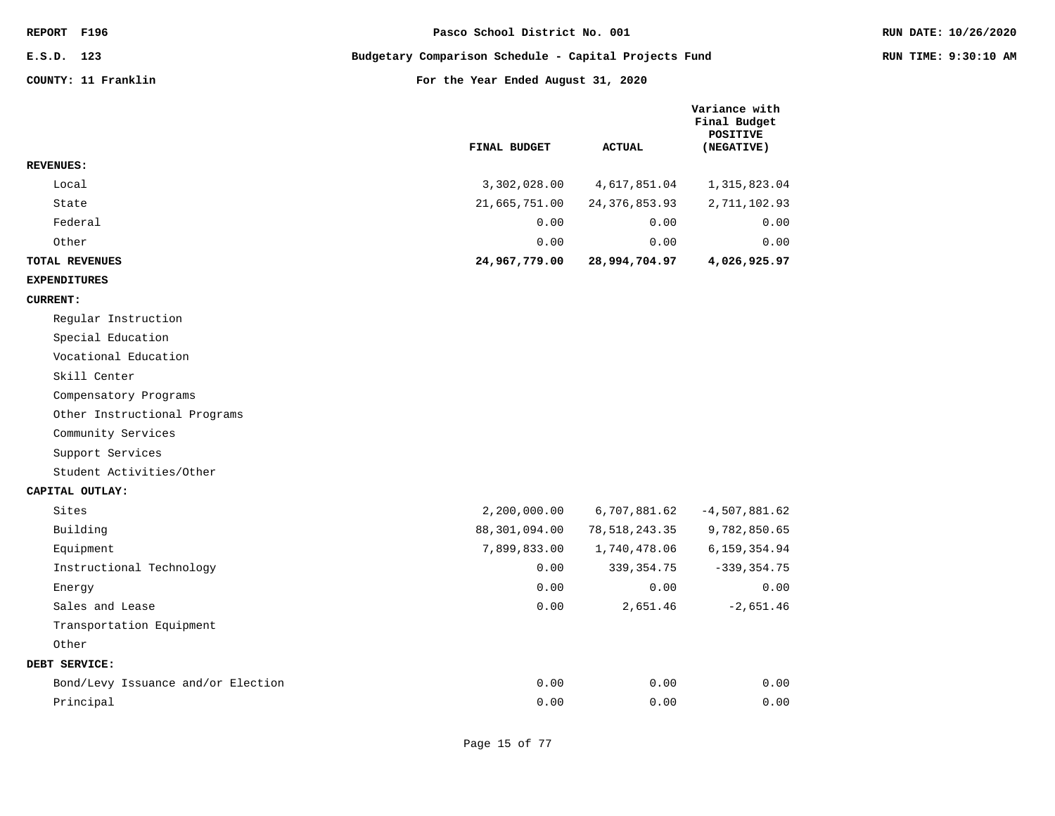REPORT F196 | Pasco School District No. 001 | RUN DATE: 10/26/2020

E.S.D. 123 | Budgetary Comparison Schedule - Capital Projects Fund | RUN TIME: 9:30:10 AM

COUNTY: 11 Franklin | For the Year Ended August 31, 2020

| | FINAL BUDGET | ACTUAL | Variance with Final Budget POSITIVE (NEGATIVE) |
|---|---|---|---|
| **REVENUES:** | | | |
| Local | 3,302,028.00 | 4,617,851.04 | 1,315,823.04 |
| State | 21,665,751.00 | 24,376,853.93 | 2,711,102.93 |
| Federal | 0.00 | 0.00 | 0.00 |
| Other | 0.00 | 0.00 | 0.00 |
| **TOTAL REVENUES** | **24,967,779.00** | **28,994,704.97** | **4,026,925.97** |
| **EXPENDITURES** | | | |
| **CURRENT:** | | | |
| Regular Instruction | | | |
| Special Education | | | |
| Vocational Education | | | |
| Skill Center | | | |
| Compensatory Programs | | | |
| Other Instructional Programs | | | |
| Community Services | | | |
| Support Services | | | |
| Student Activities/Other | | | |
| **CAPITAL OUTLAY:** | | | |
| Sites | 2,200,000.00 | 6,707,881.62 | -4,507,881.62 |
| Building | 88,301,094.00 | 78,518,243.35 | 9,782,850.65 |
| Equipment | 7,899,833.00 | 1,740,478.06 | 6,159,354.94 |
| Instructional Technology | 0.00 | 339,354.75 | -339,354.75 |
| Energy | 0.00 | 0.00 | 0.00 |
| Sales and Lease | 0.00 | 2,651.46 | -2,651.46 |
| Transportation Equipment | | | |
| Other | | | |
| **DEBT SERVICE:** | | | |
| Bond/Levy Issuance and/or Election | 0.00 | 0.00 | 0.00 |
| Principal | 0.00 | 0.00 | 0.00 |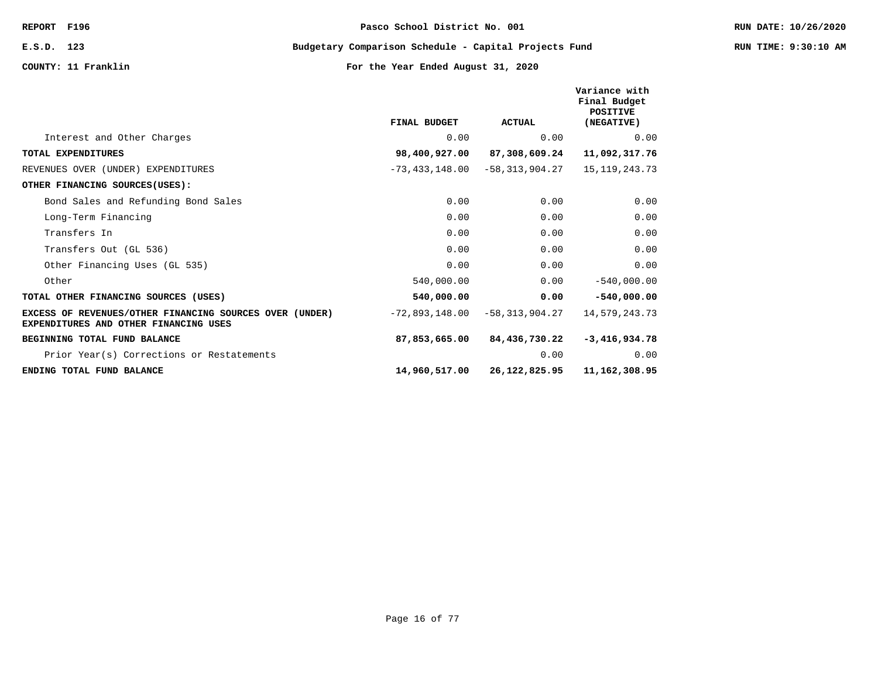**REPORT F196** | **Pasco School District No. 001** | **RUN DATE: 10/26/2020**

**E.S.D. 123** | **Budgetary Comparison Schedule - Capital Projects Fund** | **RUN TIME: 9:30:10 AM**

**COUNTY: 11 Franklin** | **For the Year Ended August 31, 2020**

| | FINAL BUDGET | ACTUAL | Variance with Final Budget POSITIVE (NEGATIVE) |
|---|---|---|---|
| Interest and Other Charges | 0.00 | 0.00 | 0.00 |
| **TOTAL EXPENDITURES** | **98,400,927.00** | **87,308,609.24** | **11,092,317.76** |
| REVENUES OVER (UNDER) EXPENDITURES | -73,433,148.00 | -58,313,904.27 | 15,119,243.73 |
| **OTHER FINANCING SOURCES(USES):** | | | |
| Bond Sales and Refunding Bond Sales | 0.00 | 0.00 | 0.00 |
| Long-Term Financing | 0.00 | 0.00 | 0.00 |
| Transfers In | 0.00 | 0.00 | 0.00 |
| Transfers Out (GL 536) | 0.00 | 0.00 | 0.00 |
| Other Financing Uses (GL 535) | 0.00 | 0.00 | 0.00 |
| Other | 540,000.00 | 0.00 | -540,000.00 |
| **TOTAL OTHER FINANCING SOURCES (USES)** | **540,000.00** | **0.00** | **-540,000.00** |
| **EXCESS OF REVENUES/OTHER FINANCING SOURCES OVER (UNDER) EXPENDITURES AND OTHER FINANCING USES** | -72,893,148.00 | -58,313,904.27 | 14,579,243.73 |
| **BEGINNING TOTAL FUND BALANCE** | **87,853,665.00** | **84,436,730.22** | **-3,416,934.78** |
| Prior Year(s) Corrections or Restatements | | 0.00 | 0.00 |
| **ENDING TOTAL FUND BALANCE** | **14,960,517.00** | **26,122,825.95** | **11,162,308.95** |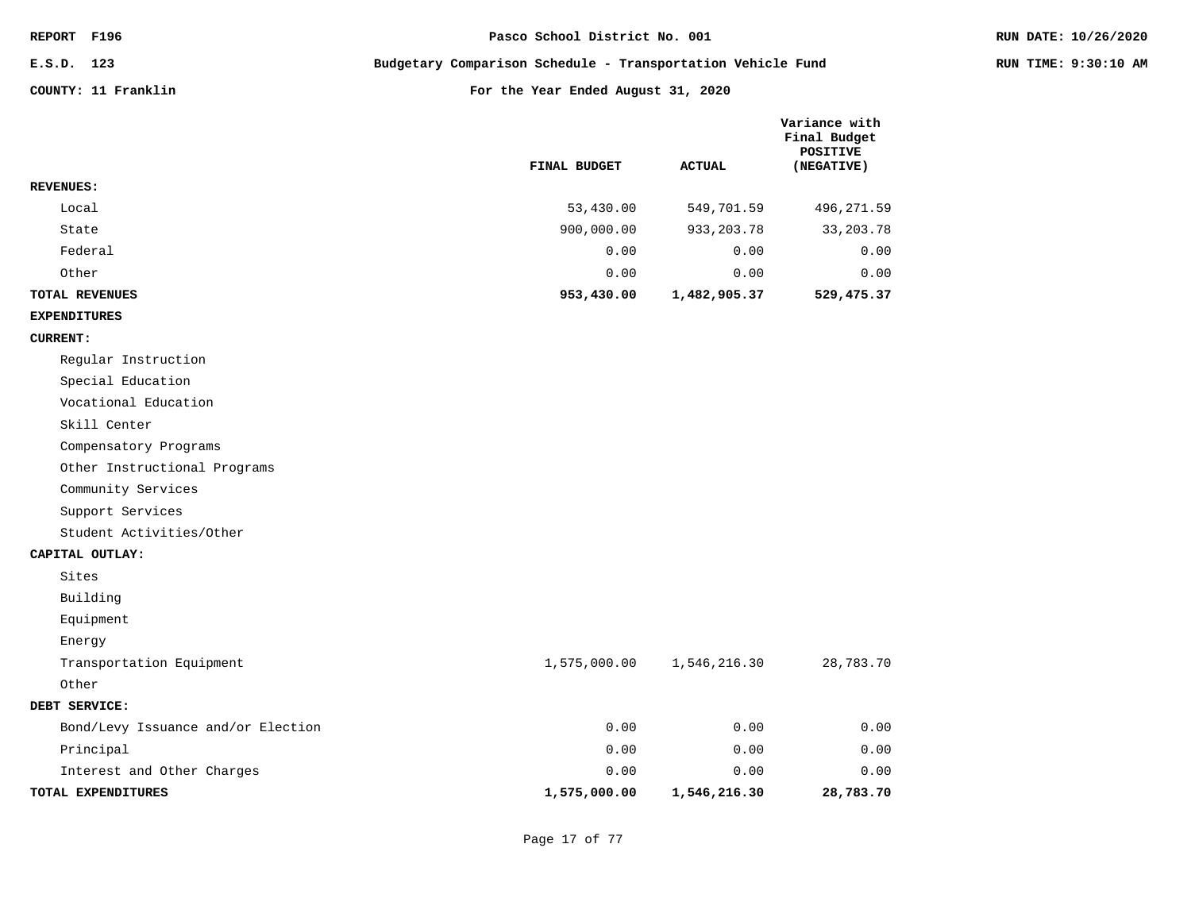REPORT F196

E.S.D. 123

COUNTY: 11 Franklin

# Pasco School District No. 001

## Budgetary Comparison Schedule - Transportation Vehicle Fund

### For the Year Ended August 31, 2020

RUN DATE: 10/26/2020

RUN TIME: 9:30:10 AM

| | FINAL BUDGET | ACTUAL | Variance with Final Budget POSITIVE (NEGATIVE) |
|---|---|---|---|
| **REVENUES:** | | | |
| Local | 53,430.00 | 549,701.59 | 496,271.59 |
| State | 900,000.00 | 933,203.78 | 33,203.78 |
| Federal | 0.00 | 0.00 | 0.00 |
| Other | 0.00 | 0.00 | 0.00 |
| **TOTAL REVENUES** | **953,430.00** | **1,482,905.37** | **529,475.37** |
| **EXPENDITURES** | | | |
| **CURRENT:** | | | |
| Regular Instruction | | | |
| Special Education | | | |
| Vocational Education | | | |
| Skill Center | | | |
| Compensatory Programs | | | |
| Other Instructional Programs | | | |
| Community Services | | | |
| Support Services | | | |
| Student Activities/Other | | | |
| **CAPITAL OUTLAY:** | | | |
| Sites | | | |
| Building | | | |
| Equipment | | | |
| Energy | | | |
| Transportation Equipment | 1,575,000.00 | 1,546,216.30 | 28,783.70 |
| Other | | | |
| **DEBT SERVICE:** | | | |
| Bond/Levy Issuance and/or Election | 0.00 | 0.00 | 0.00 |
| Principal | 0.00 | 0.00 | 0.00 |
| Interest and Other Charges | 0.00 | 0.00 | 0.00 |
| **TOTAL EXPENDITURES** | **1,575,000.00** | **1,546,216.30** | **28,783.70** |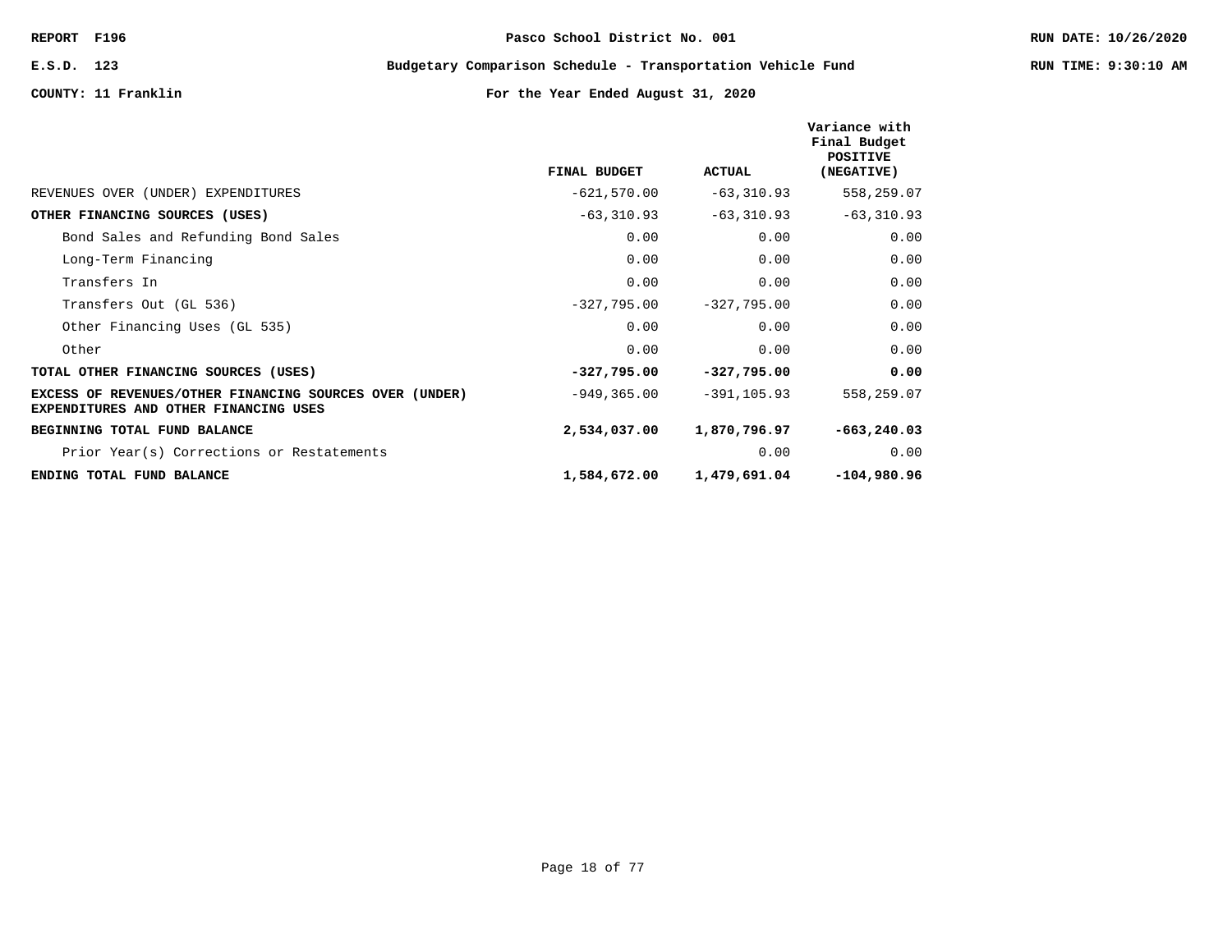REPORT F196 | Pasco School District No. 001

E.S.D. 123

COUNTY: 11 Franklin

# Budgetary Comparison Schedule - Transportation Vehicle Fund

## For the Year Ended August 31, 2020

| | FINAL BUDGET | ACTUAL | Variance with Final Budget POSITIVE (NEGATIVE) |
|---|---|---|---|
| REVENUES OVER (UNDER) EXPENDITURES | -621,570.00 | -63,310.93 | 558,259.07 |
| **OTHER FINANCING SOURCES (USES)** | -63,310.93 | -63,310.93 | -63,310.93 |
| Bond Sales and Refunding Bond Sales | 0.00 | 0.00 | 0.00 |
| Long-Term Financing | 0.00 | 0.00 | 0.00 |
| Transfers In | 0.00 | 0.00 | 0.00 |
| Transfers Out (GL 536) | -327,795.00 | -327,795.00 | 0.00 |
| Other Financing Uses (GL 535) | 0.00 | 0.00 | 0.00 |
| Other | 0.00 | 0.00 | 0.00 |
| **TOTAL OTHER FINANCING SOURCES (USES)** | **-327,795.00** | **-327,795.00** | **0.00** |
| **EXCESS OF REVENUES/OTHER FINANCING SOURCES OVER (UNDER) EXPENDITURES AND OTHER FINANCING USES** | -949,365.00 | -391,105.93 | 558,259.07 |
| **BEGINNING TOTAL FUND BALANCE** | **2,534,037.00** | **1,870,796.97** | **-663,240.03** |
| Prior Year(s) Corrections or Restatements | | 0.00 | 0.00 |
| **ENDING TOTAL FUND BALANCE** | **1,584,672.00** | **1,479,691.04** | **-104,980.96** |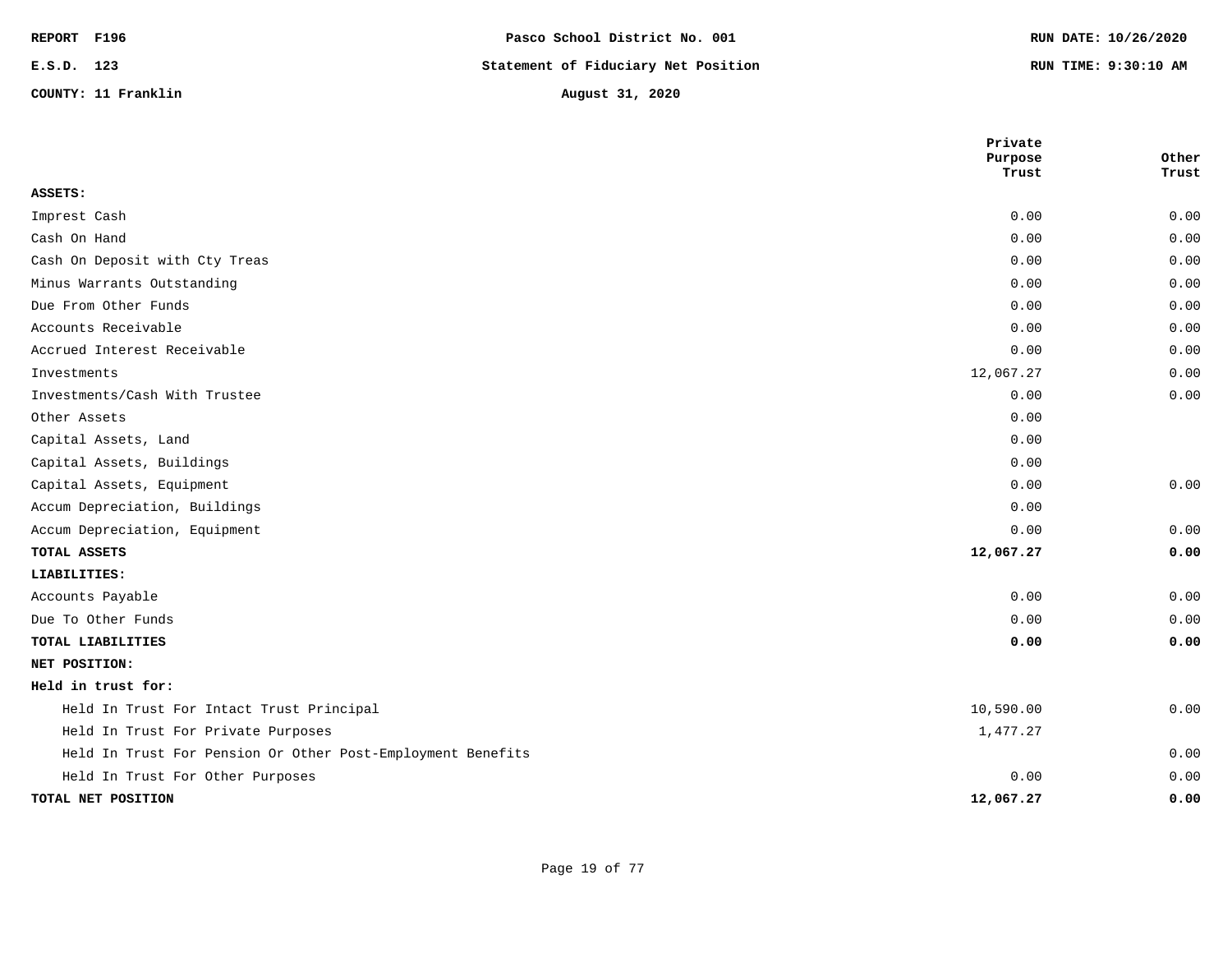REPORT F196

E.S.D. 123

COUNTY: 11 Franklin

**Pasco School District No. 001**

**Statement of Fiduciary Net Position**

**August 31, 2020**

RUN DATE: 10/26/2020

RUN TIME: 9:30:10 AM

| | Private Purpose Trust | Other Trust |
|---|---|---|
| **ASSETS:** | | |
| Imprest Cash | 0.00 | 0.00 |
| Cash On Hand | 0.00 | 0.00 |
| Cash On Deposit with Cty Treas | 0.00 | 0.00 |
| Minus Warrants Outstanding | 0.00 | 0.00 |
| Due From Other Funds | 0.00 | 0.00 |
| Accounts Receivable | 0.00 | 0.00 |
| Accrued Interest Receivable | 0.00 | 0.00 |
| Investments | 12,067.27 | 0.00 |
| Investments/Cash With Trustee | 0.00 | 0.00 |
| Other Assets | 0.00 | |
| Capital Assets, Land | 0.00 | |
| Capital Assets, Buildings | 0.00 | |
| Capital Assets, Equipment | 0.00 | 0.00 |
| Accum Depreciation, Buildings | 0.00 | |
| Accum Depreciation, Equipment | 0.00 | 0.00 |
| **TOTAL ASSETS** | **12,067.27** | **0.00** |
| **LIABILITIES:** | | |
| Accounts Payable | 0.00 | 0.00 |
| Due To Other Funds | 0.00 | 0.00 |
| **TOTAL LIABILITIES** | **0.00** | **0.00** |
| **NET POSITION:** | | |
| **Held in trust for:** | | |
| Held In Trust For Intact Trust Principal | 10,590.00 | 0.00 |
| Held In Trust For Private Purposes | 1,477.27 | |
| Held In Trust For Pension Or Other Post-Employment Benefits | | 0.00 |
| Held In Trust For Other Purposes | 0.00 | 0.00 |
| **TOTAL NET POSITION** | **12,067.27** | **0.00** |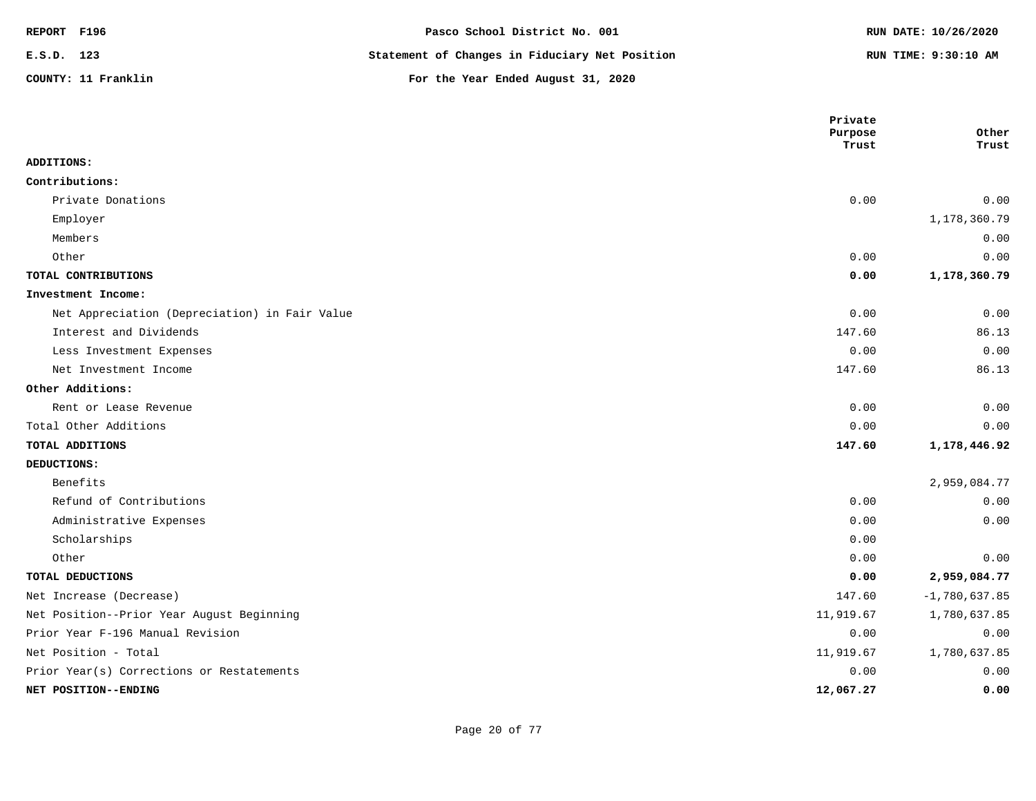REPORT F196

E.S.D. 123

COUNTY: 11 Franklin

# Pasco School District No. 001

## Statement of Changes in Fiduciary Net Position

### For the Year Ended August 31, 2020

RUN DATE: 10/26/2020

RUN TIME: 9:30:10 AM

| | Private Purpose Trust | Other Trust |
|---|---|---|
| **ADDITIONS:** | | |
| **Contributions:** | | |
| Private Donations | 0.00 | 0.00 |
| Employer | | 1,178,360.79 |
| Members | | 0.00 |
| Other | 0.00 | 0.00 |
| **TOTAL CONTRIBUTIONS** | **0.00** | **1,178,360.79** |
| **Investment Income:** | | |
| Net Appreciation (Depreciation) in Fair Value | 0.00 | 0.00 |
| Interest and Dividends | 147.60 | 86.13 |
| Less Investment Expenses | 0.00 | 0.00 |
| Net Investment Income | 147.60 | 86.13 |
| **Other Additions:** | | |
| Rent or Lease Revenue | 0.00 | 0.00 |
| Total Other Additions | 0.00 | 0.00 |
| **TOTAL ADDITIONS** | **147.60** | **1,178,446.92** |
| **DEDUCTIONS:** | | |
| Benefits | | 2,959,084.77 |
| Refund of Contributions | 0.00 | 0.00 |
| Administrative Expenses | 0.00 | 0.00 |
| Scholarships | 0.00 | |
| Other | 0.00 | 0.00 |
| **TOTAL DEDUCTIONS** | **0.00** | **2,959,084.77** |
| Net Increase (Decrease) | 147.60 | -1,780,637.85 |
| Net Position--Prior Year August Beginning | 11,919.67 | 1,780,637.85 |
| Prior Year F-196 Manual Revision | 0.00 | 0.00 |
| Net Position - Total | 11,919.67 | 1,780,637.85 |
| Prior Year(s) Corrections or Restatements | 0.00 | 0.00 |
| **NET POSITION--ENDING** | **12,067.27** | **0.00** |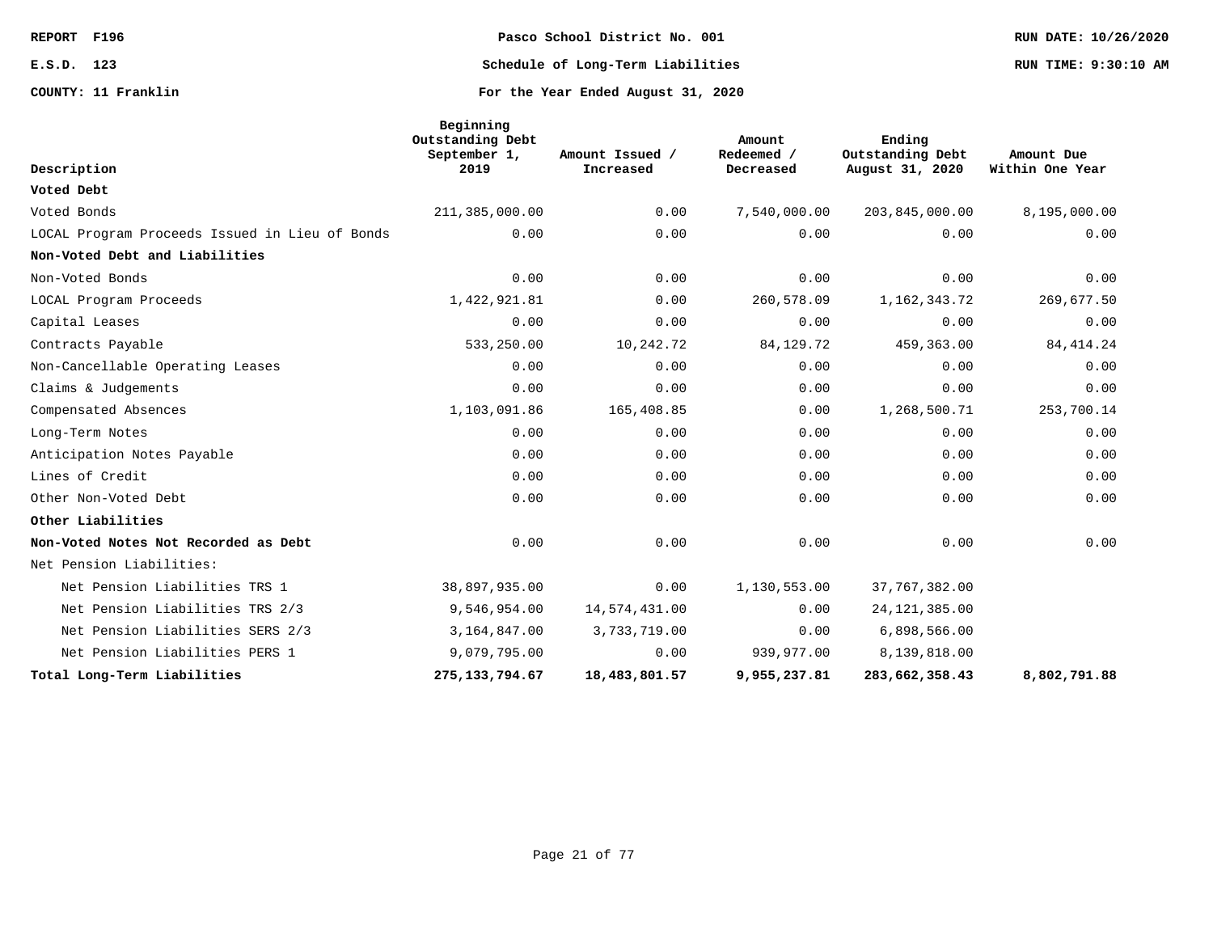REPORT F196 | Pasco School District No. 001 | RUN DATE: 10/26/2020

E.S.D. 123 | Schedule of Long-Term Liabilities | RUN TIME: 9:30:10 AM

COUNTY: 11 Franklin | For the Year Ended August 31, 2020

| Description | Beginning Outstanding Debt September 1, 2019 | Amount Issued / Increased | Amount Redeemed / Decreased | Ending Outstanding Debt August 31, 2020 | Amount Due Within One Year |
|---|---|---|---|---|---|
| **Voted Debt** | | | | | |
| Voted Bonds | 211,385,000.00 | 0.00 | 7,540,000.00 | 203,845,000.00 | 8,195,000.00 |
| LOCAL Program Proceeds Issued in Lieu of Bonds | 0.00 | 0.00 | 0.00 | 0.00 | 0.00 |
| **Non-Voted Debt and Liabilities** | | | | | |
| Non-Voted Bonds | 0.00 | 0.00 | 0.00 | 0.00 | 0.00 |
| LOCAL Program Proceeds | 1,422,921.81 | 0.00 | 260,578.09 | 1,162,343.72 | 269,677.50 |
| Capital Leases | 0.00 | 0.00 | 0.00 | 0.00 | 0.00 |
| Contracts Payable | 533,250.00 | 10,242.72 | 84,129.72 | 459,363.00 | 84,414.24 |
| Non-Cancellable Operating Leases | 0.00 | 0.00 | 0.00 | 0.00 | 0.00 |
| Claims & Judgements | 0.00 | 0.00 | 0.00 | 0.00 | 0.00 |
| Compensated Absences | 1,103,091.86 | 165,408.85 | 0.00 | 1,268,500.71 | 253,700.14 |
| Long-Term Notes | 0.00 | 0.00 | 0.00 | 0.00 | 0.00 |
| Anticipation Notes Payable | 0.00 | 0.00 | 0.00 | 0.00 | 0.00 |
| Lines of Credit | 0.00 | 0.00 | 0.00 | 0.00 | 0.00 |
| Other Non-Voted Debt | 0.00 | 0.00 | 0.00 | 0.00 | 0.00 |
| **Other Liabilities** | | | | | |
| **Non-Voted Notes Not Recorded as Debt** | 0.00 | 0.00 | 0.00 | 0.00 | 0.00 |
| Net Pension Liabilities: | | | | | |
| Net Pension Liabilities TRS 1 | 38,897,935.00 | 0.00 | 1,130,553.00 | 37,767,382.00 | |
| Net Pension Liabilities TRS 2/3 | 9,546,954.00 | 14,574,431.00 | 0.00 | 24,121,385.00 | |
| Net Pension Liabilities SERS 2/3 | 3,164,847.00 | 3,733,719.00 | 0.00 | 6,898,566.00 | |
| Net Pension Liabilities PERS 1 | 9,079,795.00 | 0.00 | 939,977.00 | 8,139,818.00 | |
| **Total Long-Term Liabilities** | **275,133,794.67** | **18,483,801.57** | **9,955,237.81** | **283,662,358.43** | **8,802,791.88** |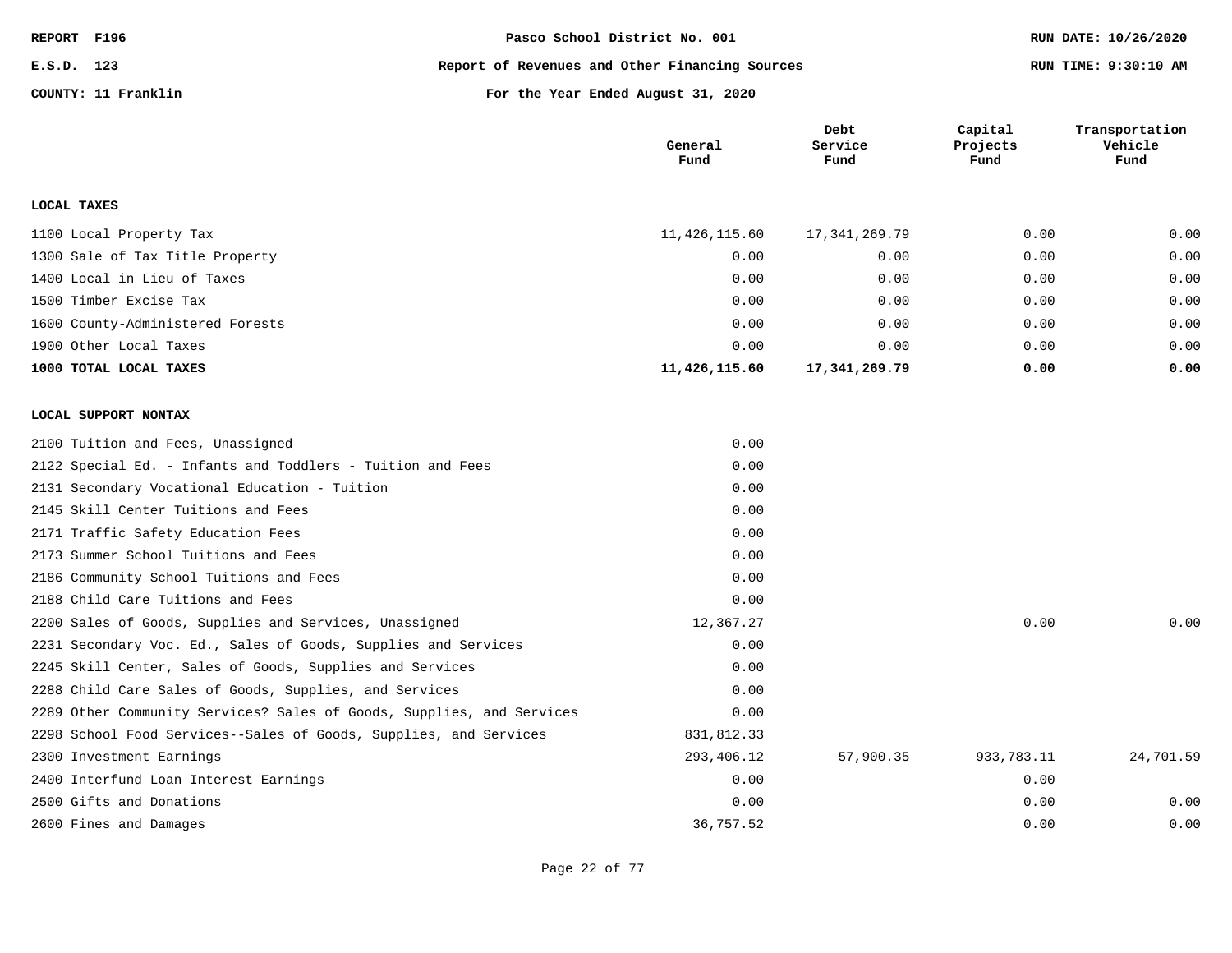REPORT F196 | Pasco School District No. 001 | RUN DATE: 10/26/2020

E.S.D. 123 | Report of Revenues and Other Financing Sources | RUN TIME: 9:30:10 AM

COUNTY: 11 Franklin | For the Year Ended August 31, 2020

| | General Fund | Debt Service Fund | Capital Projects Fund | Transportation Vehicle Fund |
|---|---|---|---|---|
| **LOCAL TAXES** | | | | |
| 1100 Local Property Tax | 11,426,115.60 | 17,341,269.79 | 0.00 | 0.00 |
| 1300 Sale of Tax Title Property | 0.00 | 0.00 | 0.00 | 0.00 |
| 1400 Local in Lieu of Taxes | 0.00 | 0.00 | 0.00 | 0.00 |
| 1500 Timber Excise Tax | 0.00 | 0.00 | 0.00 | 0.00 |
| 1600 County-Administered Forests | 0.00 | 0.00 | 0.00 | 0.00 |
| 1900 Other Local Taxes | 0.00 | 0.00 | 0.00 | 0.00 |
| **1000 TOTAL LOCAL TAXES** | **11,426,115.60** | **17,341,269.79** | **0.00** | **0.00** |
| **LOCAL SUPPORT NONTAX** | | | | |
| 2100 Tuition and Fees, Unassigned | 0.00 | | | |
| 2122 Special Ed. - Infants and Toddlers - Tuition and Fees | 0.00 | | | |
| 2131 Secondary Vocational Education - Tuition | 0.00 | | | |
| 2145 Skill Center Tuitions and Fees | 0.00 | | | |
| 2171 Traffic Safety Education Fees | 0.00 | | | |
| 2173 Summer School Tuitions and Fees | 0.00 | | | |
| 2186 Community School Tuitions and Fees | 0.00 | | | |
| 2188 Child Care Tuitions and Fees | 0.00 | | | |
| 2200 Sales of Goods, Supplies and Services, Unassigned | 12,367.27 | | 0.00 | 0.00 |
| 2231 Secondary Voc. Ed., Sales of Goods, Supplies and Services | 0.00 | | | |
| 2245 Skill Center, Sales of Goods, Supplies and Services | 0.00 | | | |
| 2288 Child Care Sales of Goods, Supplies, and Services | 0.00 | | | |
| 2289 Other Community Services? Sales of Goods, Supplies, and Services | 0.00 | | | |
| 2298 School Food Services--Sales of Goods, Supplies, and Services | 831,812.33 | | | |
| 2300 Investment Earnings | 293,406.12 | 57,900.35 | 933,783.11 | 24,701.59 |
| 2400 Interfund Loan Interest Earnings | 0.00 | | 0.00 | |
| 2500 Gifts and Donations | 0.00 | | 0.00 | 0.00 |
| 2600 Fines and Damages | 36,757.52 | | 0.00 | 0.00 |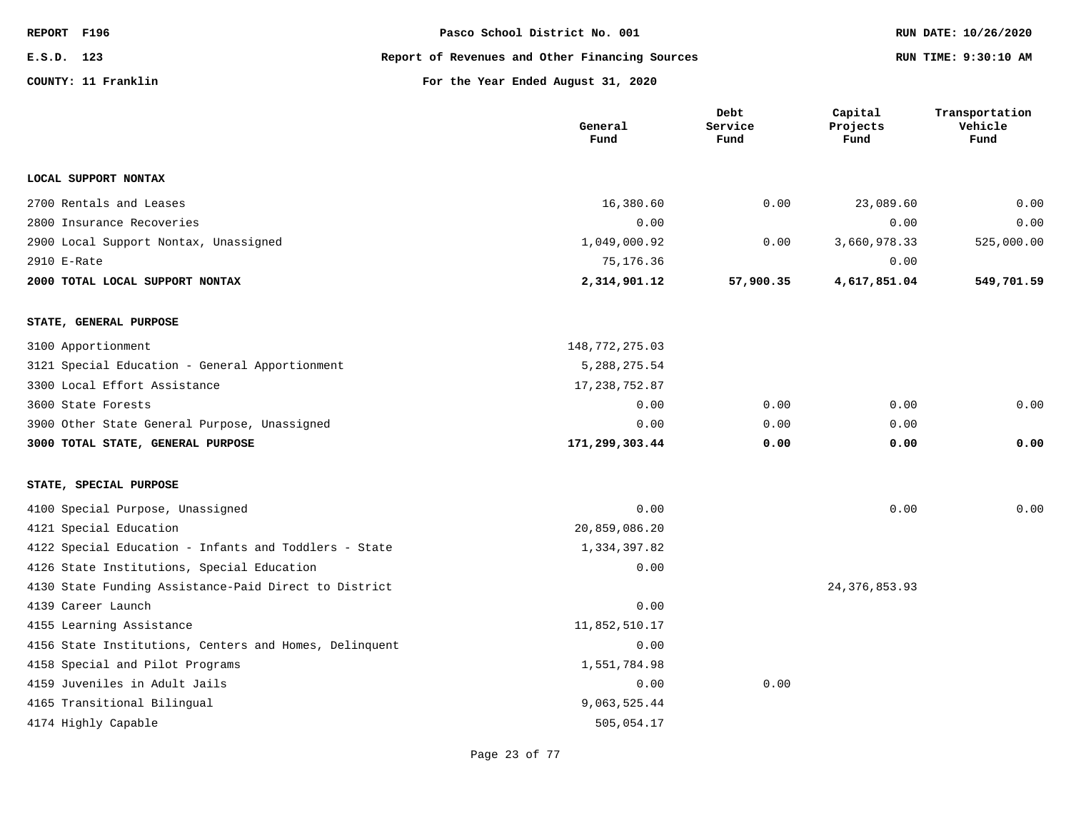REPORT F196 | Pasco School District No. 001 | RUN DATE: 10/26/2020

E.S.D. 123 | Report of Revenues and Other Financing Sources | RUN TIME: 9:30:10 AM

COUNTY: 11 Franklin | For the Year Ended August 31, 2020

| | General Fund | Debt Service Fund | Capital Projects Fund | Transportation Vehicle Fund |
|---|---|---|---|---|
| **LOCAL SUPPORT NONTAX** | | | | |
| 2700 Rentals and Leases | 16,380.60 | 0.00 | 23,089.60 | 0.00 |
| 2800 Insurance Recoveries | 0.00 | | 0.00 | 0.00 |
| 2900 Local Support Nontax, Unassigned | 1,049,000.92 | 0.00 | 3,660,978.33 | 525,000.00 |
| 2910 E-Rate | 75,176.36 | | 0.00 | |
| **2000 TOTAL LOCAL SUPPORT NONTAX** | **2,314,901.12** | **57,900.35** | **4,617,851.04** | **549,701.59** |
| **STATE, GENERAL PURPOSE** | | | | |
| 3100 Apportionment | 148,772,275.03 | | | |
| 3121 Special Education - General Apportionment | 5,288,275.54 | | | |
| 3300 Local Effort Assistance | 17,238,752.87 | | | |
| 3600 State Forests | 0.00 | 0.00 | 0.00 | 0.00 |
| 3900 Other State General Purpose, Unassigned | 0.00 | 0.00 | 0.00 | |
| **3000 TOTAL STATE, GENERAL PURPOSE** | **171,299,303.44** | **0.00** | **0.00** | **0.00** |
| **STATE, SPECIAL PURPOSE** | | | | |
| 4100 Special Purpose, Unassigned | 0.00 | | 0.00 | 0.00 |
| 4121 Special Education | 20,859,086.20 | | | |
| 4122 Special Education - Infants and Toddlers - State | 1,334,397.82 | | | |
| 4126 State Institutions, Special Education | 0.00 | | | |
| 4130 State Funding Assistance-Paid Direct to District | | | 24,376,853.93 | |
| 4139 Career Launch | 0.00 | | | |
| 4155 Learning Assistance | 11,852,510.17 | | | |
| 4156 State Institutions, Centers and Homes, Delinquent | 0.00 | | | |
| 4158 Special and Pilot Programs | 1,551,784.98 | | | |
| 4159 Juveniles in Adult Jails | 0.00 | 0.00 | | |
| 4165 Transitional Bilingual | 9,063,525.44 | | | |
| 4174 Highly Capable | 505,054.17 | | | |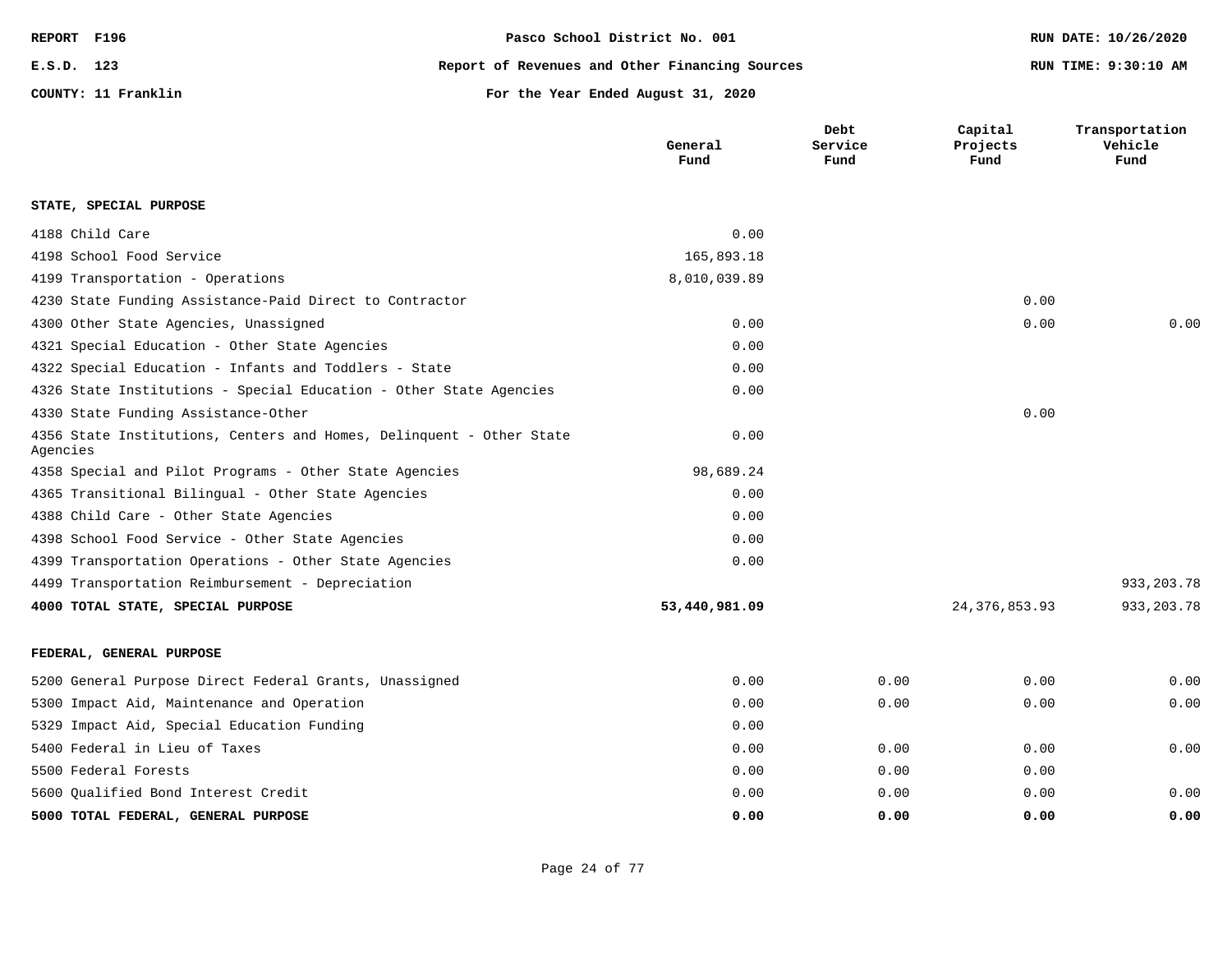REPORT F196 — Pasco School District No. 001

E.S.D. 123 — Report of Revenues and Other Financing Sources

COUNTY: 11 Franklin — For the Year Ended August 31, 2020

RUN DATE: 10/26/2020

RUN TIME: 9:30:10 AM

| | General Fund | Debt Service Fund | Capital Projects Fund | Transportation Vehicle Fund |
|---|---|---|---|---|
| **STATE, SPECIAL PURPOSE** | | | | |
| 4188 Child Care | 0.00 | | | |
| 4198 School Food Service | 165,893.18 | | | |
| 4199 Transportation - Operations | 8,010,039.89 | | | |
| 4230 State Funding Assistance-Paid Direct to Contractor | | | 0.00 | |
| 4300 Other State Agencies, Unassigned | 0.00 | | 0.00 | 0.00 |
| 4321 Special Education - Other State Agencies | 0.00 | | | |
| 4322 Special Education - Infants and Toddlers - State | 0.00 | | | |
| 4326 State Institutions - Special Education - Other State Agencies | 0.00 | | | |
| 4330 State Funding Assistance-Other | | | 0.00 | |
| 4356 State Institutions, Centers and Homes, Delinquent - Other State Agencies | 0.00 | | | |
| 4358 Special and Pilot Programs - Other State Agencies | 98,689.24 | | | |
| 4365 Transitional Bilingual - Other State Agencies | 0.00 | | | |
| 4388 Child Care - Other State Agencies | 0.00 | | | |
| 4398 School Food Service - Other State Agencies | 0.00 | | | |
| 4399 Transportation Operations - Other State Agencies | 0.00 | | | |
| 4499 Transportation Reimbursement - Depreciation | | | | 933,203.78 |
| **4000 TOTAL STATE, SPECIAL PURPOSE** | **53,440,981.09** | | 24,376,853.93 | 933,203.78 |
| **FEDERAL, GENERAL PURPOSE** | | | | |
| 5200 General Purpose Direct Federal Grants, Unassigned | 0.00 | 0.00 | 0.00 | 0.00 |
| 5300 Impact Aid, Maintenance and Operation | 0.00 | 0.00 | 0.00 | 0.00 |
| 5329 Impact Aid, Special Education Funding | 0.00 | | | |
| 5400 Federal in Lieu of Taxes | 0.00 | 0.00 | 0.00 | 0.00 |
| 5500 Federal Forests | 0.00 | 0.00 | 0.00 | |
| 5600 Qualified Bond Interest Credit | 0.00 | 0.00 | 0.00 | 0.00 |
| **5000 TOTAL FEDERAL, GENERAL PURPOSE** | **0.00** | **0.00** | **0.00** | **0.00** |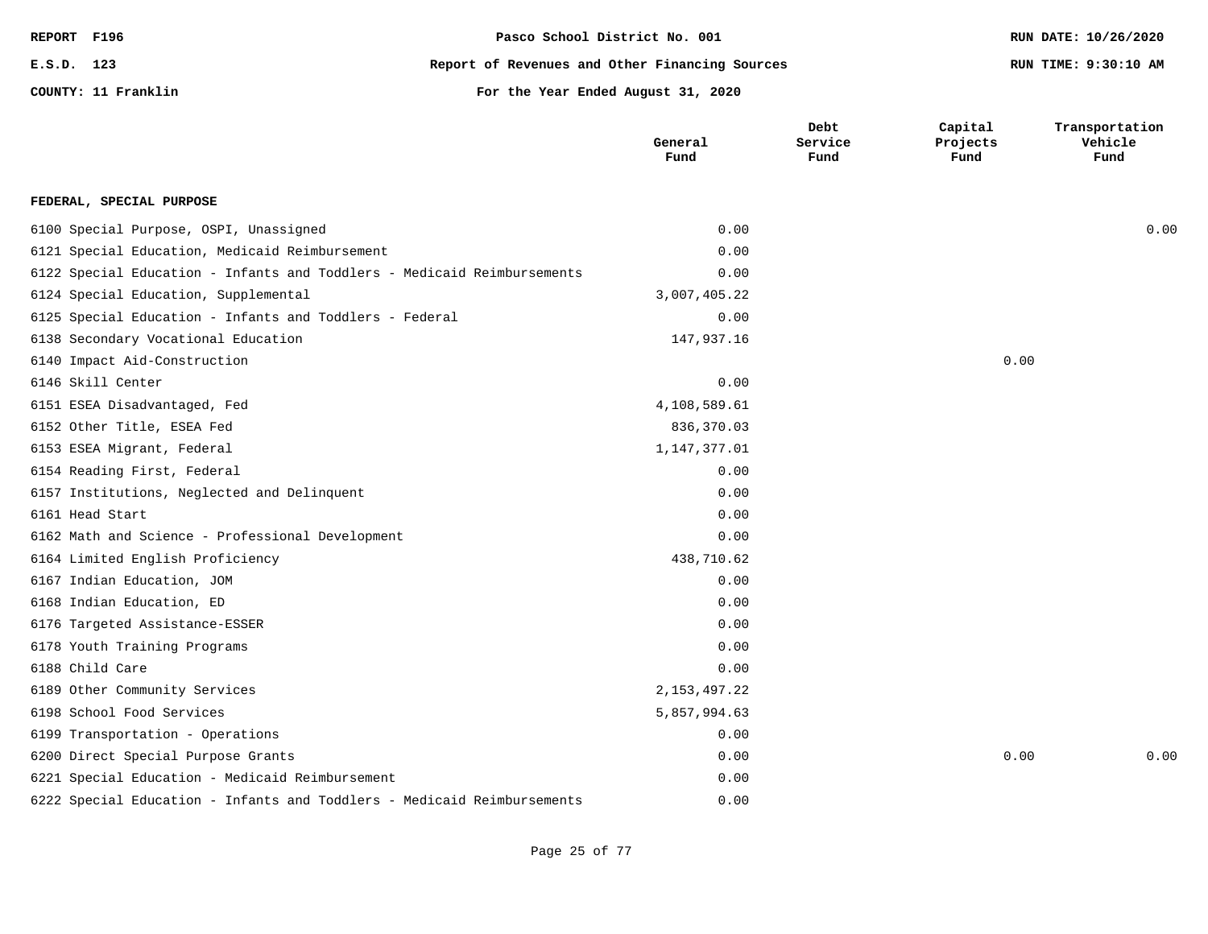## FEDERAL, SPECIAL PURPOSE

| | General Fund | Debt Service Fund | Capital Projects Fund | Transportation Vehicle Fund |
|---|---|---|---|---|
| 6100 Special Purpose, OSPI, Unassigned | 0.00 | | | 0.00 |
| 6121 Special Education, Medicaid Reimbursement | 0.00 | | | |
| 6122 Special Education - Infants and Toddlers - Medicaid Reimbursements | 0.00 | | | |
| 6124 Special Education, Supplemental | 3,007,405.22 | | | |
| 6125 Special Education - Infants and Toddlers - Federal | 0.00 | | | |
| 6138 Secondary Vocational Education | 147,937.16 | | | |
| 6140 Impact Aid-Construction | | | 0.00 | |
| 6146 Skill Center | 0.00 | | | |
| 6151 ESEA Disadvantaged, Fed | 4,108,589.61 | | | |
| 6152 Other Title, ESEA Fed | 836,370.03 | | | |
| 6153 ESEA Migrant, Federal | 1,147,377.01 | | | |
| 6154 Reading First, Federal | 0.00 | | | |
| 6157 Institutions, Neglected and Delinquent | 0.00 | | | |
| 6161 Head Start | 0.00 | | | |
| 6162 Math and Science - Professional Development | 0.00 | | | |
| 6164 Limited English Proficiency | 438,710.62 | | | |
| 6167 Indian Education, JOM | 0.00 | | | |
| 6168 Indian Education, ED | 0.00 | | | |
| 6176 Targeted Assistance-ESSER | 0.00 | | | |
| 6178 Youth Training Programs | 0.00 | | | |
| 6188 Child Care | 0.00 | | | |
| 6189 Other Community Services | 2,153,497.22 | | | |
| 6198 School Food Services | 5,857,994.63 | | | |
| 6199 Transportation - Operations | 0.00 | | | |
| 6200 Direct Special Purpose Grants | 0.00 | | 0.00 | 0.00 |
| 6221 Special Education - Medicaid Reimbursement | 0.00 | | | |
| 6222 Special Education - Infants and Toddlers - Medicaid Reimbursements | 0.00 | | | |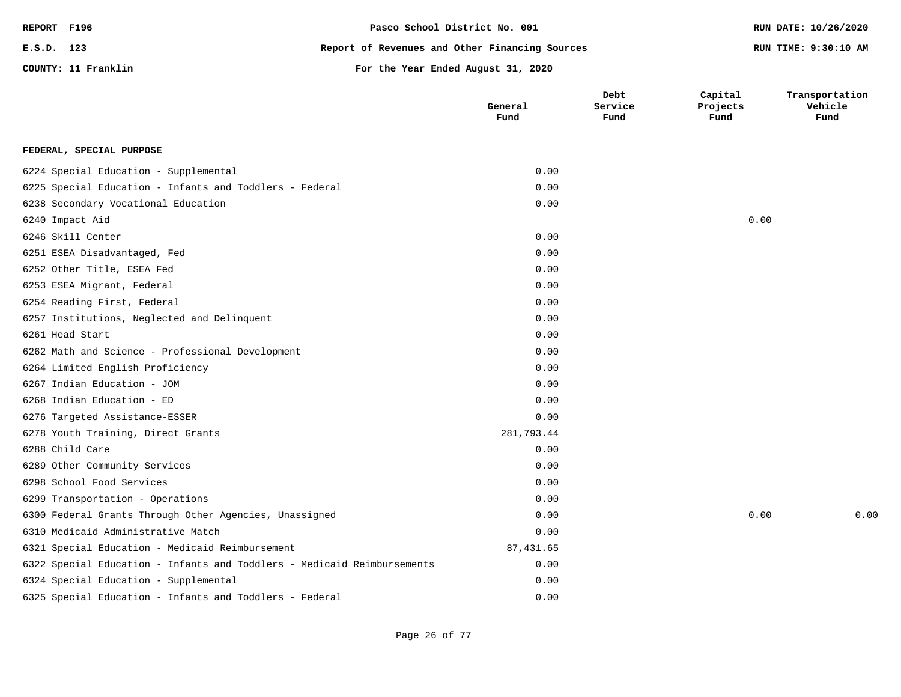| | General Fund | Debt Service Fund | Capital Projects Fund | Transportation Vehicle Fund |
|---|---|---|---|---|
| **FEDERAL, SPECIAL PURPOSE** | | | | |
| 6224 Special Education - Supplemental | 0.00 | | | |
| 6225 Special Education - Infants and Toddlers - Federal | 0.00 | | | |
| 6238 Secondary Vocational Education | 0.00 | | | |
| 6240 Impact Aid | | | 0.00 | |
| 6246 Skill Center | 0.00 | | | |
| 6251 ESEA Disadvantaged, Fed | 0.00 | | | |
| 6252 Other Title, ESEA Fed | 0.00 | | | |
| 6253 ESEA Migrant, Federal | 0.00 | | | |
| 6254 Reading First, Federal | 0.00 | | | |
| 6257 Institutions, Neglected and Delinquent | 0.00 | | | |
| 6261 Head Start | 0.00 | | | |
| 6262 Math and Science - Professional Development | 0.00 | | | |
| 6264 Limited English Proficiency | 0.00 | | | |
| 6267 Indian Education - JOM | 0.00 | | | |
| 6268 Indian Education - ED | 0.00 | | | |
| 6276 Targeted Assistance-ESSER | 0.00 | | | |
| 6278 Youth Training, Direct Grants | 281,793.44 | | | |
| 6288 Child Care | 0.00 | | | |
| 6289 Other Community Services | 0.00 | | | |
| 6298 School Food Services | 0.00 | | | |
| 6299 Transportation - Operations | 0.00 | | | |
| 6300 Federal Grants Through Other Agencies, Unassigned | 0.00 | | 0.00 | 0.00 |
| 6310 Medicaid Administrative Match | 0.00 | | | |
| 6321 Special Education - Medicaid Reimbursement | 87,431.65 | | | |
| 6322 Special Education - Infants and Toddlers - Medicaid Reimbursements | 0.00 | | | |
| 6324 Special Education - Supplemental | 0.00 | | | |
| 6325 Special Education - Infants and Toddlers - Federal | 0.00 | | | |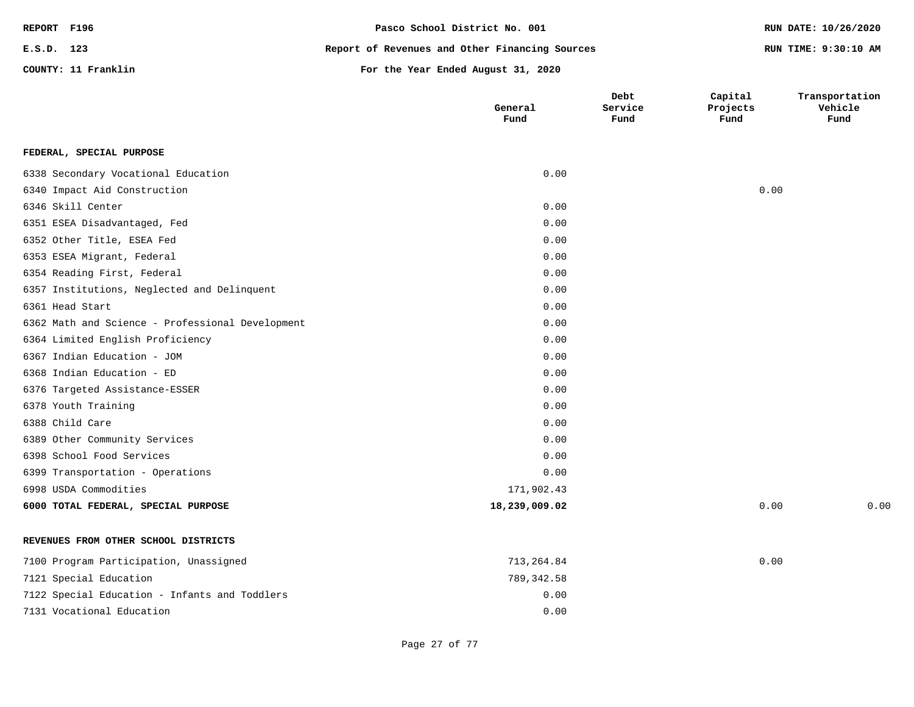REPORT F196 | Pasco School District No. 001 | RUN DATE: 10/26/2020

E.S.D. 123 | Report of Revenues and Other Financing Sources | RUN TIME: 9:30:10 AM

COUNTY: 11 Franklin | For the Year Ended August 31, 2020

| | General Fund | Debt Service Fund | Capital Projects Fund | Transportation Vehicle Fund |
|---|---|---|---|---|
| **FEDERAL, SPECIAL PURPOSE** | | | | |
| 6338 Secondary Vocational Education | 0.00 | | | |
| 6340 Impact Aid Construction | | | 0.00 | |
| 6346 Skill Center | 0.00 | | | |
| 6351 ESEA Disadvantaged, Fed | 0.00 | | | |
| 6352 Other Title, ESEA Fed | 0.00 | | | |
| 6353 ESEA Migrant, Federal | 0.00 | | | |
| 6354 Reading First, Federal | 0.00 | | | |
| 6357 Institutions, Neglected and Delinquent | 0.00 | | | |
| 6361 Head Start | 0.00 | | | |
| 6362 Math and Science - Professional Development | 0.00 | | | |
| 6364 Limited English Proficiency | 0.00 | | | |
| 6367 Indian Education - JOM | 0.00 | | | |
| 6368 Indian Education - ED | 0.00 | | | |
| 6376 Targeted Assistance-ESSER | 0.00 | | | |
| 6378 Youth Training | 0.00 | | | |
| 6388 Child Care | 0.00 | | | |
| 6389 Other Community Services | 0.00 | | | |
| 6398 School Food Services | 0.00 | | | |
| 6399 Transportation - Operations | 0.00 | | | |
| 6998 USDA Commodities | 171,902.43 | | | |
| **6000 TOTAL FEDERAL, SPECIAL PURPOSE** | **18,239,009.02** | | 0.00 | 0.00 |
| **REVENUES FROM OTHER SCHOOL DISTRICTS** | | | | |
| 7100 Program Participation, Unassigned | 713,264.84 | | 0.00 | |
| 7121 Special Education | 789,342.58 | | | |
| 7122 Special Education - Infants and Toddlers | 0.00 | | | |
| 7131 Vocational Education | 0.00 | | | |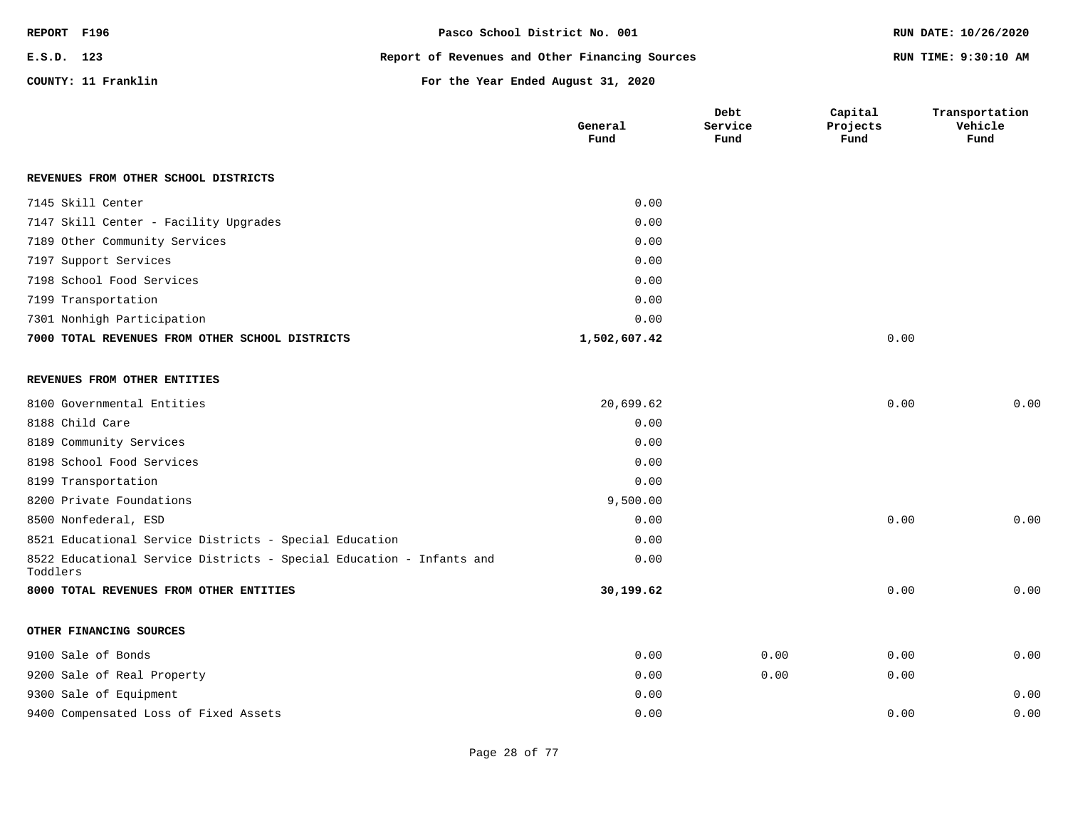**REPORT F196** — Pasco School District No. 001 — **RUN DATE: 10/26/2020**

**E.S.D. 123** — Report of Revenues and Other Financing Sources — **RUN TIME: 9:30:10 AM**

**COUNTY: 11 Franklin** — For the Year Ended August 31, 2020

| | General Fund | Debt Service Fund | Capital Projects Fund | Transportation Vehicle Fund |
|---|---|---|---|---|
| **REVENUES FROM OTHER SCHOOL DISTRICTS** | | | | |
| 7145 Skill Center | 0.00 | | | |
| 7147 Skill Center - Facility Upgrades | 0.00 | | | |
| 7189 Other Community Services | 0.00 | | | |
| 7197 Support Services | 0.00 | | | |
| 7198 School Food Services | 0.00 | | | |
| 7199 Transportation | 0.00 | | | |
| 7301 Nonhigh Participation | 0.00 | | | |
| **7000 TOTAL REVENUES FROM OTHER SCHOOL DISTRICTS** | **1,502,607.42** | | 0.00 | |
| **REVENUES FROM OTHER ENTITIES** | | | | |
| 8100 Governmental Entities | 20,699.62 | | 0.00 | 0.00 |
| 8188 Child Care | 0.00 | | | |
| 8189 Community Services | 0.00 | | | |
| 8198 School Food Services | 0.00 | | | |
| 8199 Transportation | 0.00 | | | |
| 8200 Private Foundations | 9,500.00 | | | |
| 8500 Nonfederal, ESD | 0.00 | | 0.00 | 0.00 |
| 8521 Educational Service Districts - Special Education | 0.00 | | | |
| 8522 Educational Service Districts - Special Education - Infants and Toddlers | 0.00 | | | |
| **8000 TOTAL REVENUES FROM OTHER ENTITIES** | **30,199.62** | | 0.00 | 0.00 |
| **OTHER FINANCING SOURCES** | | | | |
| 9100 Sale of Bonds | 0.00 | 0.00 | 0.00 | 0.00 |
| 9200 Sale of Real Property | 0.00 | 0.00 | 0.00 | |
| 9300 Sale of Equipment | 0.00 | | | 0.00 |
| 9400 Compensated Loss of Fixed Assets | 0.00 | | 0.00 | 0.00 |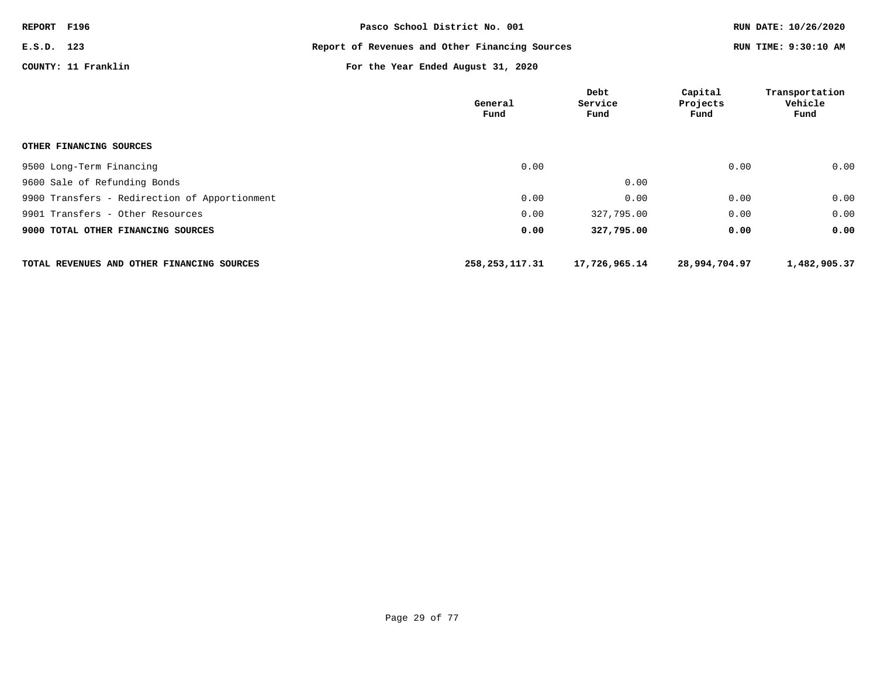REPORT F196 — Pasco School District No. 001 — RUN DATE: 10/26/2020

E.S.D. 123 — Report of Revenues and Other Financing Sources — RUN TIME: 9:30:10 AM

COUNTY: 11 Franklin — For the Year Ended August 31, 2020

| | General Fund | Debt Service Fund | Capital Projects Fund | Transportation Vehicle Fund |
|---|---|---|---|---|
| **OTHER FINANCING SOURCES** | | | | |
| 9500 Long-Term Financing | 0.00 | | 0.00 | 0.00 |
| 9600 Sale of Refunding Bonds | | 0.00 | | |
| 9900 Transfers - Redirection of Apportionment | 0.00 | 0.00 | 0.00 | 0.00 |
| 9901 Transfers - Other Resources | 0.00 | 327,795.00 | 0.00 | 0.00 |
| **9000 TOTAL OTHER FINANCING SOURCES** | **0.00** | **327,795.00** | **0.00** | **0.00** |
| **TOTAL REVENUES AND OTHER FINANCING SOURCES** | **258,253,117.31** | **17,726,965.14** | **28,994,704.97** | **1,482,905.37** |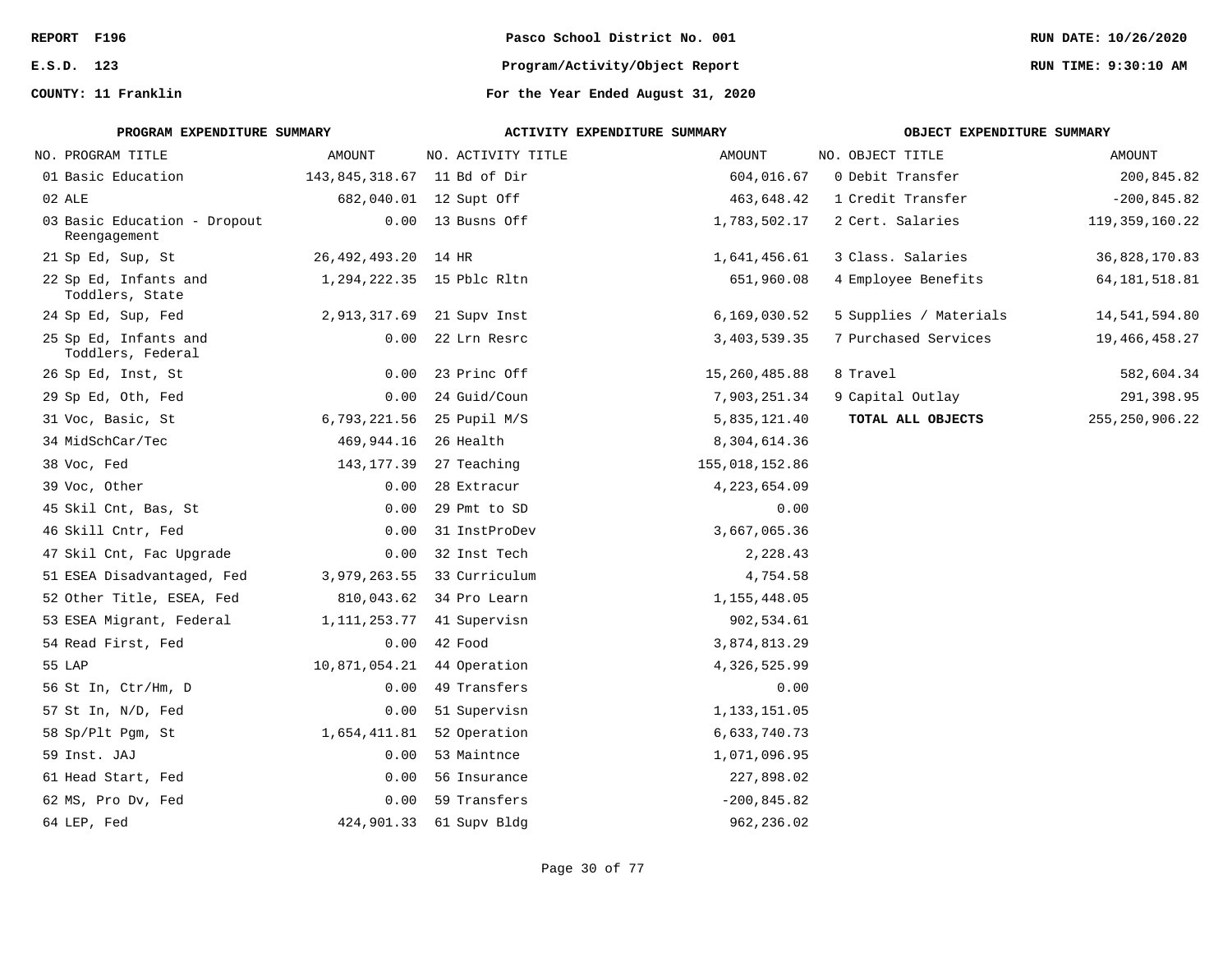REPORT F196 | Pasco School District No. 001 | RUN DATE: 10/26/2020

E.S.D. 123 | Program/Activity/Object Report | RUN TIME: 9:30:10 AM

COUNTY: 11 Franklin | For the Year Ended August 31, 2020

## PROGRAM EXPENDITURE SUMMARY

| NO. | PROGRAM TITLE | AMOUNT |
|---|---|---|
| 01 | Basic Education | 143,845,318.67 |
| 02 | ALE | 682,040.01 |
| 03 | Basic Education - Dropout Reengagement | 0.00 |
| 21 | Sp Ed, Sup, St | 26,492,493.20 |
| 22 | Sp Ed, Infants and Toddlers, State | 1,294,222.35 |
| 24 | Sp Ed, Sup, Fed | 2,913,317.69 |
| 25 | Sp Ed, Infants and Toddlers, Federal | 0.00 |
| 26 | Sp Ed, Inst, St | 0.00 |
| 29 | Sp Ed, Oth, Fed | 0.00 |
| 31 | Voc, Basic, St | 6,793,221.56 |
| 34 | MidSchCar/Tec | 469,944.16 |
| 38 | Voc, Fed | 143,177.39 |
| 39 | Voc, Other | 0.00 |
| 45 | Skil Cnt, Bas, St | 0.00 |
| 46 | Skill Cntr, Fed | 0.00 |
| 47 | Skil Cnt, Fac Upgrade | 0.00 |
| 51 | ESEA Disadvantaged, Fed | 3,979,263.55 |
| 52 | Other Title, ESEA, Fed | 810,043.62 |
| 53 | ESEA Migrant, Federal | 1,111,253.77 |
| 54 | Read First, Fed | 0.00 |
| 55 | LAP | 10,871,054.21 |
| 56 | St In, Ctr/Hm, D | 0.00 |
| 57 | St In, N/D, Fed | 0.00 |
| 58 | Sp/Plt Pgm, St | 1,654,411.81 |
| 59 | Inst. JAJ | 0.00 |
| 61 | Head Start, Fed | 0.00 |
| 62 | MS, Pro Dv, Fed | 0.00 |
| 64 | LEP, Fed | 424,901.33 |

## ACTIVITY EXPENDITURE SUMMARY

| NO. | ACTIVITY TITLE | AMOUNT |
|---|---|---|
| 11 | Bd of Dir | 604,016.67 |
| 12 | Supt Off | 463,648.42 |
| 13 | Busns Off | 1,783,502.17 |
| 14 | HR | 1,641,456.61 |
| 15 | Pblc Rltn | 651,960.08 |
| 21 | Supv Inst | 6,169,030.52 |
| 22 | Lrn Resrc | 3,403,539.35 |
| 23 | Princ Off | 15,260,485.88 |
| 24 | Guid/Coun | 7,903,251.34 |
| 25 | Pupil M/S | 5,835,121.40 |
| 26 | Health | 8,304,614.36 |
| 27 | Teaching | 155,018,152.86 |
| 28 | Extracur | 4,223,654.09 |
| 29 | Pmt to SD | 0.00 |
| 31 | InstProDev | 3,667,065.36 |
| 32 | Inst Tech | 2,228.43 |
| 33 | Curriculum | 4,754.58 |
| 34 | Pro Learn | 1,155,448.05 |
| 41 | Supervisn | 902,534.61 |
| 42 | Food | 3,874,813.29 |
| 44 | Operation | 4,326,525.99 |
| 49 | Transfers | 0.00 |
| 51 | Supervisn | 1,133,151.05 |
| 52 | Operation | 6,633,740.73 |
| 53 | Maintnce | 1,071,096.95 |
| 56 | Insurance | 227,898.02 |
| 59 | Transfers | -200,845.82 |
| 61 | Supv Bldg | 962,236.02 |

## OBJECT EXPENDITURE SUMMARY

| NO. | OBJECT TITLE | AMOUNT |
|---|---|---|
| 0 | Debit Transfer | 200,845.82 |
| 1 | Credit Transfer | -200,845.82 |
| 2 | Cert. Salaries | 119,359,160.22 |
| 3 | Class. Salaries | 36,828,170.83 |
| 4 | Employee Benefits | 64,181,518.81 |
| 5 | Supplies / Materials | 14,541,594.80 |
| 7 | Purchased Services | 19,466,458.27 |
| 8 | Travel | 582,604.34 |
| 9 | Capital Outlay | 291,398.95 |
| | **TOTAL ALL OBJECTS** | 255,250,906.22 |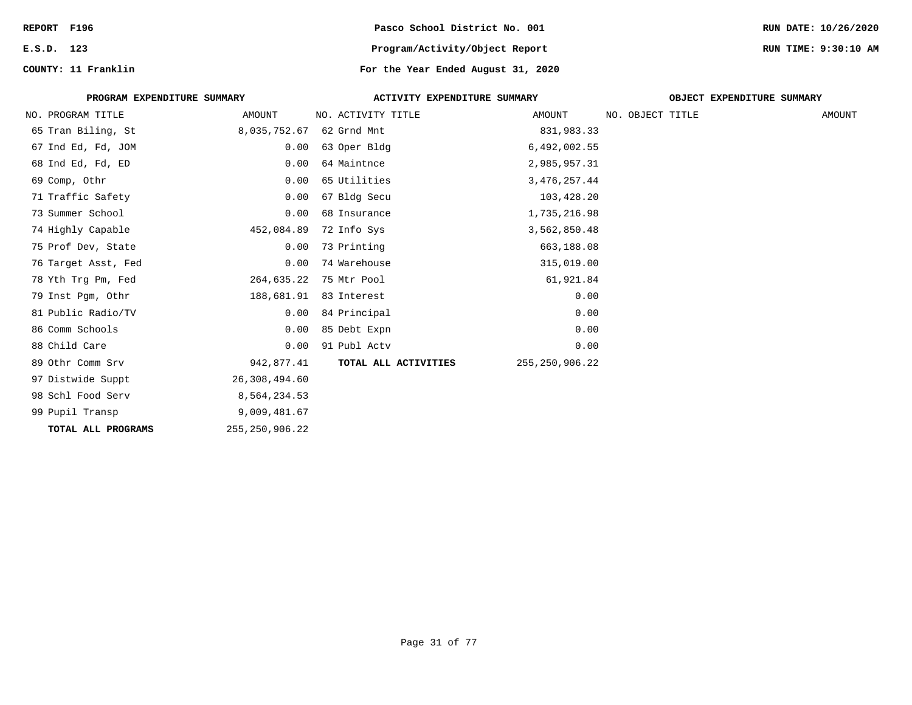**REPORT F196** | **Pasco School District No. 001** | **RUN DATE: 10/26/2020**

**E.S.D. 123** | **Program/Activity/Object Report** | **RUN TIME: 9:30:10 AM**

**COUNTY: 11 Franklin** | **For the Year Ended August 31, 2020**

**PROGRAM EXPENDITURE SUMMARY**

| NO. | PROGRAM TITLE | AMOUNT |
|---|---|---|
| 65 | Tran Biling, St | 8,035,752.67 |
| 67 | Ind Ed, Fd, JOM | 0.00 |
| 68 | Ind Ed, Fd, ED | 0.00 |
| 69 | Comp, Othr | 0.00 |
| 71 | Traffic Safety | 0.00 |
| 73 | Summer School | 0.00 |
| 74 | Highly Capable | 452,084.89 |
| 75 | Prof Dev, State | 0.00 |
| 76 | Target Asst, Fed | 0.00 |
| 78 | Yth Trg Pm, Fed | 264,635.22 |
| 79 | Inst Pgm, Othr | 188,681.91 |
| 81 | Public Radio/TV | 0.00 |
| 86 | Comm Schools | 0.00 |
| 88 | Child Care | 0.00 |
| 89 | Othr Comm Srv | 942,877.41 |
| 97 | Distwide Suppt | 26,308,494.60 |
| 98 | Schl Food Serv | 8,564,234.53 |
| 99 | Pupil Transp | 9,009,481.67 |
| | **TOTAL ALL PROGRAMS** | 255,250,906.22 |

**ACTIVITY EXPENDITURE SUMMARY**

| NO. | ACTIVITY TITLE | AMOUNT |
|---|---|---|
| 62 | Grnd Mnt | 831,983.33 |
| 63 | Oper Bldg | 6,492,002.55 |
| 64 | Maintnce | 2,985,957.31 |
| 65 | Utilities | 3,476,257.44 |
| 67 | Bldg Secu | 103,428.20 |
| 68 | Insurance | 1,735,216.98 |
| 72 | Info Sys | 3,562,850.48 |
| 73 | Printing | 663,188.08 |
| 74 | Warehouse | 315,019.00 |
| 75 | Mtr Pool | 61,921.84 |
| 83 | Interest | 0.00 |
| 84 | Principal | 0.00 |
| 85 | Debt Expn | 0.00 |
| 91 | Publ Actv | 0.00 |
| | **TOTAL ALL ACTIVITIES** | 255,250,906.22 |

**OBJECT EXPENDITURE SUMMARY**

| NO. | OBJECT TITLE | AMOUNT |
|---|---|---|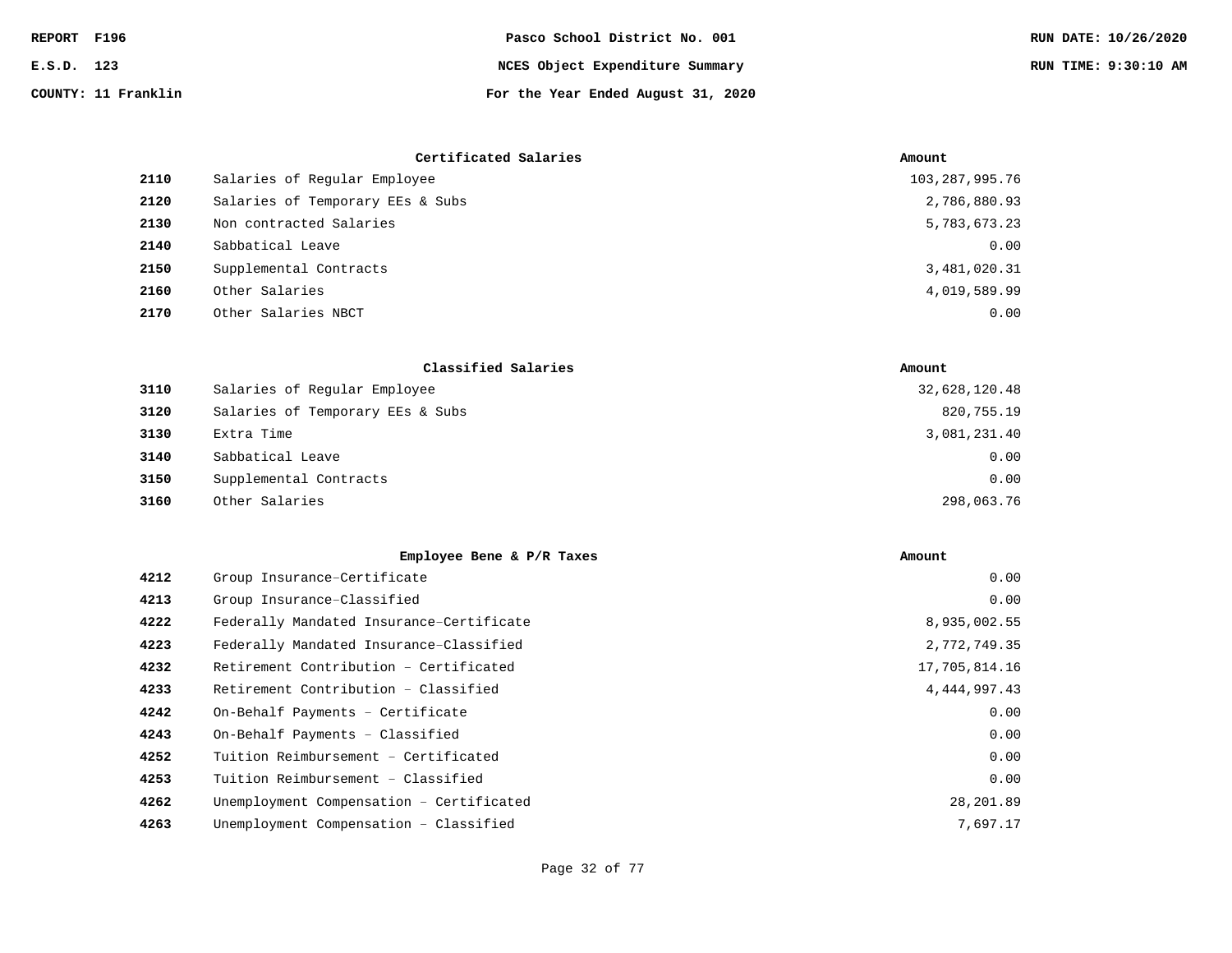REPORT F196 — Pasco School District No. 001 — RUN DATE: 10/26/2020

E.S.D. 123 — NCES Object Expenditure Summary — RUN TIME: 9:30:10 AM

COUNTY: 11 Franklin — For the Year Ended August 31, 2020

| | Certificated Salaries | Amount |
|---|---|---|
| **2110** | Salaries of Regular Employee | 103,287,995.76 |
| **2120** | Salaries of Temporary EEs & Subs | 2,786,880.93 |
| **2130** | Non contracted Salaries | 5,783,673.23 |
| **2140** | Sabbatical Leave | 0.00 |
| **2150** | Supplemental Contracts | 3,481,020.31 |
| **2160** | Other Salaries | 4,019,589.99 |
| **2170** | Other Salaries NBCT | 0.00 |

| | Classified Salaries | Amount |
|---|---|---|
| **3110** | Salaries of Regular Employee | 32,628,120.48 |
| **3120** | Salaries of Temporary EEs & Subs | 820,755.19 |
| **3130** | Extra Time | 3,081,231.40 |
| **3140** | Sabbatical Leave | 0.00 |
| **3150** | Supplemental Contracts | 0.00 |
| **3160** | Other Salaries | 298,063.76 |

| | Employee Bene & P/R Taxes | Amount |
|---|---|---|
| **4212** | Group Insurance–Certificate | 0.00 |
| **4213** | Group Insurance–Classified | 0.00 |
| **4222** | Federally Mandated Insurance–Certificate | 8,935,002.55 |
| **4223** | Federally Mandated Insurance–Classified | 2,772,749.35 |
| **4232** | Retirement Contribution – Certificated | 17,705,814.16 |
| **4233** | Retirement Contribution – Classified | 4,444,997.43 |
| **4242** | On-Behalf Payments – Certificate | 0.00 |
| **4243** | On-Behalf Payments – Classified | 0.00 |
| **4252** | Tuition Reimbursement – Certificated | 0.00 |
| **4253** | Tuition Reimbursement – Classified | 0.00 |
| **4262** | Unemployment Compensation – Certificated | 28,201.89 |
| **4263** | Unemployment Compensation – Classified | 7,697.17 |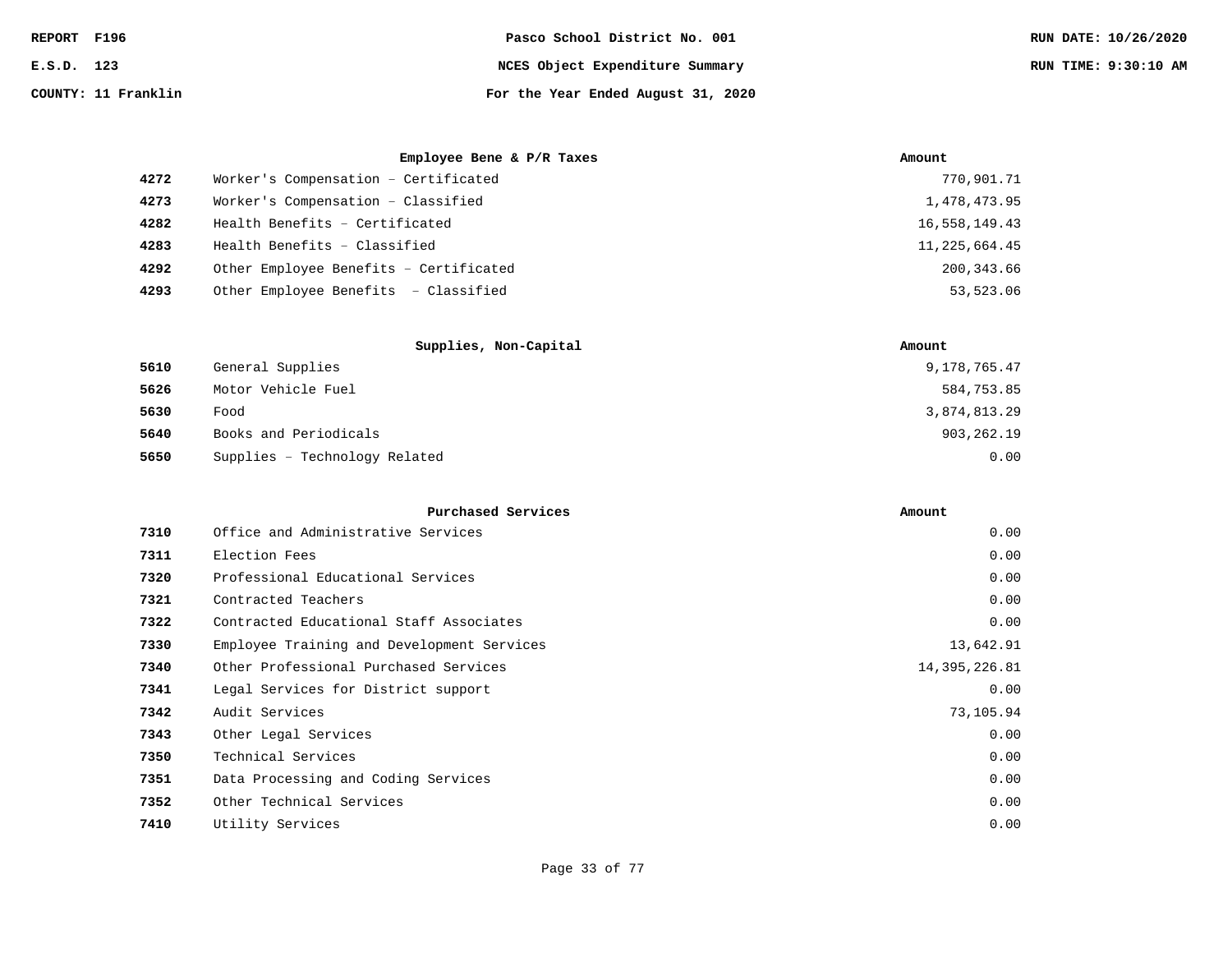REPORT F196 — Pasco School District No. 001 — RUN DATE: 10/26/2020

E.S.D. 123 — NCES Object Expenditure Summary — RUN TIME: 9:30:10 AM

COUNTY: 11 Franklin — For the Year Ended August 31, 2020

| | Employee Bene & P/R Taxes | Amount |
|---|---|---|
| 4272 | Worker's Compensation – Certificated | 770,901.71 |
| 4273 | Worker's Compensation – Classified | 1,478,473.95 |
| 4282 | Health Benefits – Certificated | 16,558,149.43 |
| 4283 | Health Benefits – Classified | 11,225,664.45 |
| 4292 | Other Employee Benefits – Certificated | 200,343.66 |
| 4293 | Other Employee Benefits – Classified | 53,523.06 |

| | Supplies, Non-Capital | Amount |
|---|---|---|
| 5610 | General Supplies | 9,178,765.47 |
| 5626 | Motor Vehicle Fuel | 584,753.85 |
| 5630 | Food | 3,874,813.29 |
| 5640 | Books and Periodicals | 903,262.19 |
| 5650 | Supplies – Technology Related | 0.00 |

| | Purchased Services | Amount |
|---|---|---|
| 7310 | Office and Administrative Services | 0.00 |
| 7311 | Election Fees | 0.00 |
| 7320 | Professional Educational Services | 0.00 |
| 7321 | Contracted Teachers | 0.00 |
| 7322 | Contracted Educational Staff Associates | 0.00 |
| 7330 | Employee Training and Development Services | 13,642.91 |
| 7340 | Other Professional Purchased Services | 14,395,226.81 |
| 7341 | Legal Services for District support | 0.00 |
| 7342 | Audit Services | 73,105.94 |
| 7343 | Other Legal Services | 0.00 |
| 7350 | Technical Services | 0.00 |
| 7351 | Data Processing and Coding Services | 0.00 |
| 7352 | Other Technical Services | 0.00 |
| 7410 | Utility Services | 0.00 |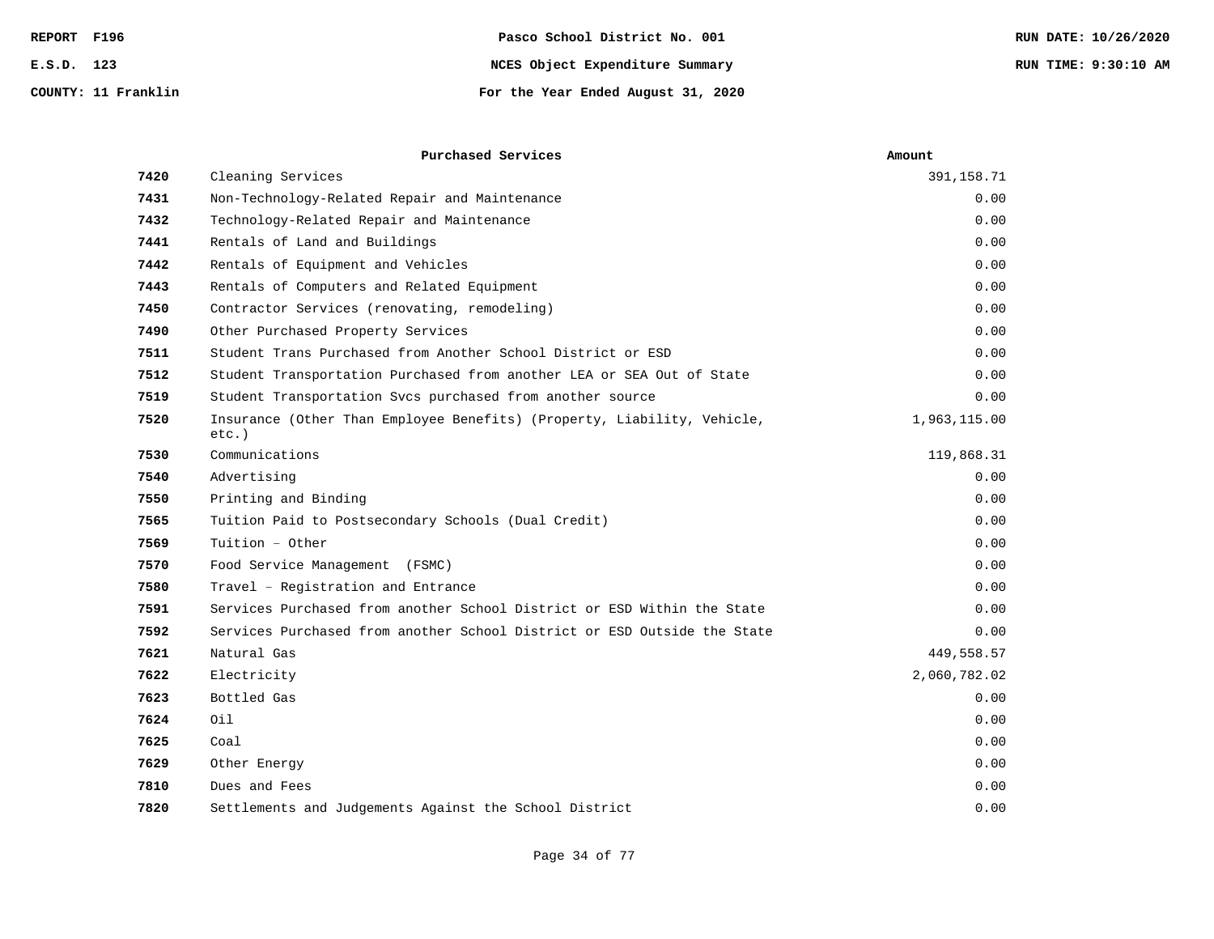REPORT F196
E.S.D. 123
COUNTY: 11 Franklin

Pasco School District No. 001

NCES Object Expenditure Summary

For the Year Ended August 31, 2020

RUN DATE: 10/26/2020
RUN TIME: 9:30:10 AM

| | Purchased Services | Amount |
|---|---|---|
| 7420 | Cleaning Services | 391,158.71 |
| 7431 | Non-Technology-Related Repair and Maintenance | 0.00 |
| 7432 | Technology-Related Repair and Maintenance | 0.00 |
| 7441 | Rentals of Land and Buildings | 0.00 |
| 7442 | Rentals of Equipment and Vehicles | 0.00 |
| 7443 | Rentals of Computers and Related Equipment | 0.00 |
| 7450 | Contractor Services (renovating, remodeling) | 0.00 |
| 7490 | Other Purchased Property Services | 0.00 |
| 7511 | Student Trans Purchased from Another School District or ESD | 0.00 |
| 7512 | Student Transportation Purchased from another LEA or SEA Out of State | 0.00 |
| 7519 | Student Transportation Svcs purchased from another source | 0.00 |
| 7520 | Insurance (Other Than Employee Benefits) (Property, Liability, Vehicle, etc.) | 1,963,115.00 |
| 7530 | Communications | 119,868.31 |
| 7540 | Advertising | 0.00 |
| 7550 | Printing and Binding | 0.00 |
| 7565 | Tuition Paid to Postsecondary Schools (Dual Credit) | 0.00 |
| 7569 | Tuition - Other | 0.00 |
| 7570 | Food Service Management (FSMC) | 0.00 |
| 7580 | Travel - Registration and Entrance | 0.00 |
| 7591 | Services Purchased from another School District or ESD Within the State | 0.00 |
| 7592 | Services Purchased from another School District or ESD Outside the State | 0.00 |
| 7621 | Natural Gas | 449,558.57 |
| 7622 | Electricity | 2,060,782.02 |
| 7623 | Bottled Gas | 0.00 |
| 7624 | Oil | 0.00 |
| 7625 | Coal | 0.00 |
| 7629 | Other Energy | 0.00 |
| 7810 | Dues and Fees | 0.00 |
| 7820 | Settlements and Judgements Against the School District | 0.00 |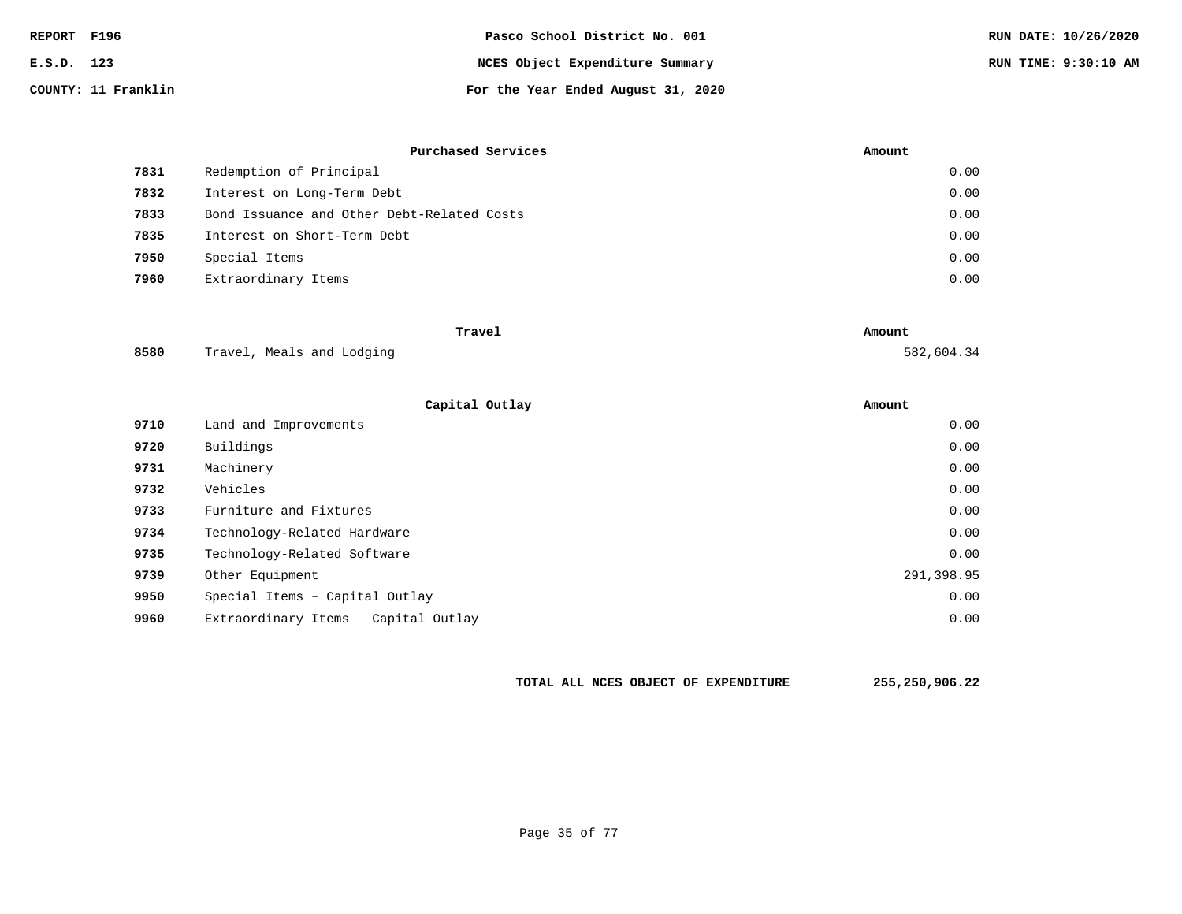| | Purchased Services | Amount |
|---|---|---|
| 7831 | Redemption of Principal | 0.00 |
| 7832 | Interest on Long-Term Debt | 0.00 |
| 7833 | Bond Issuance and Other Debt-Related Costs | 0.00 |
| 7835 | Interest on Short-Term Debt | 0.00 |
| 7950 | Special Items | 0.00 |
| 7960 | Extraordinary Items | 0.00 |

| | Travel | Amount |
|---|---|---|
| 8580 | Travel, Meals and Lodging | 582,604.34 |

| | Capital Outlay | Amount |
|---|---|---|
| 9710 | Land and Improvements | 0.00 |
| 9720 | Buildings | 0.00 |
| 9731 | Machinery | 0.00 |
| 9732 | Vehicles | 0.00 |
| 9733 | Furniture and Fixtures | 0.00 |
| 9734 | Technology-Related Hardware | 0.00 |
| 9735 | Technology-Related Software | 0.00 |
| 9739 | Other Equipment | 291,398.95 |
| 9950 | Special Items – Capital Outlay | 0.00 |
| 9960 | Extraordinary Items – Capital Outlay | 0.00 |

**TOTAL ALL NCES OBJECT OF EXPENDITURE 255,250,906.22**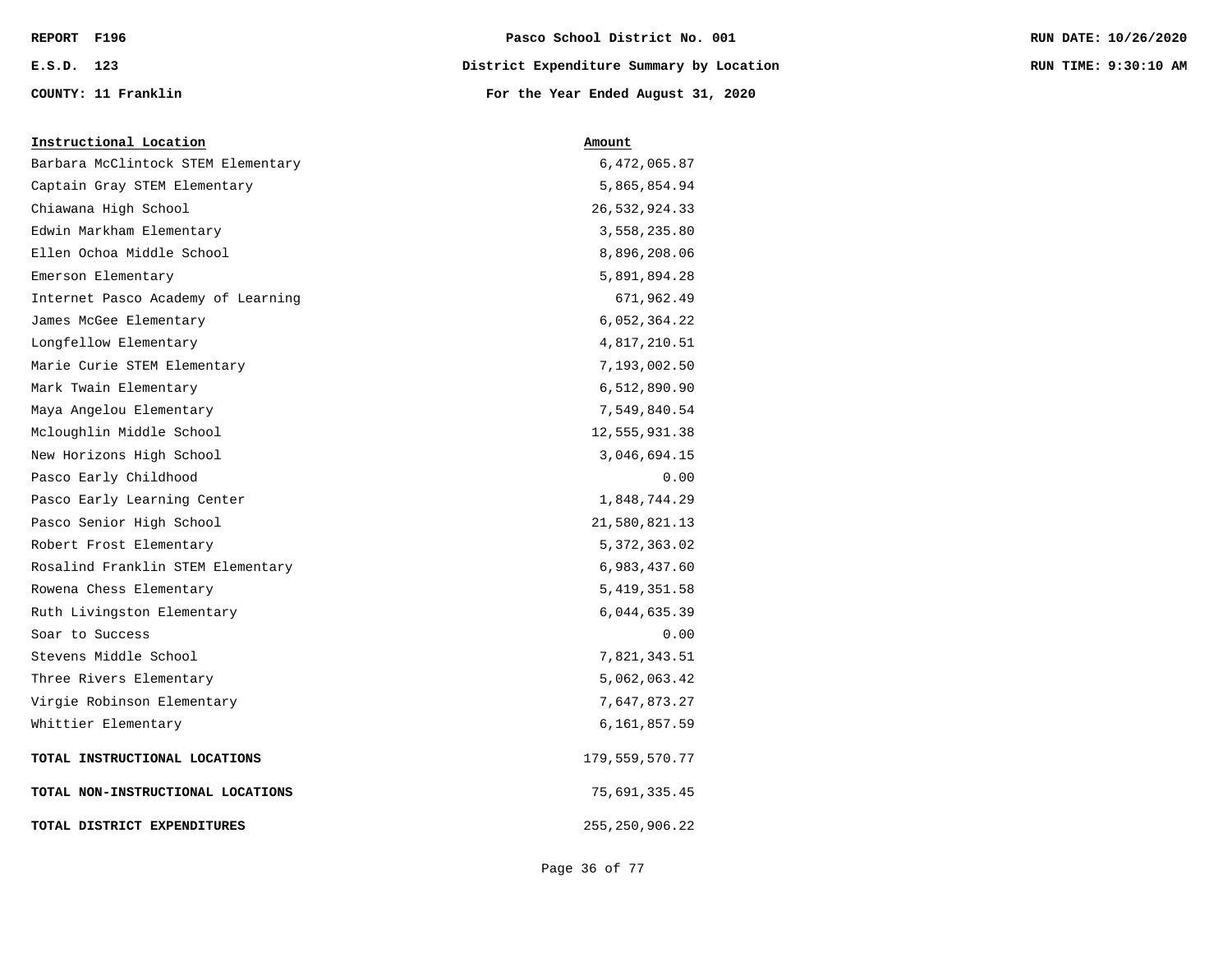REPORT F196 | Pasco School District No. 001 | RUN DATE: 10/26/2020

E.S.D. 123 | District Expenditure Summary by Location | RUN TIME: 9:30:10 AM

COUNTY: 11 Franklin | For the Year Ended August 31, 2020

| Instructional Location | Amount |
|---|---|
| Barbara McClintock STEM Elementary | 6,472,065.87 |
| Captain Gray STEM Elementary | 5,865,854.94 |
| Chiawana High School | 26,532,924.33 |
| Edwin Markham Elementary | 3,558,235.80 |
| Ellen Ochoa Middle School | 8,896,208.06 |
| Emerson Elementary | 5,891,894.28 |
| Internet Pasco Academy of Learning | 671,962.49 |
| James McGee Elementary | 6,052,364.22 |
| Longfellow Elementary | 4,817,210.51 |
| Marie Curie STEM Elementary | 7,193,002.50 |
| Mark Twain Elementary | 6,512,890.90 |
| Maya Angelou Elementary | 7,549,840.54 |
| Mcloughlin Middle School | 12,555,931.38 |
| New Horizons High School | 3,046,694.15 |
| Pasco Early Childhood | 0.00 |
| Pasco Early Learning Center | 1,848,744.29 |
| Pasco Senior High School | 21,580,821.13 |
| Robert Frost Elementary | 5,372,363.02 |
| Rosalind Franklin STEM Elementary | 6,983,437.60 |
| Rowena Chess Elementary | 5,419,351.58 |
| Ruth Livingston Elementary | 6,044,635.39 |
| Soar to Success | 0.00 |
| Stevens Middle School | 7,821,343.51 |
| Three Rivers Elementary | 5,062,063.42 |
| Virgie Robinson Elementary | 7,647,873.27 |
| Whittier Elementary | 6,161,857.59 |
| **TOTAL INSTRUCTIONAL LOCATIONS** | 179,559,570.77 |
| **TOTAL NON-INSTRUCTIONAL LOCATIONS** | 75,691,335.45 |
| **TOTAL DISTRICT EXPENDITURES** | 255,250,906.22 |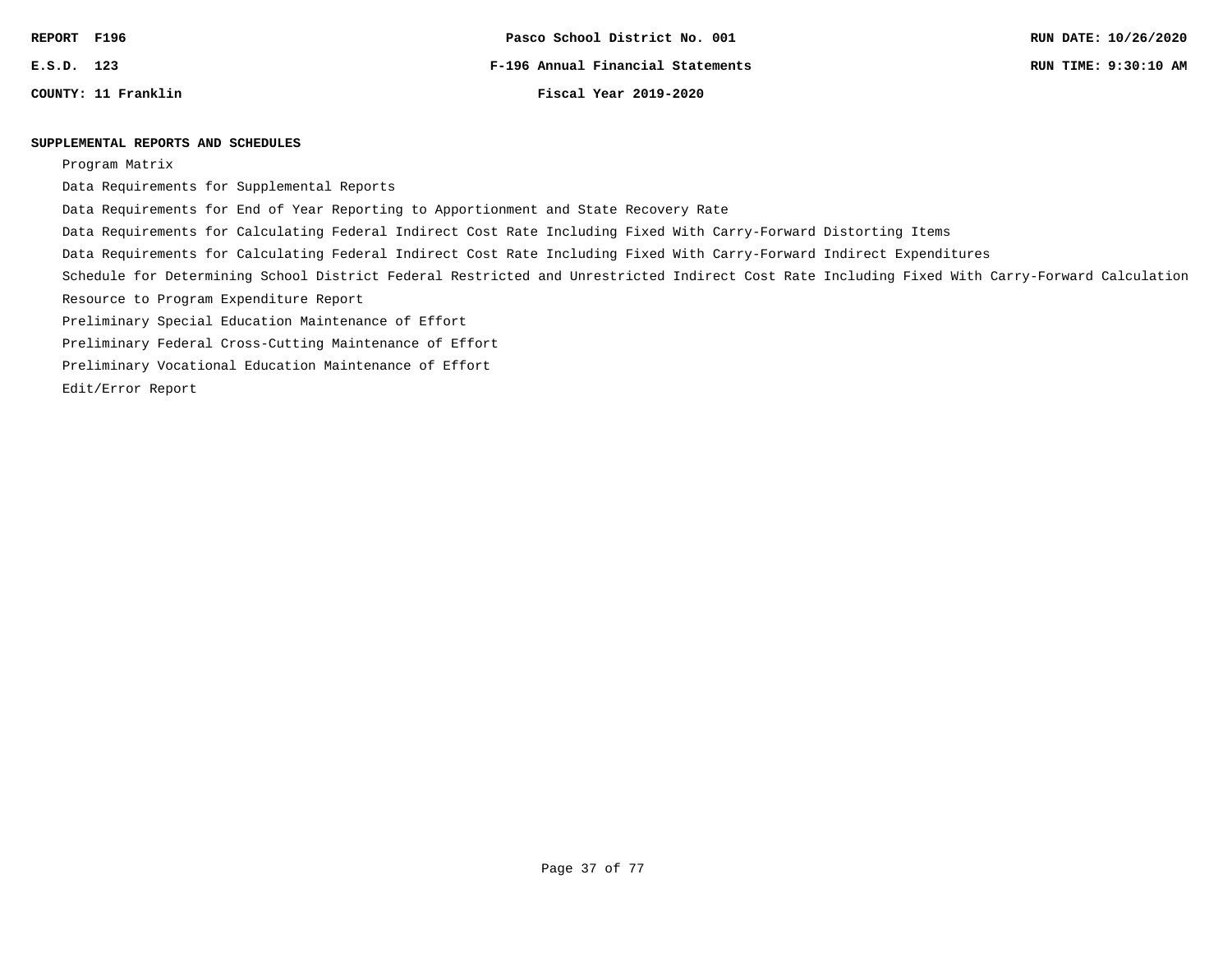## SUPPLEMENTAL REPORTS AND SCHEDULES

- Program Matrix
- Data Requirements for Supplemental Reports
- Data Requirements for End of Year Reporting to Apportionment and State Recovery Rate
- Data Requirements for Calculating Federal Indirect Cost Rate Including Fixed With Carry-Forward Distorting Items
- Data Requirements for Calculating Federal Indirect Cost Rate Including Fixed With Carry-Forward Indirect Expenditures
- Schedule for Determining School District Federal Restricted and Unrestricted Indirect Cost Rate Including Fixed With Carry-Forward Calculation
- Resource to Program Expenditure Report
- Preliminary Special Education Maintenance of Effort
- Preliminary Federal Cross-Cutting Maintenance of Effort
- Preliminary Vocational Education Maintenance of Effort
- Edit/Error Report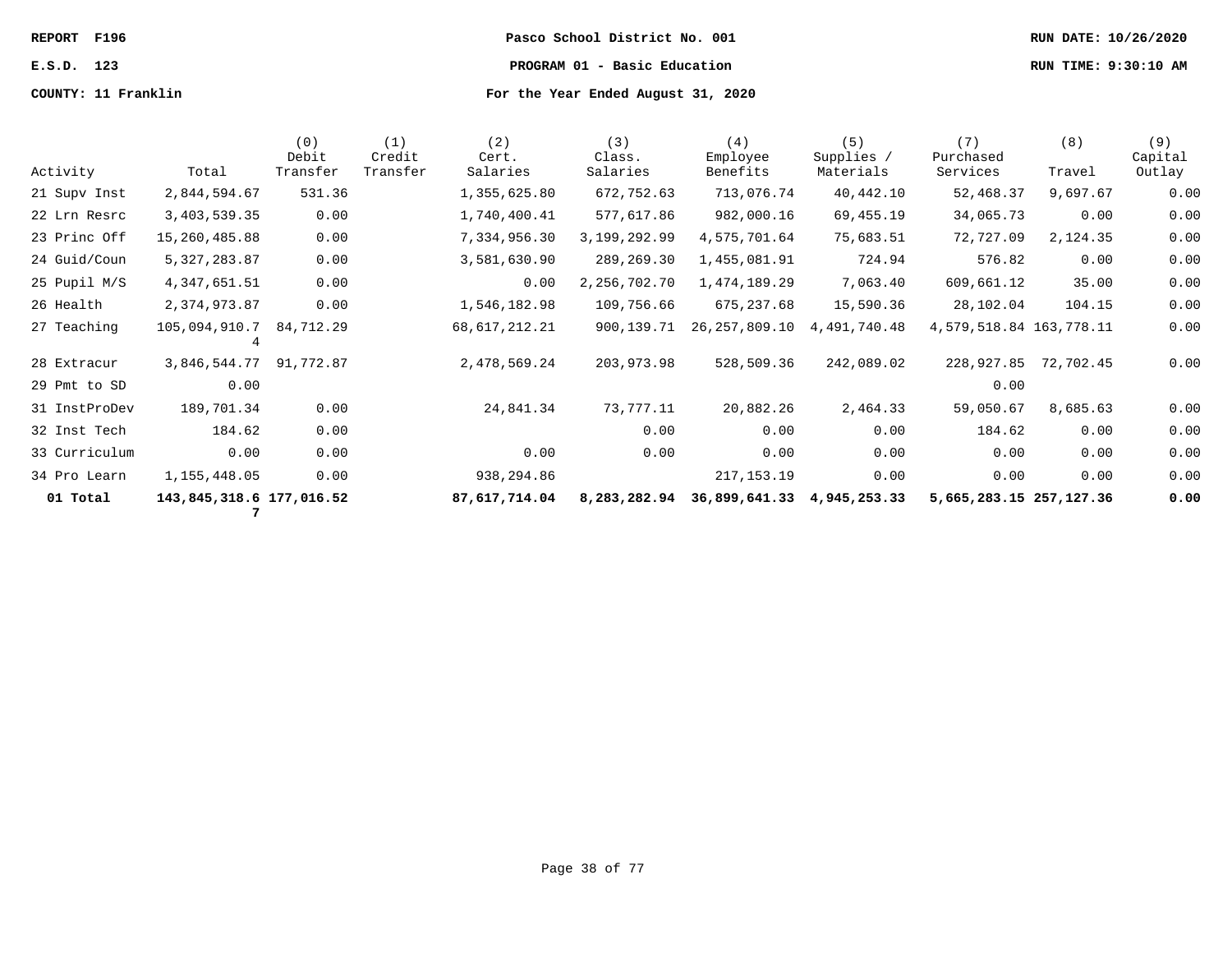**REPORT F196** | **Pasco School District No. 001** | **RUN DATE: 10/26/2020**

**E.S.D. 123** | **PROGRAM 01 - Basic Education** | **RUN TIME: 9:30:10 AM**

**COUNTY: 11 Franklin** | **For the Year Ended August 31, 2020**

| Activity | Total | (0) Debit Transfer | (1) Credit Transfer | (2) Cert. Salaries | (3) Class. Salaries | (4) Employee Benefits | (5) Supplies / Materials | (7) Purchased Services | (8) Travel | (9) Capital Outlay |
|---|---|---|---|---|---|---|---|---|---|---|
| 21 Supv Inst | 2,844,594.67 | 531.36 | | 1,355,625.80 | 672,752.63 | 713,076.74 | 40,442.10 | 52,468.37 | 9,697.67 | 0.00 |
| 22 Lrn Resrc | 3,403,539.35 | 0.00 | | 1,740,400.41 | 577,617.86 | 982,000.16 | 69,455.19 | 34,065.73 | 0.00 | 0.00 |
| 23 Princ Off | 15,260,485.88 | 0.00 | | 7,334,956.30 | 3,199,292.99 | 4,575,701.64 | 75,683.51 | 72,727.09 | 2,124.35 | 0.00 |
| 24 Guid/Coun | 5,327,283.87 | 0.00 | | 3,581,630.90 | 289,269.30 | 1,455,081.91 | 724.94 | 576.82 | 0.00 | 0.00 |
| 25 Pupil M/S | 4,347,651.51 | 0.00 | | 0.00 | 2,256,702.70 | 1,474,189.29 | 7,063.40 | 609,661.12 | 35.00 | 0.00 |
| 26 Health | 2,374,973.87 | 0.00 | | 1,546,182.98 | 109,756.66 | 675,237.68 | 15,590.36 | 28,102.04 | 104.15 | 0.00 |
| 27 Teaching | 105,094,910.74 | 84,712.29 | | 68,617,212.21 | 900,139.71 | 26,257,809.10 | 4,491,740.48 | 4,579,518.84 | 163,778.11 | 0.00 |
| 28 Extracur | 3,846,544.77 | 91,772.87 | | 2,478,569.24 | 203,973.98 | 528,509.36 | 242,089.02 | 228,927.85 | 72,702.45 | 0.00 |
| 29 Pmt to SD | 0.00 | | | | | | | 0.00 | | |
| 31 InstProDev | 189,701.34 | 0.00 | | 24,841.34 | 73,777.11 | 20,882.26 | 2,464.33 | 59,050.67 | 8,685.63 | 0.00 |
| 32 Inst Tech | 184.62 | 0.00 | | | 0.00 | 0.00 | 0.00 | 184.62 | 0.00 | 0.00 |
| 33 Curriculum | 0.00 | 0.00 | | 0.00 | 0.00 | 0.00 | 0.00 | 0.00 | 0.00 | 0.00 |
| 34 Pro Learn | 1,155,448.05 | 0.00 | | 938,294.86 | | 217,153.19 | 0.00 | 0.00 | 0.00 | 0.00 |
| **01 Total** | **143,845,318.67** | **177,016.52** | | **87,617,714.04** | **8,283,282.94** | **36,899,641.33** | **4,945,253.33** | **5,665,283.15** | **257,127.36** | **0.00** |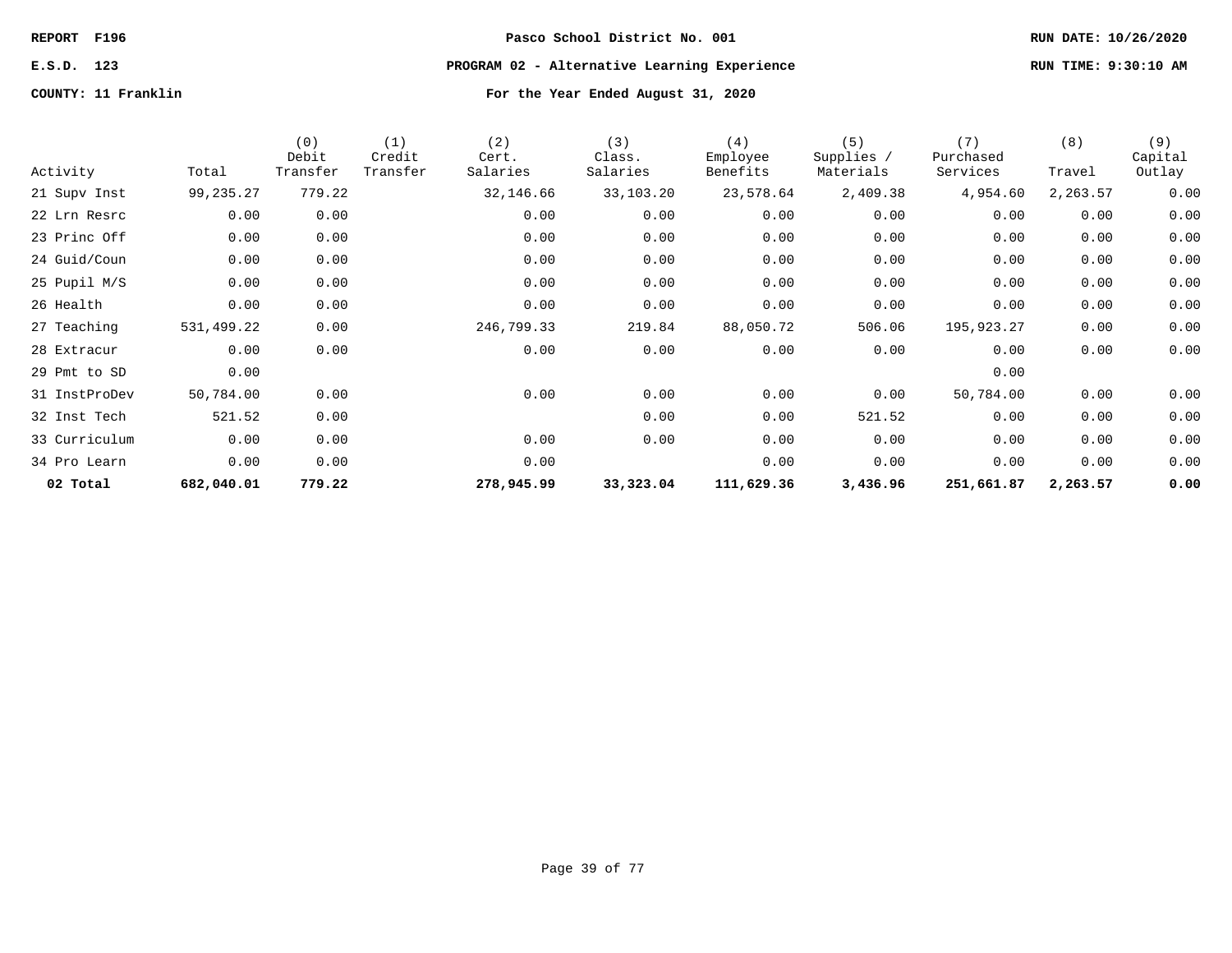**REPORT F196** | **Pasco School District No. 001** | **RUN DATE: 10/26/2020**

**E.S.D. 123** | **PROGRAM 02 - Alternative Learning Experience** | **RUN TIME: 9:30:10 AM**

**COUNTY: 11 Franklin** | **For the Year Ended August 31, 2020**

| Activity | Total | (0) Debit Transfer | (1) Credit Transfer | (2) Cert. Salaries | (3) Class. Salaries | (4) Employee Benefits | (5) Supplies / Materials | (7) Purchased Services | (8) Travel | (9) Capital Outlay |
|---|---|---|---|---|---|---|---|---|---|---|
| 21 Supv Inst | 99,235.27 | 779.22 | | 32,146.66 | 33,103.20 | 23,578.64 | 2,409.38 | 4,954.60 | 2,263.57 | 0.00 |
| 22 Lrn Resrc | 0.00 | 0.00 | | 0.00 | 0.00 | 0.00 | 0.00 | 0.00 | 0.00 | 0.00 |
| 23 Princ Off | 0.00 | 0.00 | | 0.00 | 0.00 | 0.00 | 0.00 | 0.00 | 0.00 | 0.00 |
| 24 Guid/Coun | 0.00 | 0.00 | | 0.00 | 0.00 | 0.00 | 0.00 | 0.00 | 0.00 | 0.00 |
| 25 Pupil M/S | 0.00 | 0.00 | | 0.00 | 0.00 | 0.00 | 0.00 | 0.00 | 0.00 | 0.00 |
| 26 Health | 0.00 | 0.00 | | 0.00 | 0.00 | 0.00 | 0.00 | 0.00 | 0.00 | 0.00 |
| 27 Teaching | 531,499.22 | 0.00 | | 246,799.33 | 219.84 | 88,050.72 | 506.06 | 195,923.27 | 0.00 | 0.00 |
| 28 Extracur | 0.00 | 0.00 | | 0.00 | 0.00 | 0.00 | 0.00 | 0.00 | 0.00 | 0.00 |
| 29 Pmt to SD | 0.00 | | | | | | | 0.00 | | |
| 31 InstProDev | 50,784.00 | 0.00 | | 0.00 | 0.00 | 0.00 | 0.00 | 50,784.00 | 0.00 | 0.00 |
| 32 Inst Tech | 521.52 | 0.00 | | | 0.00 | 0.00 | 521.52 | 0.00 | 0.00 | 0.00 |
| 33 Curriculum | 0.00 | 0.00 | | 0.00 | 0.00 | 0.00 | 0.00 | 0.00 | 0.00 | 0.00 |
| 34 Pro Learn | 0.00 | 0.00 | | 0.00 | | 0.00 | 0.00 | 0.00 | 0.00 | 0.00 |
| **02 Total** | **682,040.01** | **779.22** | | **278,945.99** | **33,323.04** | **111,629.36** | **3,436.96** | **251,661.87** | **2,263.57** | **0.00** |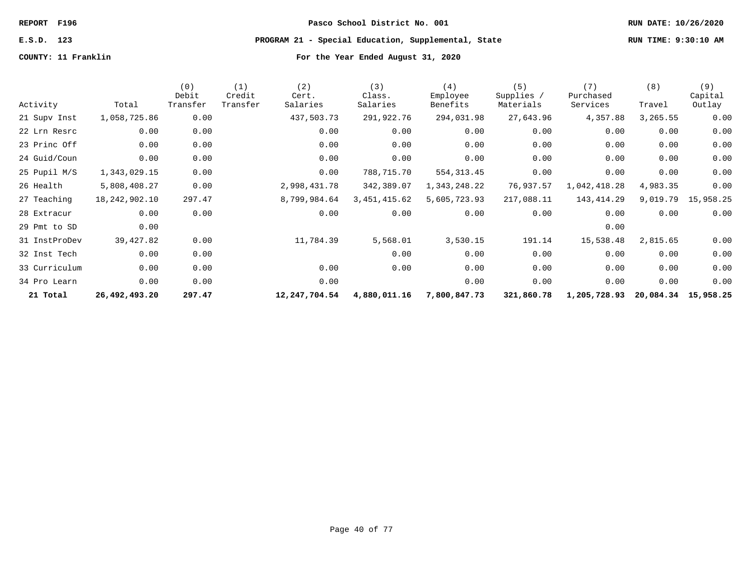**REPORT F196** — **Pasco School District No. 001** — **RUN DATE: 10/26/2020**

**E.S.D. 123** — **PROGRAM 21 - Special Education, Supplemental, State** — **RUN TIME: 9:30:10 AM**

**COUNTY: 11 Franklin** — **For the Year Ended August 31, 2020**

| Activity | Total | (0) Debit Transfer | (1) Credit Transfer | (2) Cert. Salaries | (3) Class. Salaries | (4) Employee Benefits | (5) Supplies / Materials | (7) Purchased Services | (8) Travel | (9) Capital Outlay |
|---|---|---|---|---|---|---|---|---|---|---|
| 21 Supv Inst | 1,058,725.86 | 0.00 | | 437,503.73 | 291,922.76 | 294,031.98 | 27,643.96 | 4,357.88 | 3,265.55 | 0.00 |
| 22 Lrn Resrc | 0.00 | 0.00 | | 0.00 | 0.00 | 0.00 | 0.00 | 0.00 | 0.00 | 0.00 |
| 23 Princ Off | 0.00 | 0.00 | | 0.00 | 0.00 | 0.00 | 0.00 | 0.00 | 0.00 | 0.00 |
| 24 Guid/Coun | 0.00 | 0.00 | | 0.00 | 0.00 | 0.00 | 0.00 | 0.00 | 0.00 | 0.00 |
| 25 Pupil M/S | 1,343,029.15 | 0.00 | | 0.00 | 788,715.70 | 554,313.45 | 0.00 | 0.00 | 0.00 | 0.00 |
| 26 Health | 5,808,408.27 | 0.00 | | 2,998,431.78 | 342,389.07 | 1,343,248.22 | 76,937.57 | 1,042,418.28 | 4,983.35 | 0.00 |
| 27 Teaching | 18,242,902.10 | 297.47 | | 8,799,984.64 | 3,451,415.62 | 5,605,723.93 | 217,088.11 | 143,414.29 | 9,019.79 | 15,958.25 |
| 28 Extracur | 0.00 | 0.00 | | 0.00 | 0.00 | 0.00 | 0.00 | 0.00 | 0.00 | 0.00 |
| 29 Pmt to SD | 0.00 | | | | | | | 0.00 | | |
| 31 InstProDev | 39,427.82 | 0.00 | | 11,784.39 | 5,568.01 | 3,530.15 | 191.14 | 15,538.48 | 2,815.65 | 0.00 |
| 32 Inst Tech | 0.00 | 0.00 | | | 0.00 | 0.00 | 0.00 | 0.00 | 0.00 | 0.00 |
| 33 Curriculum | 0.00 | 0.00 | | 0.00 | 0.00 | 0.00 | 0.00 | 0.00 | 0.00 | 0.00 |
| 34 Pro Learn | 0.00 | 0.00 | | 0.00 | | 0.00 | 0.00 | 0.00 | 0.00 | 0.00 |
| **21 Total** | **26,492,493.20** | **297.47** | | **12,247,704.54** | **4,880,011.16** | **7,800,847.73** | **321,860.78** | **1,205,728.93** | **20,084.34** | **15,958.25** |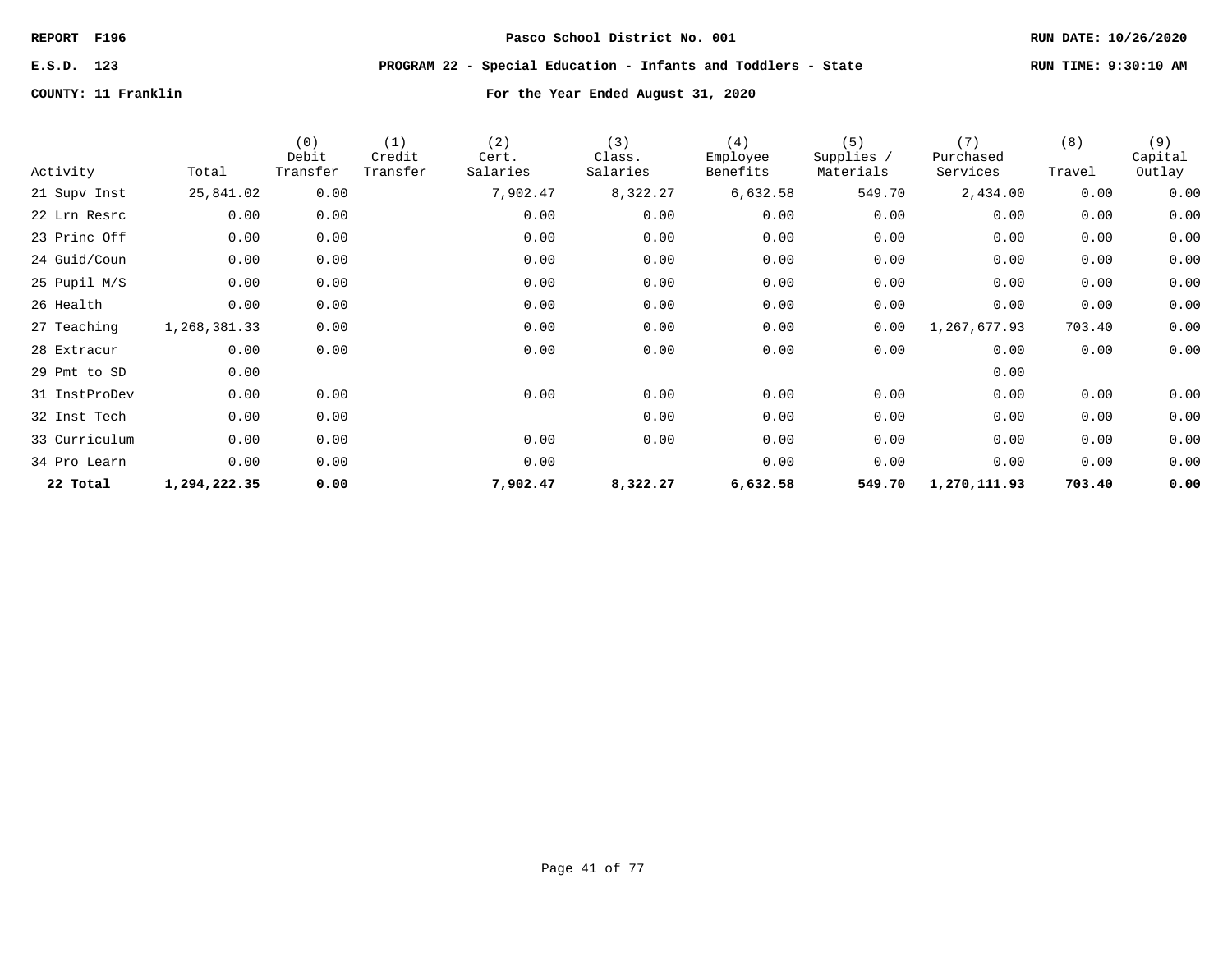REPORT F196 | Pasco School District No. 001 | RUN DATE: 10/26/2020

E.S.D. 123 | PROGRAM 22 - Special Education - Infants and Toddlers - State | RUN TIME: 9:30:10 AM

COUNTY: 11 Franklin | For the Year Ended August 31, 2020

| Activity | Total | (0) Debit Transfer | (1) Credit Transfer | (2) Cert. Salaries | (3) Class. Salaries | (4) Employee Benefits | (5) Supplies / Materials | (7) Purchased Services | (8) Travel | (9) Capital Outlay |
|---|---|---|---|---|---|---|---|---|---|---|
| 21 Supv Inst | 25,841.02 | 0.00 | | 7,902.47 | 8,322.27 | 6,632.58 | 549.70 | 2,434.00 | 0.00 | 0.00 |
| 22 Lrn Resrc | 0.00 | 0.00 | | 0.00 | 0.00 | 0.00 | 0.00 | 0.00 | 0.00 | 0.00 |
| 23 Princ Off | 0.00 | 0.00 | | 0.00 | 0.00 | 0.00 | 0.00 | 0.00 | 0.00 | 0.00 |
| 24 Guid/Coun | 0.00 | 0.00 | | 0.00 | 0.00 | 0.00 | 0.00 | 0.00 | 0.00 | 0.00 |
| 25 Pupil M/S | 0.00 | 0.00 | | 0.00 | 0.00 | 0.00 | 0.00 | 0.00 | 0.00 | 0.00 |
| 26 Health | 0.00 | 0.00 | | 0.00 | 0.00 | 0.00 | 0.00 | 0.00 | 0.00 | 0.00 |
| 27 Teaching | 1,268,381.33 | 0.00 | | 0.00 | 0.00 | 0.00 | 0.00 | 1,267,677.93 | 703.40 | 0.00 |
| 28 Extracur | 0.00 | 0.00 | | 0.00 | 0.00 | 0.00 | 0.00 | 0.00 | 0.00 | 0.00 |
| 29 Pmt to SD | 0.00 | | | | | | | 0.00 | | |
| 31 InstProDev | 0.00 | 0.00 | | 0.00 | 0.00 | 0.00 | 0.00 | 0.00 | 0.00 | 0.00 |
| 32 Inst Tech | 0.00 | 0.00 | | | 0.00 | 0.00 | 0.00 | 0.00 | 0.00 | 0.00 |
| 33 Curriculum | 0.00 | 0.00 | | 0.00 | 0.00 | 0.00 | 0.00 | 0.00 | 0.00 | 0.00 |
| 34 Pro Learn | 0.00 | 0.00 | | 0.00 | | 0.00 | 0.00 | 0.00 | 0.00 | 0.00 |
| **22 Total** | **1,294,222.35** | **0.00** | | **7,902.47** | **8,322.27** | **6,632.58** | **549.70** | **1,270,111.93** | **703.40** | **0.00** |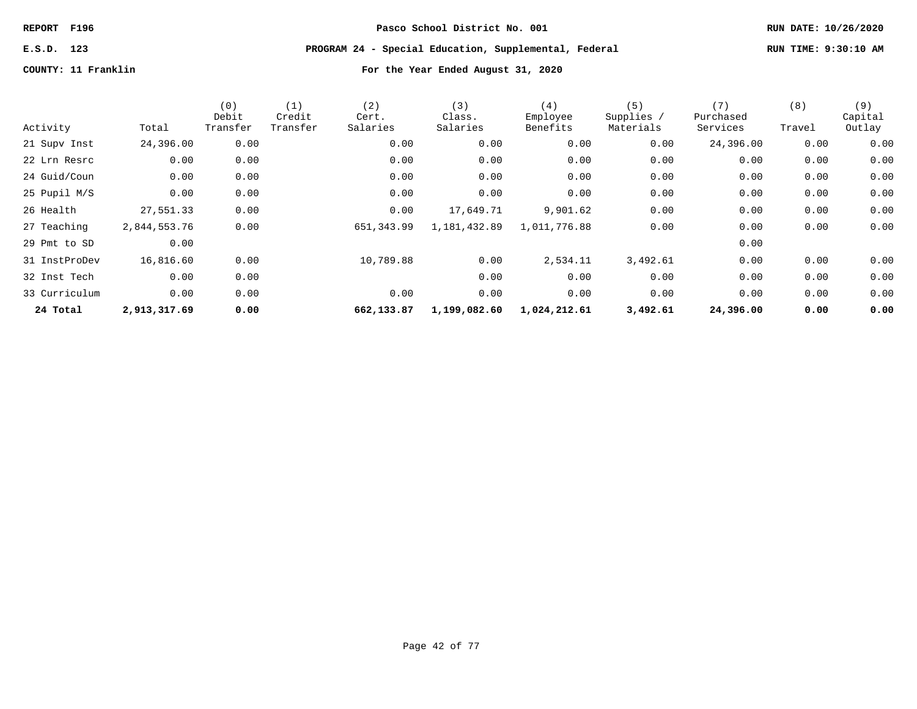**REPORT F196** | **Pasco School District No. 001** | **RUN DATE: 10/26/2020**

**E.S.D. 123** | **PROGRAM 24 - Special Education, Supplemental, Federal** | **RUN TIME: 9:30:10 AM**

**COUNTY: 11 Franklin** | **For the Year Ended August 31, 2020**

| Activity | Total | (0) Debit Transfer | (1) Credit Transfer | (2) Cert. Salaries | (3) Class. Salaries | (4) Employee Benefits | (5) Supplies / Materials | (7) Purchased Services | (8) Travel | (9) Capital Outlay |
|---|---|---|---|---|---|---|---|---|---|---|
| 21 Supv Inst | 24,396.00 | 0.00 | | 0.00 | 0.00 | 0.00 | 0.00 | 24,396.00 | 0.00 | 0.00 |
| 22 Lrn Resrc | 0.00 | 0.00 | | 0.00 | 0.00 | 0.00 | 0.00 | 0.00 | 0.00 | 0.00 |
| 24 Guid/Coun | 0.00 | 0.00 | | 0.00 | 0.00 | 0.00 | 0.00 | 0.00 | 0.00 | 0.00 |
| 25 Pupil M/S | 0.00 | 0.00 | | 0.00 | 0.00 | 0.00 | 0.00 | 0.00 | 0.00 | 0.00 |
| 26 Health | 27,551.33 | 0.00 | | 0.00 | 17,649.71 | 9,901.62 | 0.00 | 0.00 | 0.00 | 0.00 |
| 27 Teaching | 2,844,553.76 | 0.00 | | 651,343.99 | 1,181,432.89 | 1,011,776.88 | 0.00 | 0.00 | 0.00 | 0.00 |
| 29 Pmt to SD | 0.00 | | | | | | | 0.00 | | |
| 31 InstProDev | 16,816.60 | 0.00 | | 10,789.88 | 0.00 | 2,534.11 | 3,492.61 | 0.00 | 0.00 | 0.00 |
| 32 Inst Tech | 0.00 | 0.00 | | | 0.00 | 0.00 | 0.00 | 0.00 | 0.00 | 0.00 |
| 33 Curriculum | 0.00 | 0.00 | | 0.00 | 0.00 | 0.00 | 0.00 | 0.00 | 0.00 | 0.00 |
| **24 Total** | **2,913,317.69** | **0.00** | | **662,133.87** | **1,199,082.60** | **1,024,212.61** | **3,492.61** | **24,396.00** | **0.00** | **0.00** |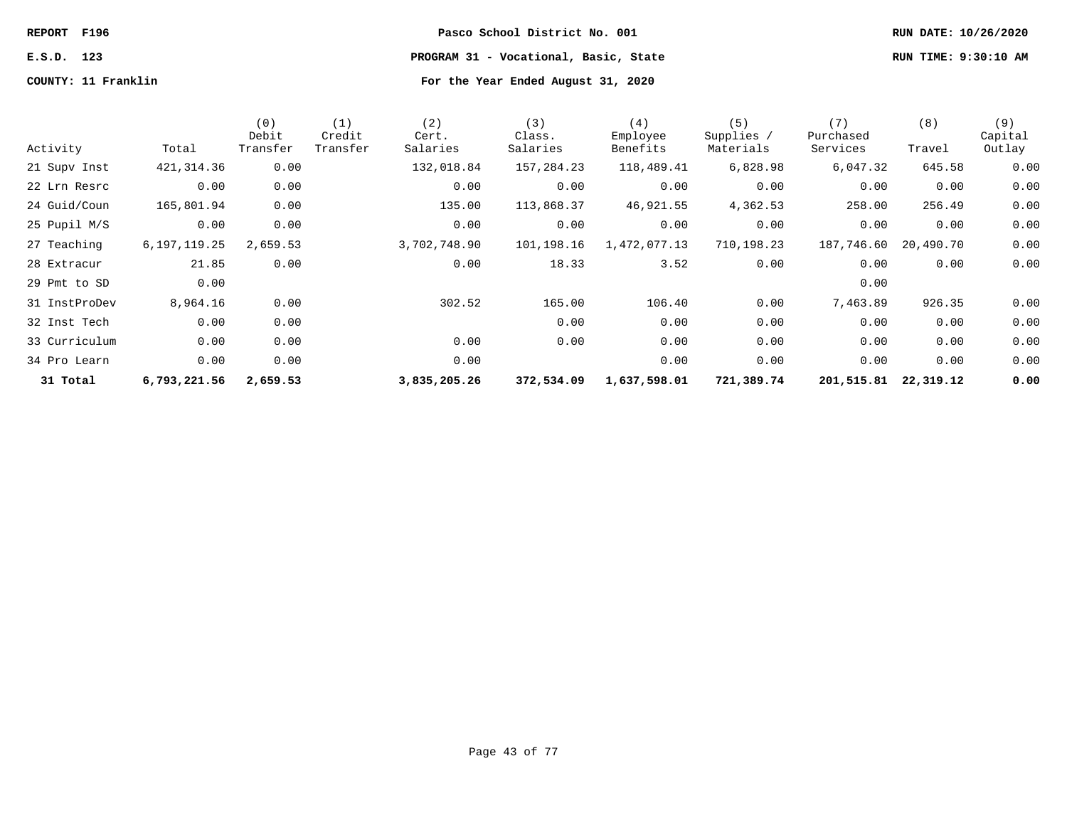REPORT F196 | Pasco School District No. 001 | RUN DATE: 10/26/2020

E.S.D. 123 | PROGRAM 31 - Vocational, Basic, State | RUN TIME: 9:30:10 AM

COUNTY: 11 Franklin | For the Year Ended August 31, 2020

| Activity | Total | (0) Debit Transfer | (1) Credit Transfer | (2) Cert. Salaries | (3) Class. Salaries | (4) Employee Benefits | (5) Supplies / Materials | (7) Purchased Services | (8) Travel | (9) Capital Outlay |
|---|---|---|---|---|---|---|---|---|---|---|
| 21 Supv Inst | 421,314.36 | 0.00 | | 132,018.84 | 157,284.23 | 118,489.41 | 6,828.98 | 6,047.32 | 645.58 | 0.00 |
| 22 Lrn Resrc | 0.00 | 0.00 | | 0.00 | 0.00 | 0.00 | 0.00 | 0.00 | 0.00 | 0.00 |
| 24 Guid/Coun | 165,801.94 | 0.00 | | 135.00 | 113,868.37 | 46,921.55 | 4,362.53 | 258.00 | 256.49 | 0.00 |
| 25 Pupil M/S | 0.00 | 0.00 | | 0.00 | 0.00 | 0.00 | 0.00 | 0.00 | 0.00 | 0.00 |
| 27 Teaching | 6,197,119.25 | 2,659.53 | | 3,702,748.90 | 101,198.16 | 1,472,077.13 | 710,198.23 | 187,746.60 | 20,490.70 | 0.00 |
| 28 Extracur | 21.85 | 0.00 | | 0.00 | 18.33 | 3.52 | 0.00 | 0.00 | 0.00 | 0.00 |
| 29 Pmt to SD | 0.00 | | | | | | | 0.00 | | |
| 31 InstProDev | 8,964.16 | 0.00 | | 302.52 | 165.00 | 106.40 | 0.00 | 7,463.89 | 926.35 | 0.00 |
| 32 Inst Tech | 0.00 | 0.00 | | | 0.00 | 0.00 | 0.00 | 0.00 | 0.00 | 0.00 |
| 33 Curriculum | 0.00 | 0.00 | | 0.00 | 0.00 | 0.00 | 0.00 | 0.00 | 0.00 | 0.00 |
| 34 Pro Learn | 0.00 | 0.00 | | 0.00 | | 0.00 | 0.00 | 0.00 | 0.00 | 0.00 |
| **31 Total** | **6,793,221.56** | **2,659.53** | | **3,835,205.26** | **372,534.09** | **1,637,598.01** | **721,389.74** | **201,515.81** | **22,319.12** | **0.00** |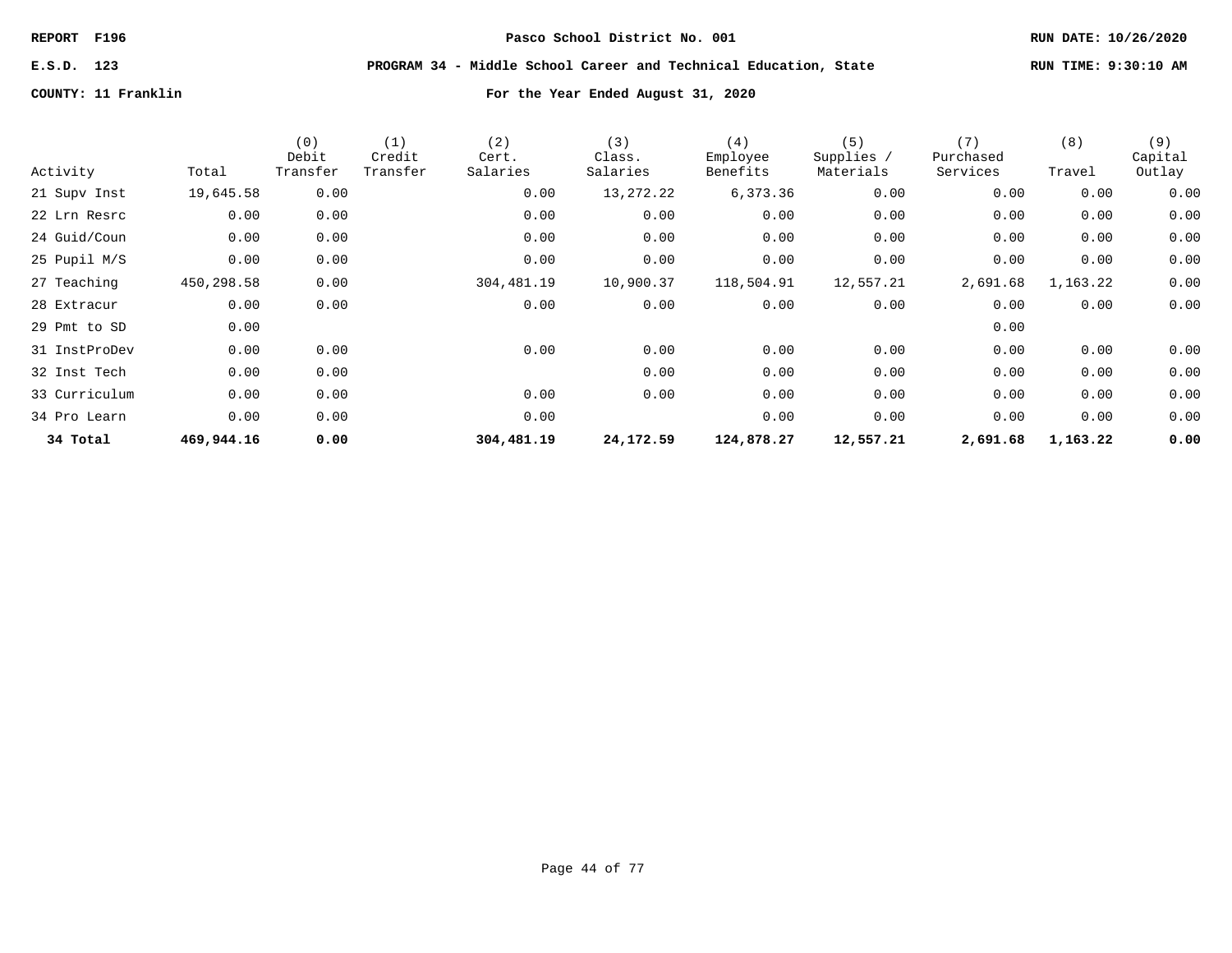REPORT F196 | Pasco School District No. 001 | RUN DATE: 10/26/2020

E.S.D. 123 | PROGRAM 34 - Middle School Career and Technical Education, State | RUN TIME: 9:30:10 AM

COUNTY: 11 Franklin | For the Year Ended August 31, 2020

| Activity | Total | (0) Debit Transfer | (1) Credit Transfer | (2) Cert. Salaries | (3) Class. Salaries | (4) Employee Benefits | (5) Supplies / Materials | (7) Purchased Services | (8) Travel | (9) Capital Outlay |
|---|---|---|---|---|---|---|---|---|---|---|
| 21 Supv Inst | 19,645.58 | 0.00 | | 0.00 | 13,272.22 | 6,373.36 | 0.00 | 0.00 | 0.00 | 0.00 |
| 22 Lrn Resrc | 0.00 | 0.00 | | 0.00 | 0.00 | 0.00 | 0.00 | 0.00 | 0.00 | 0.00 |
| 24 Guid/Coun | 0.00 | 0.00 | | 0.00 | 0.00 | 0.00 | 0.00 | 0.00 | 0.00 | 0.00 |
| 25 Pupil M/S | 0.00 | 0.00 | | 0.00 | 0.00 | 0.00 | 0.00 | 0.00 | 0.00 | 0.00 |
| 27 Teaching | 450,298.58 | 0.00 | | 304,481.19 | 10,900.37 | 118,504.91 | 12,557.21 | 2,691.68 | 1,163.22 | 0.00 |
| 28 Extracur | 0.00 | 0.00 | | 0.00 | 0.00 | 0.00 | 0.00 | 0.00 | 0.00 | 0.00 |
| 29 Pmt to SD | 0.00 | | | | | | | 0.00 | | |
| 31 InstProDev | 0.00 | 0.00 | | 0.00 | 0.00 | 0.00 | 0.00 | 0.00 | 0.00 | 0.00 |
| 32 Inst Tech | 0.00 | 0.00 | | | 0.00 | 0.00 | 0.00 | 0.00 | 0.00 | 0.00 |
| 33 Curriculum | 0.00 | 0.00 | | 0.00 | 0.00 | 0.00 | 0.00 | 0.00 | 0.00 | 0.00 |
| 34 Pro Learn | 0.00 | 0.00 | | 0.00 | | 0.00 | 0.00 | 0.00 | 0.00 | 0.00 |
| **34 Total** | **469,944.16** | **0.00** | | **304,481.19** | **24,172.59** | **124,878.27** | **12,557.21** | **2,691.68** | **1,163.22** | **0.00** |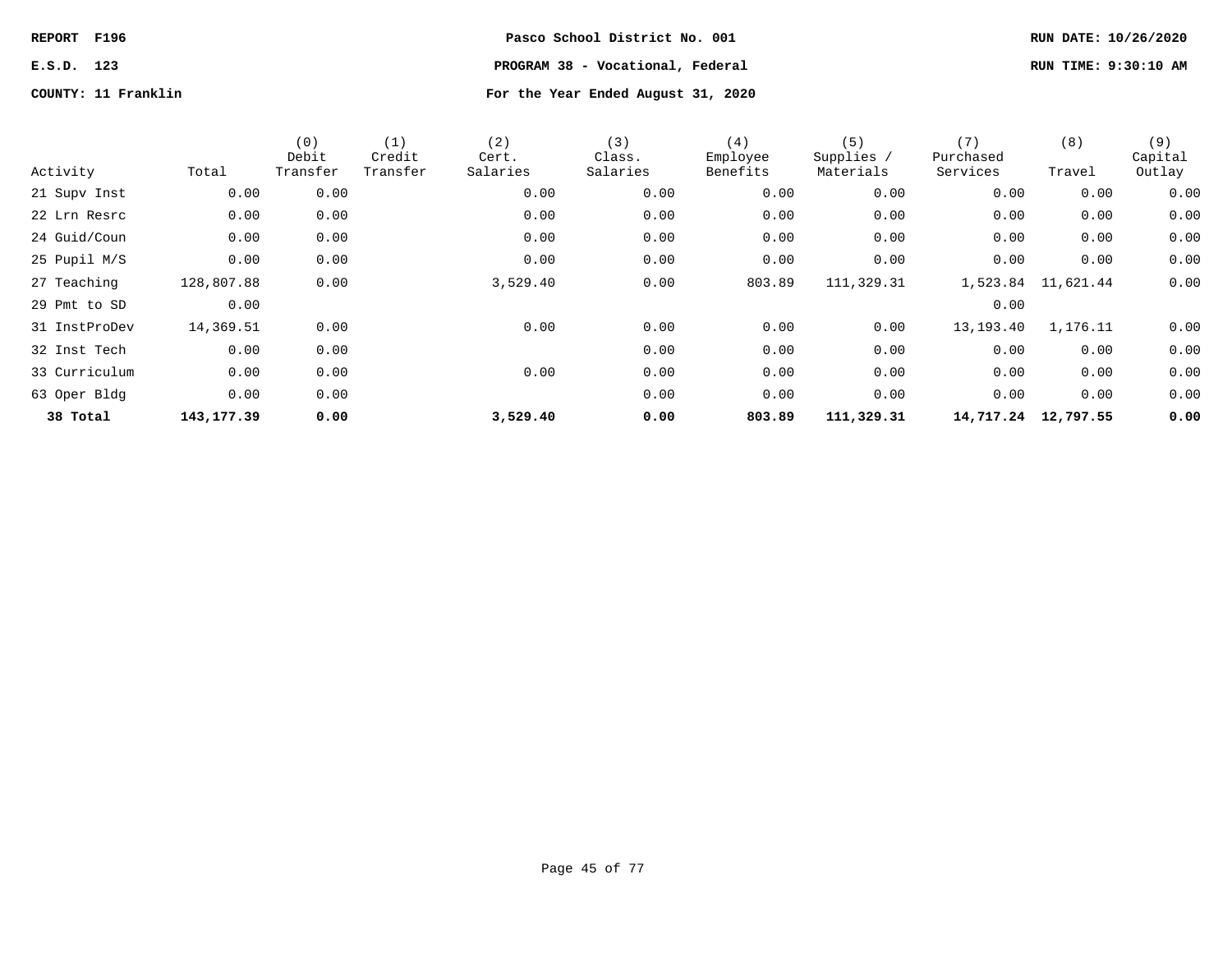REPORT F196 | Pasco School District No. 001 | RUN DATE: 10/26/2020

E.S.D. 123 | PROGRAM 38 - Vocational, Federal | RUN TIME: 9:30:10 AM

COUNTY: 11 Franklin | For the Year Ended August 31, 2020

| Activity | Total | (0) Debit Transfer | (1) Credit Transfer | (2) Cert. Salaries | (3) Class. Salaries | (4) Employee Benefits | (5) Supplies / Materials | (7) Purchased Services | (8) Travel | (9) Capital Outlay |
|---|---|---|---|---|---|---|---|---|---|---|
| 21 Supv Inst | 0.00 | 0.00 | | 0.00 | 0.00 | 0.00 | 0.00 | 0.00 | 0.00 | 0.00 |
| 22 Lrn Resrc | 0.00 | 0.00 | | 0.00 | 0.00 | 0.00 | 0.00 | 0.00 | 0.00 | 0.00 |
| 24 Guid/Coun | 0.00 | 0.00 | | 0.00 | 0.00 | 0.00 | 0.00 | 0.00 | 0.00 | 0.00 |
| 25 Pupil M/S | 0.00 | 0.00 | | 0.00 | 0.00 | 0.00 | 0.00 | 0.00 | 0.00 | 0.00 |
| 27 Teaching | 128,807.88 | 0.00 | | 3,529.40 | 0.00 | 803.89 | 111,329.31 | 1,523.84 | 11,621.44 | 0.00 |
| 29 Pmt to SD | 0.00 | | | | | | | 0.00 | | |
| 31 InstProDev | 14,369.51 | 0.00 | | 0.00 | 0.00 | 0.00 | 0.00 | 13,193.40 | 1,176.11 | 0.00 |
| 32 Inst Tech | 0.00 | 0.00 | | | 0.00 | 0.00 | 0.00 | 0.00 | 0.00 | 0.00 |
| 33 Curriculum | 0.00 | 0.00 | | 0.00 | 0.00 | 0.00 | 0.00 | 0.00 | 0.00 | 0.00 |
| 63 Oper Bldg | 0.00 | 0.00 | | | 0.00 | 0.00 | 0.00 | 0.00 | 0.00 | 0.00 |
| **38 Total** | **143,177.39** | **0.00** | | **3,529.40** | **0.00** | **803.89** | **111,329.31** | **14,717.24** | **12,797.55** | **0.00** |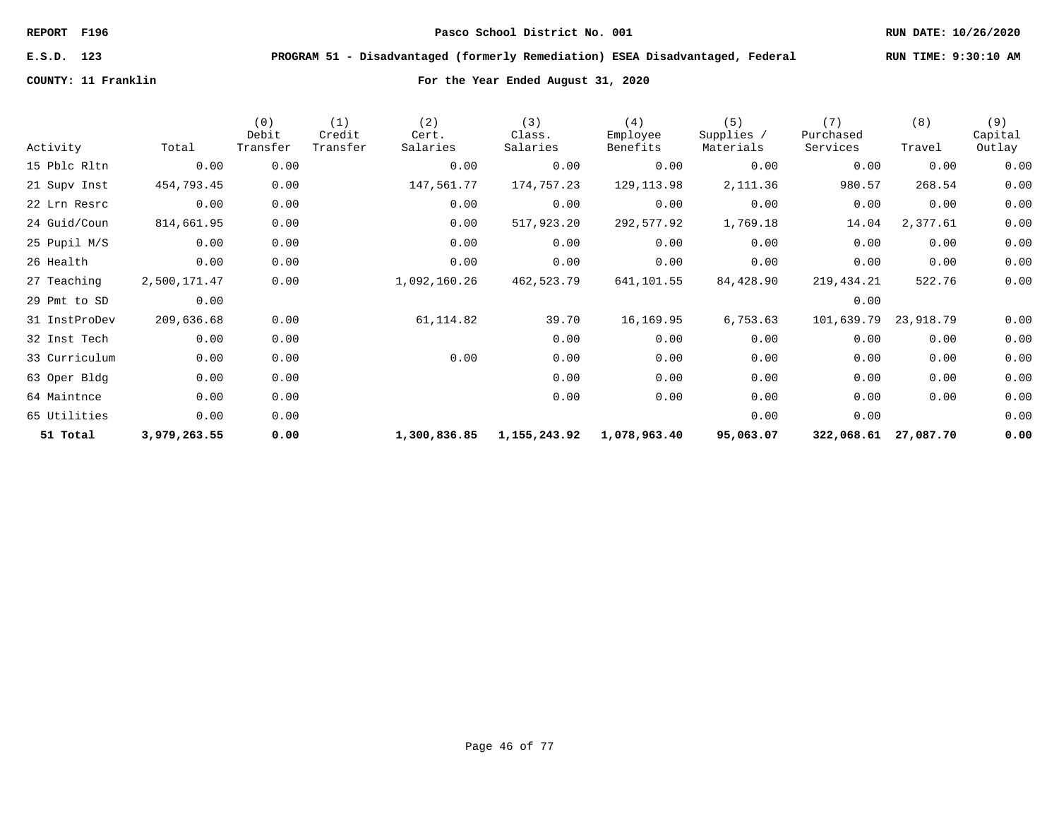REPORT F196 | Pasco School District No. 001 | RUN DATE: 10/26/2020

E.S.D. 123 | PROGRAM 51 - Disadvantaged (formerly Remediation) ESEA Disadvantaged, Federal | RUN TIME: 9:30:10 AM

COUNTY: 11 Franklin | For the Year Ended August 31, 2020

| Activity | Total | (0) Debit Transfer | (1) Credit Transfer | (2) Cert. Salaries | (3) Class. Salaries | (4) Employee Benefits | (5) Supplies / Materials | (7) Purchased Services | (8) Travel | (9) Capital Outlay |
|---|---|---|---|---|---|---|---|---|---|---|
| 15 Pblc Rltn | 0.00 | 0.00 | | 0.00 | 0.00 | 0.00 | 0.00 | 0.00 | 0.00 | 0.00 |
| 21 Supv Inst | 454,793.45 | 0.00 | | 147,561.77 | 174,757.23 | 129,113.98 | 2,111.36 | 980.57 | 268.54 | 0.00 |
| 22 Lrn Resrc | 0.00 | 0.00 | | 0.00 | 0.00 | 0.00 | 0.00 | 0.00 | 0.00 | 0.00 |
| 24 Guid/Coun | 814,661.95 | 0.00 | | 0.00 | 517,923.20 | 292,577.92 | 1,769.18 | 14.04 | 2,377.61 | 0.00 |
| 25 Pupil M/S | 0.00 | 0.00 | | 0.00 | 0.00 | 0.00 | 0.00 | 0.00 | 0.00 | 0.00 |
| 26 Health | 0.00 | 0.00 | | 0.00 | 0.00 | 0.00 | 0.00 | 0.00 | 0.00 | 0.00 |
| 27 Teaching | 2,500,171.47 | 0.00 | | 1,092,160.26 | 462,523.79 | 641,101.55 | 84,428.90 | 219,434.21 | 522.76 | 0.00 |
| 29 Pmt to SD | 0.00 | | | | | | | 0.00 | | |
| 31 InstProDev | 209,636.68 | 0.00 | | 61,114.82 | 39.70 | 16,169.95 | 6,753.63 | 101,639.79 | 23,918.79 | 0.00 |
| 32 Inst Tech | 0.00 | 0.00 | | | 0.00 | 0.00 | 0.00 | 0.00 | 0.00 | 0.00 |
| 33 Curriculum | 0.00 | 0.00 | | 0.00 | 0.00 | 0.00 | 0.00 | 0.00 | 0.00 | 0.00 |
| 63 Oper Bldg | 0.00 | 0.00 | | | 0.00 | 0.00 | 0.00 | 0.00 | 0.00 | 0.00 |
| 64 Maintnce | 0.00 | 0.00 | | | 0.00 | 0.00 | 0.00 | 0.00 | 0.00 | 0.00 |
| 65 Utilities | 0.00 | 0.00 | | | | | 0.00 | 0.00 | | 0.00 |
| **51 Total** | **3,979,263.55** | **0.00** | | **1,300,836.85** | **1,155,243.92** | **1,078,963.40** | **95,063.07** | **322,068.61** | **27,087.70** | **0.00** |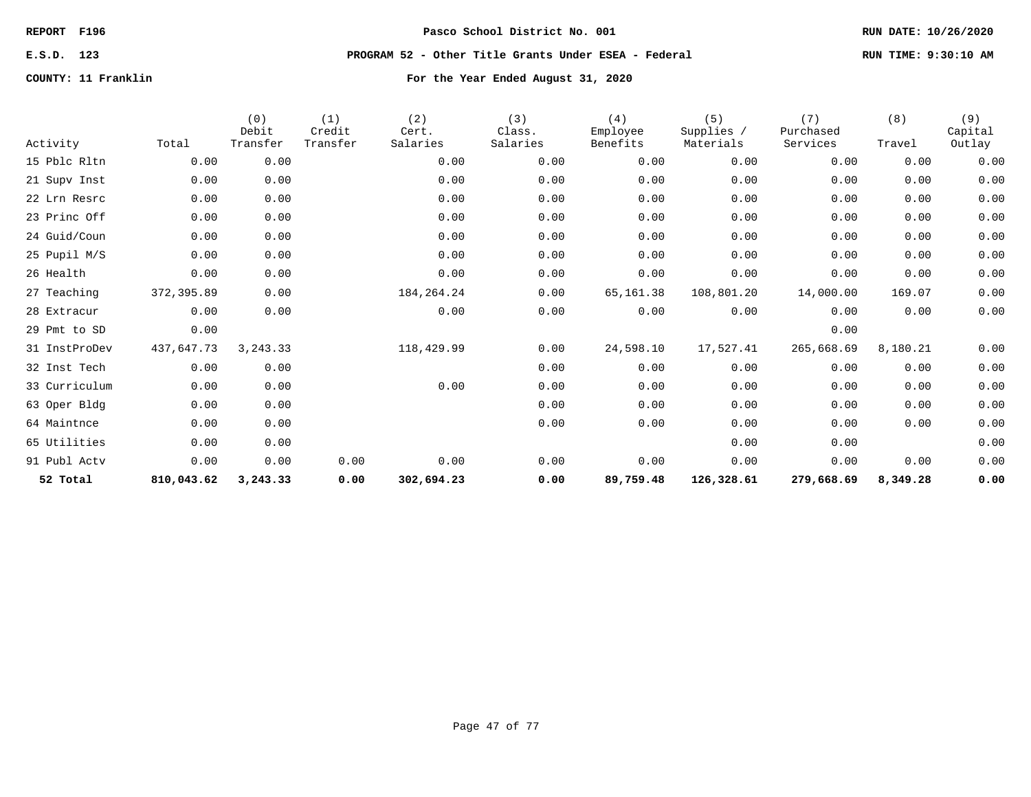REPORT F196 | Pasco School District No. 001 | RUN DATE: 10/26/2020

E.S.D. 123 | PROGRAM 52 - Other Title Grants Under ESEA - Federal | RUN TIME: 9:30:10 AM

COUNTY: 11 Franklin | For the Year Ended August 31, 2020

| Activity | Total | (0) Debit Transfer | (1) Credit Transfer | (2) Cert. Salaries | (3) Class. Salaries | (4) Employee Benefits | (5) Supplies / Materials | (7) Purchased Services | (8) Travel | (9) Capital Outlay |
|---|---|---|---|---|---|---|---|---|---|---|
| 15 Pblc Rltn | 0.00 | 0.00 | | 0.00 | 0.00 | 0.00 | 0.00 | 0.00 | 0.00 | 0.00 |
| 21 Supv Inst | 0.00 | 0.00 | | 0.00 | 0.00 | 0.00 | 0.00 | 0.00 | 0.00 | 0.00 |
| 22 Lrn Resrc | 0.00 | 0.00 | | 0.00 | 0.00 | 0.00 | 0.00 | 0.00 | 0.00 | 0.00 |
| 23 Princ Off | 0.00 | 0.00 | | 0.00 | 0.00 | 0.00 | 0.00 | 0.00 | 0.00 | 0.00 |
| 24 Guid/Coun | 0.00 | 0.00 | | 0.00 | 0.00 | 0.00 | 0.00 | 0.00 | 0.00 | 0.00 |
| 25 Pupil M/S | 0.00 | 0.00 | | 0.00 | 0.00 | 0.00 | 0.00 | 0.00 | 0.00 | 0.00 |
| 26 Health | 0.00 | 0.00 | | 0.00 | 0.00 | 0.00 | 0.00 | 0.00 | 0.00 | 0.00 |
| 27 Teaching | 372,395.89 | 0.00 | | 184,264.24 | 0.00 | 65,161.38 | 108,801.20 | 14,000.00 | 169.07 | 0.00 |
| 28 Extracur | 0.00 | 0.00 | | 0.00 | 0.00 | 0.00 | 0.00 | 0.00 | 0.00 | 0.00 |
| 29 Pmt to SD | 0.00 | | | | | | | 0.00 | | |
| 31 InstProDev | 437,647.73 | 3,243.33 | | 118,429.99 | 0.00 | 24,598.10 | 17,527.41 | 265,668.69 | 8,180.21 | 0.00 |
| 32 Inst Tech | 0.00 | 0.00 | | | 0.00 | 0.00 | 0.00 | 0.00 | 0.00 | 0.00 |
| 33 Curriculum | 0.00 | 0.00 | | 0.00 | 0.00 | 0.00 | 0.00 | 0.00 | 0.00 | 0.00 |
| 63 Oper Bldg | 0.00 | 0.00 | | | 0.00 | 0.00 | 0.00 | 0.00 | 0.00 | 0.00 |
| 64 Maintnce | 0.00 | 0.00 | | | 0.00 | 0.00 | 0.00 | 0.00 | 0.00 | 0.00 |
| 65 Utilities | 0.00 | 0.00 | | | | | 0.00 | 0.00 | | 0.00 |
| 91 Publ Actv | 0.00 | 0.00 | 0.00 | 0.00 | 0.00 | 0.00 | 0.00 | 0.00 | 0.00 | 0.00 |
| **52 Total** | **810,043.62** | **3,243.33** | **0.00** | **302,694.23** | **0.00** | **89,759.48** | **126,328.61** | **279,668.69** | **8,349.28** | **0.00** |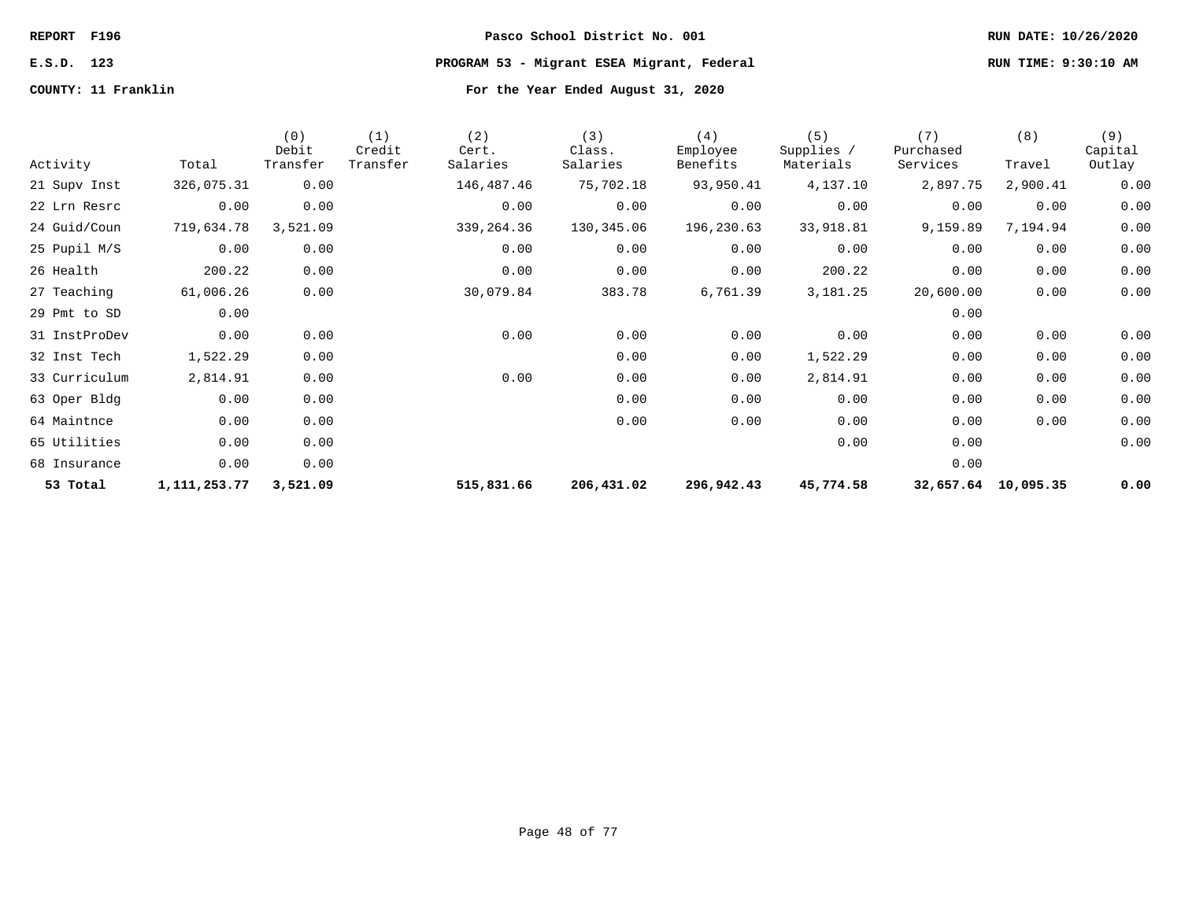REPORT F196 | E.S.D. 123 | COUNTY: 11 Franklin

**Pasco School District No. 001**

**PROGRAM 53 - Migrant ESEA Migrant, Federal**

**For the Year Ended August 31, 2020**

RUN DATE: 10/26/2020 | RUN TIME: 9:30:10 AM

| Activity | Total | (0) Debit Transfer | (1) Credit Transfer | (2) Cert. Salaries | (3) Class. Salaries | (4) Employee Benefits | (5) Supplies / Materials | (7) Purchased Services | (8) Travel | (9) Capital Outlay |
|---|---|---|---|---|---|---|---|---|---|---|
| 21 Supv Inst | 326,075.31 | 0.00 | | 146,487.46 | 75,702.18 | 93,950.41 | 4,137.10 | 2,897.75 | 2,900.41 | 0.00 |
| 22 Lrn Resrc | 0.00 | 0.00 | | 0.00 | 0.00 | 0.00 | 0.00 | 0.00 | 0.00 | 0.00 |
| 24 Guid/Coun | 719,634.78 | 3,521.09 | | 339,264.36 | 130,345.06 | 196,230.63 | 33,918.81 | 9,159.89 | 7,194.94 | 0.00 |
| 25 Pupil M/S | 0.00 | 0.00 | | 0.00 | 0.00 | 0.00 | 0.00 | 0.00 | 0.00 | 0.00 |
| 26 Health | 200.22 | 0.00 | | 0.00 | 0.00 | 0.00 | 200.22 | 0.00 | 0.00 | 0.00 |
| 27 Teaching | 61,006.26 | 0.00 | | 30,079.84 | 383.78 | 6,761.39 | 3,181.25 | 20,600.00 | 0.00 | 0.00 |
| 29 Pmt to SD | 0.00 | | | | | | | 0.00 | | |
| 31 InstProDev | 0.00 | 0.00 | | 0.00 | 0.00 | 0.00 | 0.00 | 0.00 | 0.00 | 0.00 |
| 32 Inst Tech | 1,522.29 | 0.00 | | | 0.00 | 0.00 | 1,522.29 | 0.00 | 0.00 | 0.00 |
| 33 Curriculum | 2,814.91 | 0.00 | | 0.00 | 0.00 | 0.00 | 2,814.91 | 0.00 | 0.00 | 0.00 |
| 63 Oper Bldg | 0.00 | 0.00 | | | 0.00 | 0.00 | 0.00 | 0.00 | 0.00 | 0.00 |
| 64 Maintnce | 0.00 | 0.00 | | | 0.00 | 0.00 | 0.00 | 0.00 | 0.00 | 0.00 |
| 65 Utilities | 0.00 | 0.00 | | | | | 0.00 | 0.00 | | 0.00 |
| 68 Insurance | 0.00 | 0.00 | | | | | | 0.00 | | |
| **53 Total** | **1,111,253.77** | **3,521.09** | | **515,831.66** | **206,431.02** | **296,942.43** | **45,774.58** | **32,657.64** | **10,095.35** | **0.00** |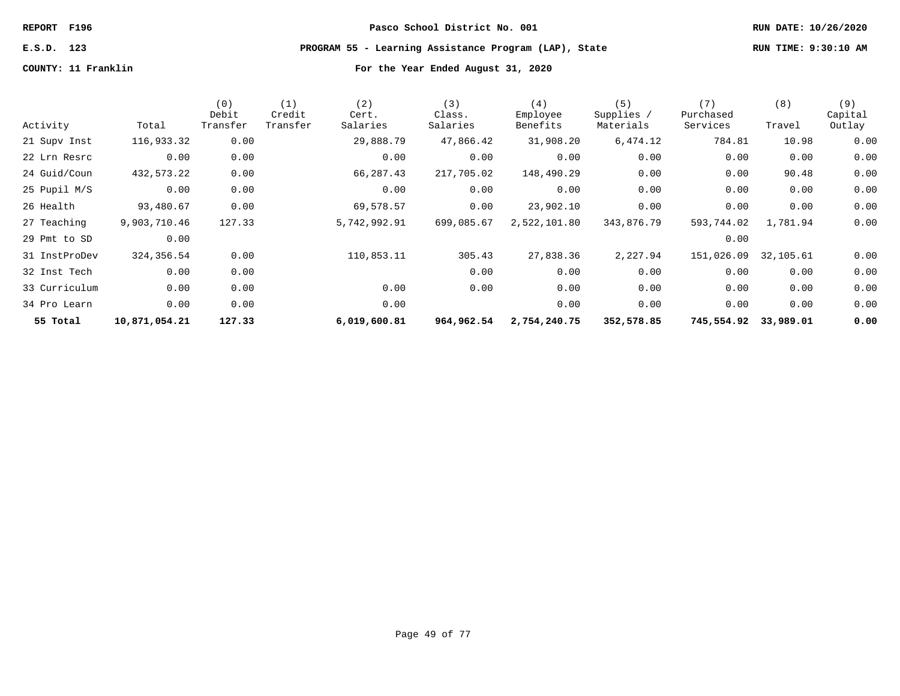REPORT F196 | Pasco School District No. 001 | RUN DATE: 10/26/2020

E.S.D. 123 | PROGRAM 55 - Learning Assistance Program (LAP), State | RUN TIME: 9:30:10 AM

COUNTY: 11 Franklin | For the Year Ended August 31, 2020

| Activity | Total | (0) Debit Transfer | (1) Credit Transfer | (2) Cert. Salaries | (3) Class. Salaries | (4) Employee Benefits | (5) Supplies / Materials | (7) Purchased Services | (8) Travel | (9) Capital Outlay |
|---|---|---|---|---|---|---|---|---|---|---|
| 21 Supv Inst | 116,933.32 | 0.00 | | 29,888.79 | 47,866.42 | 31,908.20 | 6,474.12 | 784.81 | 10.98 | 0.00 |
| 22 Lrn Resrc | 0.00 | 0.00 | | 0.00 | 0.00 | 0.00 | 0.00 | 0.00 | 0.00 | 0.00 |
| 24 Guid/Coun | 432,573.22 | 0.00 | | 66,287.43 | 217,705.02 | 148,490.29 | 0.00 | 0.00 | 90.48 | 0.00 |
| 25 Pupil M/S | 0.00 | 0.00 | | 0.00 | 0.00 | 0.00 | 0.00 | 0.00 | 0.00 | 0.00 |
| 26 Health | 93,480.67 | 0.00 | | 69,578.57 | 0.00 | 23,902.10 | 0.00 | 0.00 | 0.00 | 0.00 |
| 27 Teaching | 9,903,710.46 | 127.33 | | 5,742,992.91 | 699,085.67 | 2,522,101.80 | 343,876.79 | 593,744.02 | 1,781.94 | 0.00 |
| 29 Pmt to SD | 0.00 | | | | | | | 0.00 | | |
| 31 InstProDev | 324,356.54 | 0.00 | | 110,853.11 | 305.43 | 27,838.36 | 2,227.94 | 151,026.09 | 32,105.61 | 0.00 |
| 32 Inst Tech | 0.00 | 0.00 | | | 0.00 | 0.00 | 0.00 | 0.00 | 0.00 | 0.00 |
| 33 Curriculum | 0.00 | 0.00 | | 0.00 | 0.00 | 0.00 | 0.00 | 0.00 | 0.00 | 0.00 |
| 34 Pro Learn | 0.00 | 0.00 | | 0.00 | | 0.00 | 0.00 | 0.00 | 0.00 | 0.00 |
| **55 Total** | **10,871,054.21** | **127.33** | | **6,019,600.81** | **964,962.54** | **2,754,240.75** | **352,578.85** | **745,554.92** | **33,989.01** | **0.00** |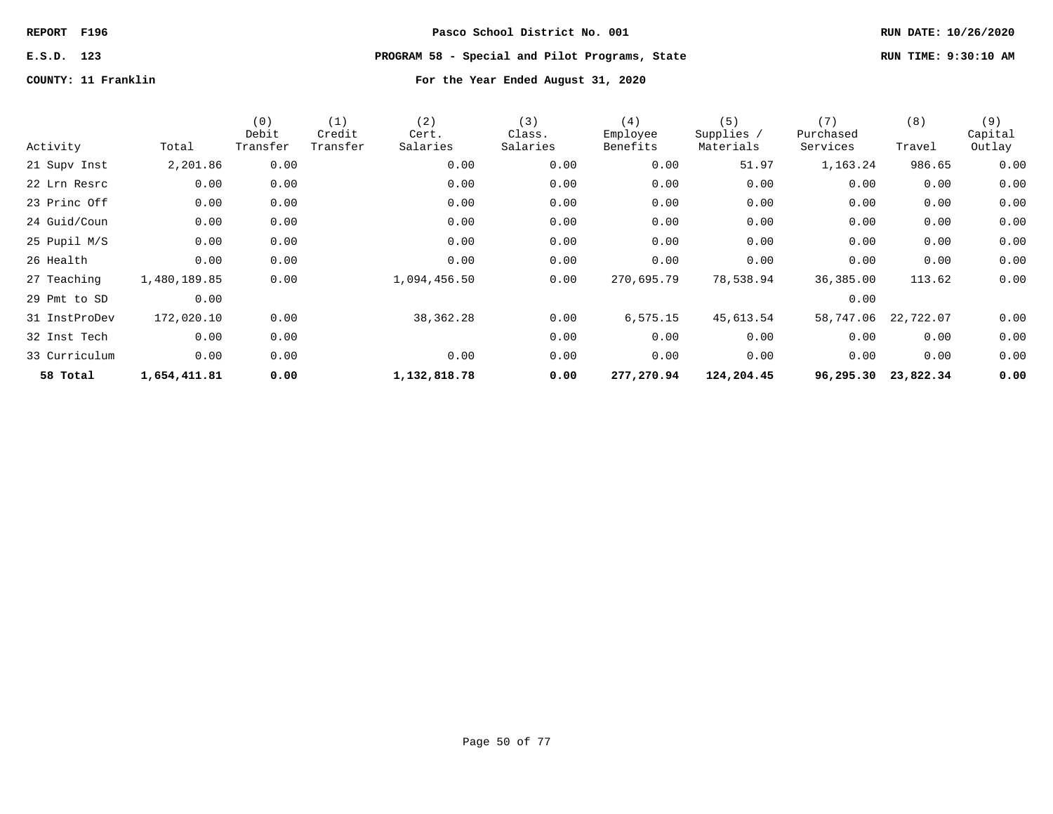REPORT F196 | Pasco School District No. 001 | RUN DATE: 10/26/2020

E.S.D. 123 | PROGRAM 58 - Special and Pilot Programs, State | RUN TIME: 9:30:10 AM

COUNTY: 11 Franklin | For the Year Ended August 31, 2020

| Activity | Total | (0) Debit Transfer | (1) Credit Transfer | (2) Cert. Salaries | (3) Class. Salaries | (4) Employee Benefits | (5) Supplies / Materials | (7) Purchased Services | (8) Travel | (9) Capital Outlay |
|---|---|---|---|---|---|---|---|---|---|---|
| 21 Supv Inst | 2,201.86 | 0.00 | | 0.00 | 0.00 | 0.00 | 51.97 | 1,163.24 | 986.65 | 0.00 |
| 22 Lrn Resrc | 0.00 | 0.00 | | 0.00 | 0.00 | 0.00 | 0.00 | 0.00 | 0.00 | 0.00 |
| 23 Princ Off | 0.00 | 0.00 | | 0.00 | 0.00 | 0.00 | 0.00 | 0.00 | 0.00 | 0.00 |
| 24 Guid/Coun | 0.00 | 0.00 | | 0.00 | 0.00 | 0.00 | 0.00 | 0.00 | 0.00 | 0.00 |
| 25 Pupil M/S | 0.00 | 0.00 | | 0.00 | 0.00 | 0.00 | 0.00 | 0.00 | 0.00 | 0.00 |
| 26 Health | 0.00 | 0.00 | | 0.00 | 0.00 | 0.00 | 0.00 | 0.00 | 0.00 | 0.00 |
| 27 Teaching | 1,480,189.85 | 0.00 | | 1,094,456.50 | 0.00 | 270,695.79 | 78,538.94 | 36,385.00 | 113.62 | 0.00 |
| 29 Pmt to SD | 0.00 | | | | | | | 0.00 | | |
| 31 InstProDev | 172,020.10 | 0.00 | | 38,362.28 | 0.00 | 6,575.15 | 45,613.54 | 58,747.06 | 22,722.07 | 0.00 |
| 32 Inst Tech | 0.00 | 0.00 | | | 0.00 | 0.00 | 0.00 | 0.00 | 0.00 | 0.00 |
| 33 Curriculum | 0.00 | 0.00 | | 0.00 | 0.00 | 0.00 | 0.00 | 0.00 | 0.00 | 0.00 |
| **58 Total** | **1,654,411.81** | **0.00** | | **1,132,818.78** | **0.00** | **277,270.94** | **124,204.45** | **96,295.30** | **23,822.34** | **0.00** |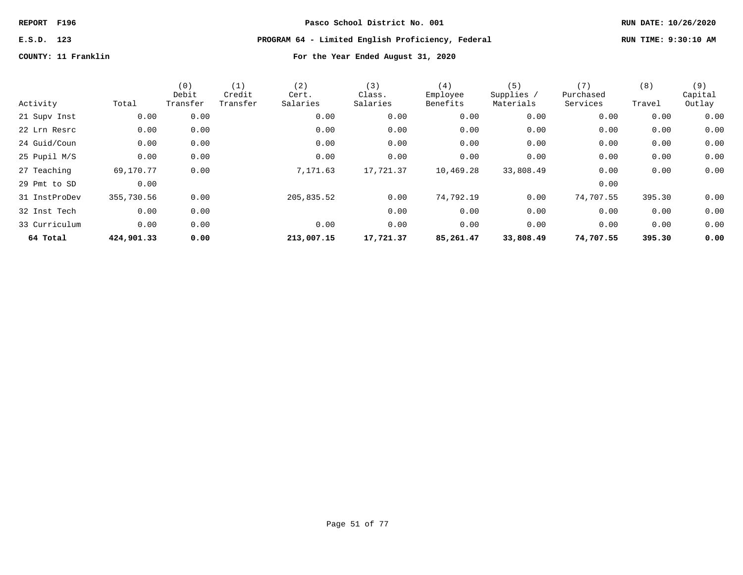REPORT F196 — Pasco School District No. 001

E.S.D. 123 — PROGRAM 64 - Limited English Proficiency, Federal

COUNTY: 11 Franklin — For the Year Ended August 31, 2020

RUN DATE: 10/26/2020
RUN TIME: 9:30:10 AM

| Activity | Total | (0) Debit Transfer | (1) Credit Transfer | (2) Cert. Salaries | (3) Class. Salaries | (4) Employee Benefits | (5) Supplies / Materials | (7) Purchased Services | (8) Travel | (9) Capital Outlay |
|---|---|---|---|---|---|---|---|---|---|---|
| 21 Supv Inst | 0.00 | 0.00 | | 0.00 | 0.00 | 0.00 | 0.00 | 0.00 | 0.00 | 0.00 |
| 22 Lrn Resrc | 0.00 | 0.00 | | 0.00 | 0.00 | 0.00 | 0.00 | 0.00 | 0.00 | 0.00 |
| 24 Guid/Coun | 0.00 | 0.00 | | 0.00 | 0.00 | 0.00 | 0.00 | 0.00 | 0.00 | 0.00 |
| 25 Pupil M/S | 0.00 | 0.00 | | 0.00 | 0.00 | 0.00 | 0.00 | 0.00 | 0.00 | 0.00 |
| 27 Teaching | 69,170.77 | 0.00 | | 7,171.63 | 17,721.37 | 10,469.28 | 33,808.49 | 0.00 | 0.00 | 0.00 |
| 29 Pmt to SD | 0.00 | | | | | | | 0.00 | | |
| 31 InstProDev | 355,730.56 | 0.00 | | 205,835.52 | 0.00 | 74,792.19 | 0.00 | 74,707.55 | 395.30 | 0.00 |
| 32 Inst Tech | 0.00 | 0.00 | | | 0.00 | 0.00 | 0.00 | 0.00 | 0.00 | 0.00 |
| 33 Curriculum | 0.00 | 0.00 | | 0.00 | 0.00 | 0.00 | 0.00 | 0.00 | 0.00 | 0.00 |
| **64 Total** | **424,901.33** | **0.00** | | **213,007.15** | **17,721.37** | **85,261.47** | **33,808.49** | **74,707.55** | **395.30** | **0.00** |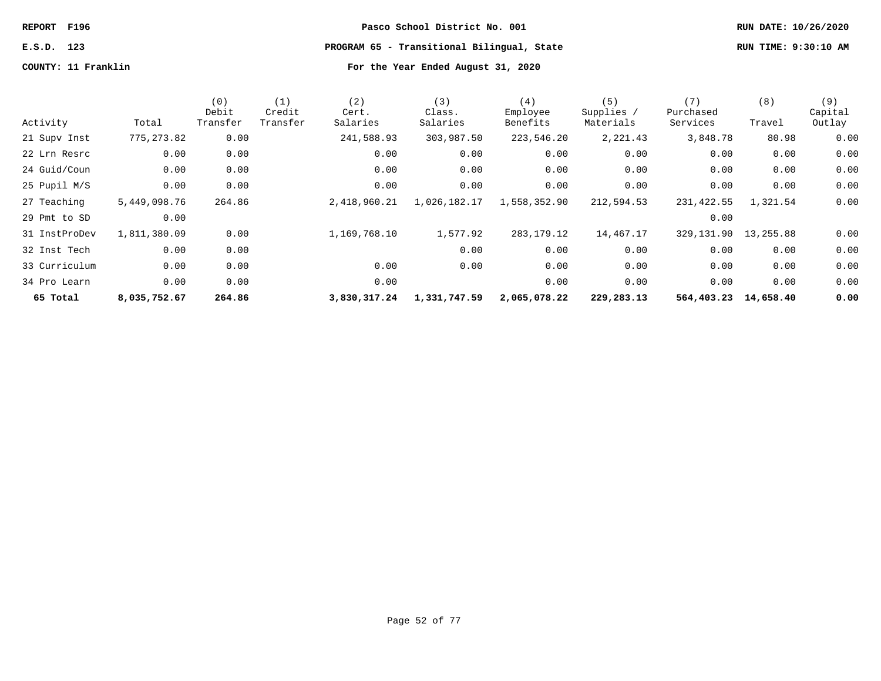REPORT F196 | Pasco School District No. 001 | RUN DATE: 10/26/2020

E.S.D. 123 | PROGRAM 65 - Transitional Bilingual, State | RUN TIME: 9:30:10 AM

COUNTY: 11 Franklin | For the Year Ended August 31, 2020

| Activity | Total | (0) Debit Transfer | (1) Credit Transfer | (2) Cert. Salaries | (3) Class. Salaries | (4) Employee Benefits | (5) Supplies / Materials | (7) Purchased Services | (8) Travel | (9) Capital Outlay |
|---|---|---|---|---|---|---|---|---|---|---|
| 21 Supv Inst | 775,273.82 | 0.00 | | 241,588.93 | 303,987.50 | 223,546.20 | 2,221.43 | 3,848.78 | 80.98 | 0.00 |
| 22 Lrn Resrc | 0.00 | 0.00 | | 0.00 | 0.00 | 0.00 | 0.00 | 0.00 | 0.00 | 0.00 |
| 24 Guid/Coun | 0.00 | 0.00 | | 0.00 | 0.00 | 0.00 | 0.00 | 0.00 | 0.00 | 0.00 |
| 25 Pupil M/S | 0.00 | 0.00 | | 0.00 | 0.00 | 0.00 | 0.00 | 0.00 | 0.00 | 0.00 |
| 27 Teaching | 5,449,098.76 | 264.86 | | 2,418,960.21 | 1,026,182.17 | 1,558,352.90 | 212,594.53 | 231,422.55 | 1,321.54 | 0.00 |
| 29 Pmt to SD | 0.00 | | | | | | | 0.00 | | |
| 31 InstProDev | 1,811,380.09 | 0.00 | | 1,169,768.10 | 1,577.92 | 283,179.12 | 14,467.17 | 329,131.90 | 13,255.88 | 0.00 |
| 32 Inst Tech | 0.00 | 0.00 | | | 0.00 | 0.00 | 0.00 | 0.00 | 0.00 | 0.00 |
| 33 Curriculum | 0.00 | 0.00 | | 0.00 | 0.00 | 0.00 | 0.00 | 0.00 | 0.00 | 0.00 |
| 34 Pro Learn | 0.00 | 0.00 | | 0.00 | | 0.00 | 0.00 | 0.00 | 0.00 | 0.00 |
| **65 Total** | **8,035,752.67** | **264.86** | | **3,830,317.24** | **1,331,747.59** | **2,065,078.22** | **229,283.13** | **564,403.23** | **14,658.40** | **0.00** |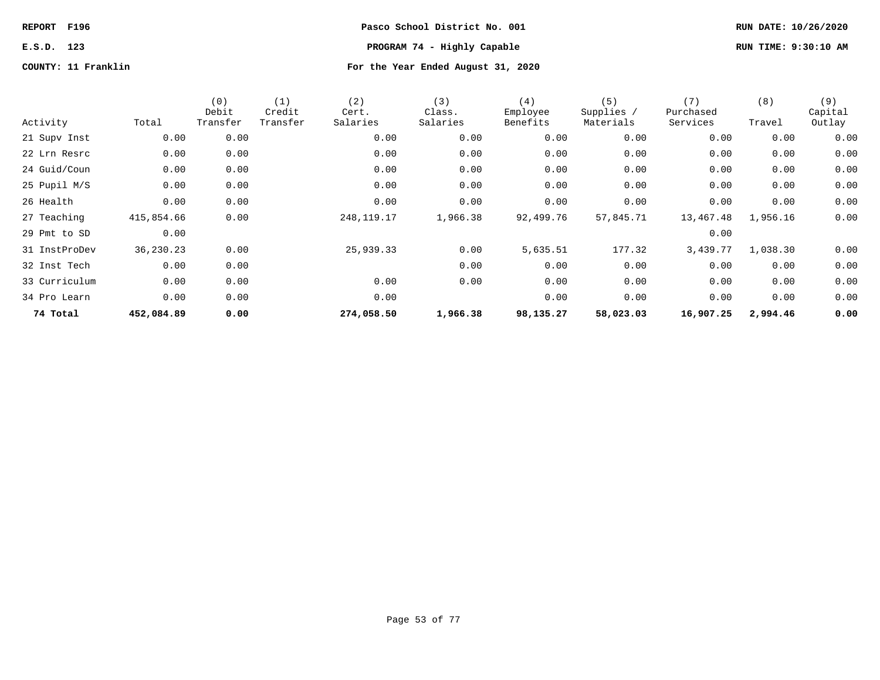REPORT F196

E.S.D. 123

COUNTY: 11 Franklin

**Pasco School District No. 001**

**PROGRAM 74 - Highly Capable**

**For the Year Ended August 31, 2020**

RUN DATE: 10/26/2020

RUN TIME: 9:30:10 AM

| Activity | Total | (0) Debit Transfer | (1) Credit Transfer | (2) Cert. Salaries | (3) Class. Salaries | (4) Employee Benefits | (5) Supplies / Materials | (7) Purchased Services | (8) Travel | (9) Capital Outlay |
|---|---|---|---|---|---|---|---|---|---|---|
| 21 Supv Inst | 0.00 | 0.00 | | 0.00 | 0.00 | 0.00 | 0.00 | 0.00 | 0.00 | 0.00 |
| 22 Lrn Resrc | 0.00 | 0.00 | | 0.00 | 0.00 | 0.00 | 0.00 | 0.00 | 0.00 | 0.00 |
| 24 Guid/Coun | 0.00 | 0.00 | | 0.00 | 0.00 | 0.00 | 0.00 | 0.00 | 0.00 | 0.00 |
| 25 Pupil M/S | 0.00 | 0.00 | | 0.00 | 0.00 | 0.00 | 0.00 | 0.00 | 0.00 | 0.00 |
| 26 Health | 0.00 | 0.00 | | 0.00 | 0.00 | 0.00 | 0.00 | 0.00 | 0.00 | 0.00 |
| 27 Teaching | 415,854.66 | 0.00 | | 248,119.17 | 1,966.38 | 92,499.76 | 57,845.71 | 13,467.48 | 1,956.16 | 0.00 |
| 29 Pmt to SD | 0.00 | | | | | | | 0.00 | | |
| 31 InstProDev | 36,230.23 | 0.00 | | 25,939.33 | 0.00 | 5,635.51 | 177.32 | 3,439.77 | 1,038.30 | 0.00 |
| 32 Inst Tech | 0.00 | 0.00 | | | 0.00 | 0.00 | 0.00 | 0.00 | 0.00 | 0.00 |
| 33 Curriculum | 0.00 | 0.00 | | 0.00 | 0.00 | 0.00 | 0.00 | 0.00 | 0.00 | 0.00 |
| 34 Pro Learn | 0.00 | 0.00 | | 0.00 | | 0.00 | 0.00 | 0.00 | 0.00 | 0.00 |
| **74 Total** | **452,084.89** | **0.00** | | **274,058.50** | **1,966.38** | **98,135.27** | **58,023.03** | **16,907.25** | **2,994.46** | **0.00** |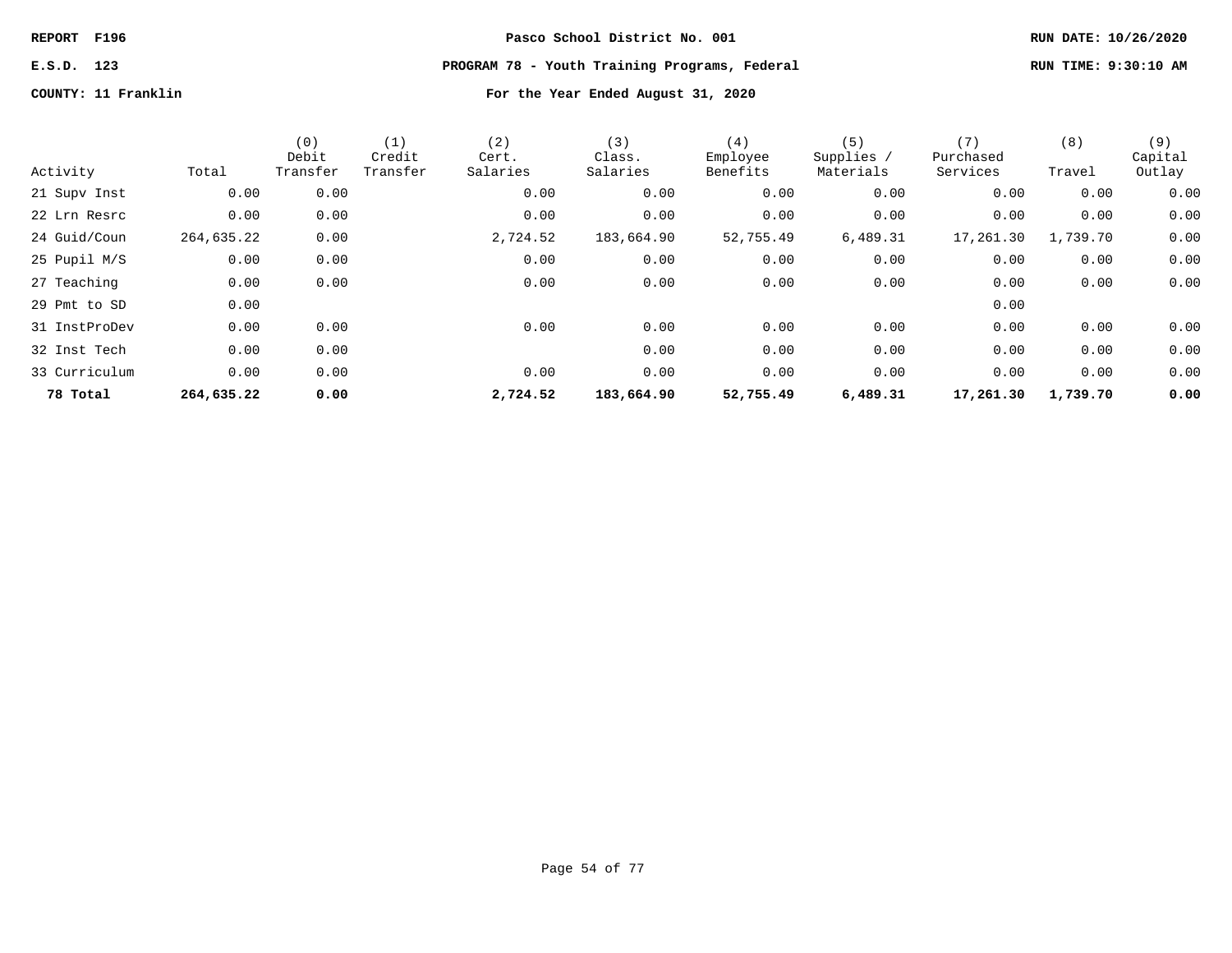REPORT F196 | Pasco School District No. 001 | RUN DATE: 10/26/2020

E.S.D. 123 | PROGRAM 78 - Youth Training Programs, Federal | RUN TIME: 9:30:10 AM

COUNTY: 11 Franklin | For the Year Ended August 31, 2020

| Activity | Total | (0) Debit Transfer | (1) Credit Transfer | (2) Cert. Salaries | (3) Class. Salaries | (4) Employee Benefits | (5) Supplies / Materials | (7) Purchased Services | (8) Travel | (9) Capital Outlay |
|---|---|---|---|---|---|---|---|---|---|---|
| 21 Supv Inst | 0.00 | 0.00 | | 0.00 | 0.00 | 0.00 | 0.00 | 0.00 | 0.00 | 0.00 |
| 22 Lrn Resrc | 0.00 | 0.00 | | 0.00 | 0.00 | 0.00 | 0.00 | 0.00 | 0.00 | 0.00 |
| 24 Guid/Coun | 264,635.22 | 0.00 | | 2,724.52 | 183,664.90 | 52,755.49 | 6,489.31 | 17,261.30 | 1,739.70 | 0.00 |
| 25 Pupil M/S | 0.00 | 0.00 | | 0.00 | 0.00 | 0.00 | 0.00 | 0.00 | 0.00 | 0.00 |
| 27 Teaching | 0.00 | 0.00 | | 0.00 | 0.00 | 0.00 | 0.00 | 0.00 | 0.00 | 0.00 |
| 29 Pmt to SD | 0.00 | | | | | | | 0.00 | | |
| 31 InstProDev | 0.00 | 0.00 | | 0.00 | 0.00 | 0.00 | 0.00 | 0.00 | 0.00 | 0.00 |
| 32 Inst Tech | 0.00 | 0.00 | | | 0.00 | 0.00 | 0.00 | 0.00 | 0.00 | 0.00 |
| 33 Curriculum | 0.00 | 0.00 | | 0.00 | 0.00 | 0.00 | 0.00 | 0.00 | 0.00 | 0.00 |
| **78 Total** | **264,635.22** | **0.00** | | **2,724.52** | **183,664.90** | **52,755.49** | **6,489.31** | **17,261.30** | **1,739.70** | **0.00** |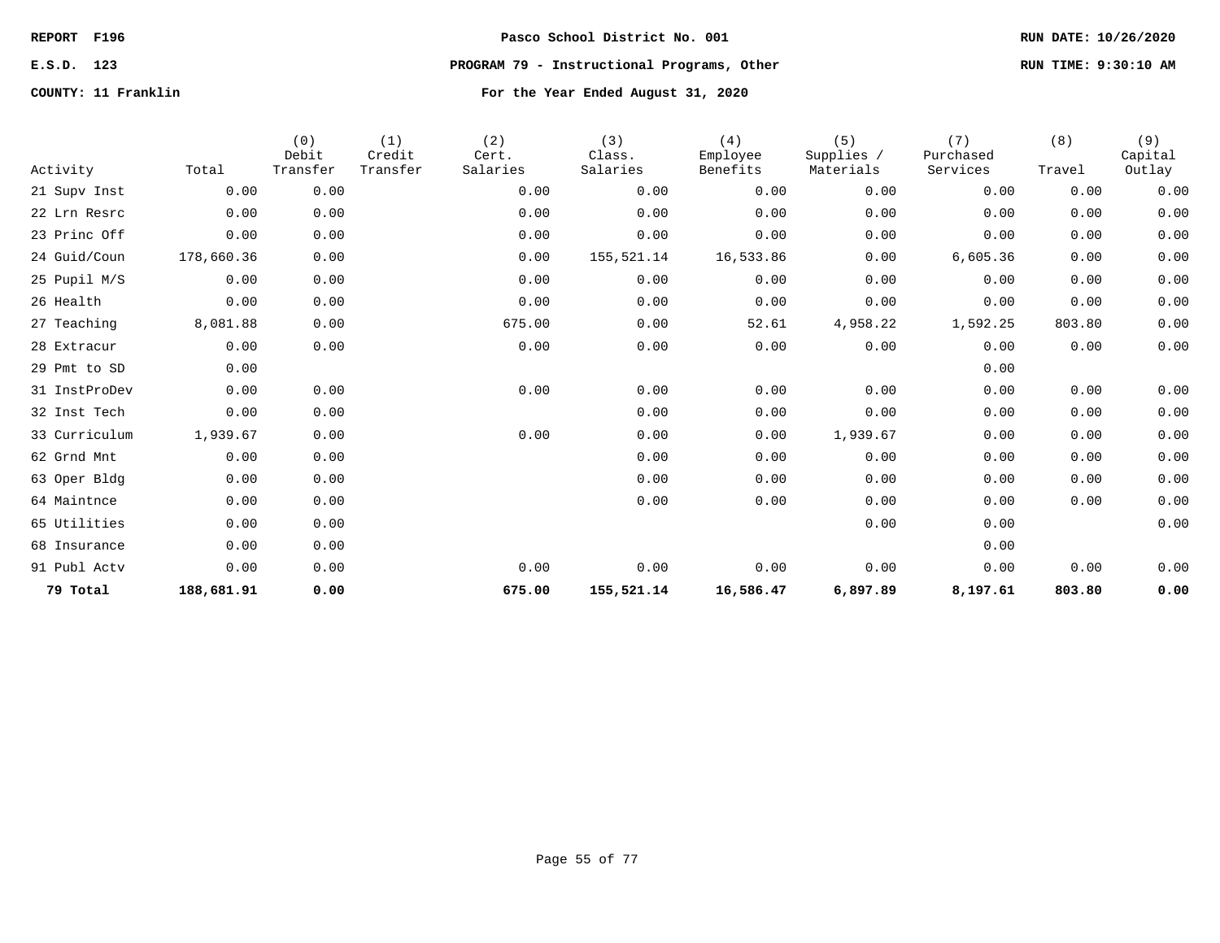REPORT F196

E.S.D. 123

COUNTY: 11 Franklin

Pasco School District No. 001

PROGRAM 79 - Instructional Programs, Other

For the Year Ended August 31, 2020

RUN DATE: 10/26/2020

RUN TIME: 9:30:10 AM

| Activity | Total | (0) Debit Transfer | (1) Credit Transfer | (2) Cert. Salaries | (3) Class. Salaries | (4) Employee Benefits | (5) Supplies / Materials | (7) Purchased Services | (8) Travel | (9) Capital Outlay |
|---|---|---|---|---|---|---|---|---|---|---|
| 21 Supv Inst | 0.00 | 0.00 | | 0.00 | 0.00 | 0.00 | 0.00 | 0.00 | 0.00 | 0.00 |
| 22 Lrn Resrc | 0.00 | 0.00 | | 0.00 | 0.00 | 0.00 | 0.00 | 0.00 | 0.00 | 0.00 |
| 23 Princ Off | 0.00 | 0.00 | | 0.00 | 0.00 | 0.00 | 0.00 | 0.00 | 0.00 | 0.00 |
| 24 Guid/Coun | 178,660.36 | 0.00 | | 0.00 | 155,521.14 | 16,533.86 | 0.00 | 6,605.36 | 0.00 | 0.00 |
| 25 Pupil M/S | 0.00 | 0.00 | | 0.00 | 0.00 | 0.00 | 0.00 | 0.00 | 0.00 | 0.00 |
| 26 Health | 0.00 | 0.00 | | 0.00 | 0.00 | 0.00 | 0.00 | 0.00 | 0.00 | 0.00 |
| 27 Teaching | 8,081.88 | 0.00 | | 675.00 | 0.00 | 52.61 | 4,958.22 | 1,592.25 | 803.80 | 0.00 |
| 28 Extracur | 0.00 | 0.00 | | 0.00 | 0.00 | 0.00 | 0.00 | 0.00 | 0.00 | 0.00 |
| 29 Pmt to SD | 0.00 | | | | | | | 0.00 | | |
| 31 InstProDev | 0.00 | 0.00 | | 0.00 | 0.00 | 0.00 | 0.00 | 0.00 | 0.00 | 0.00 |
| 32 Inst Tech | 0.00 | 0.00 | | | 0.00 | 0.00 | 0.00 | 0.00 | 0.00 | 0.00 |
| 33 Curriculum | 1,939.67 | 0.00 | | 0.00 | 0.00 | 0.00 | 1,939.67 | 0.00 | 0.00 | 0.00 |
| 62 Grnd Mnt | 0.00 | 0.00 | | | 0.00 | 0.00 | 0.00 | 0.00 | 0.00 | 0.00 |
| 63 Oper Bldg | 0.00 | 0.00 | | | 0.00 | 0.00 | 0.00 | 0.00 | 0.00 | 0.00 |
| 64 Maintnce | 0.00 | 0.00 | | | 0.00 | 0.00 | 0.00 | 0.00 | 0.00 | 0.00 |
| 65 Utilities | 0.00 | 0.00 | | | | | 0.00 | 0.00 | | 0.00 |
| 68 Insurance | 0.00 | 0.00 | | | | | | 0.00 | | |
| 91 Publ Actv | 0.00 | 0.00 | | 0.00 | 0.00 | 0.00 | 0.00 | 0.00 | 0.00 | 0.00 |
| **79 Total** | **188,681.91** | **0.00** | | **675.00** | **155,521.14** | **16,586.47** | **6,897.89** | **8,197.61** | **803.80** | **0.00** |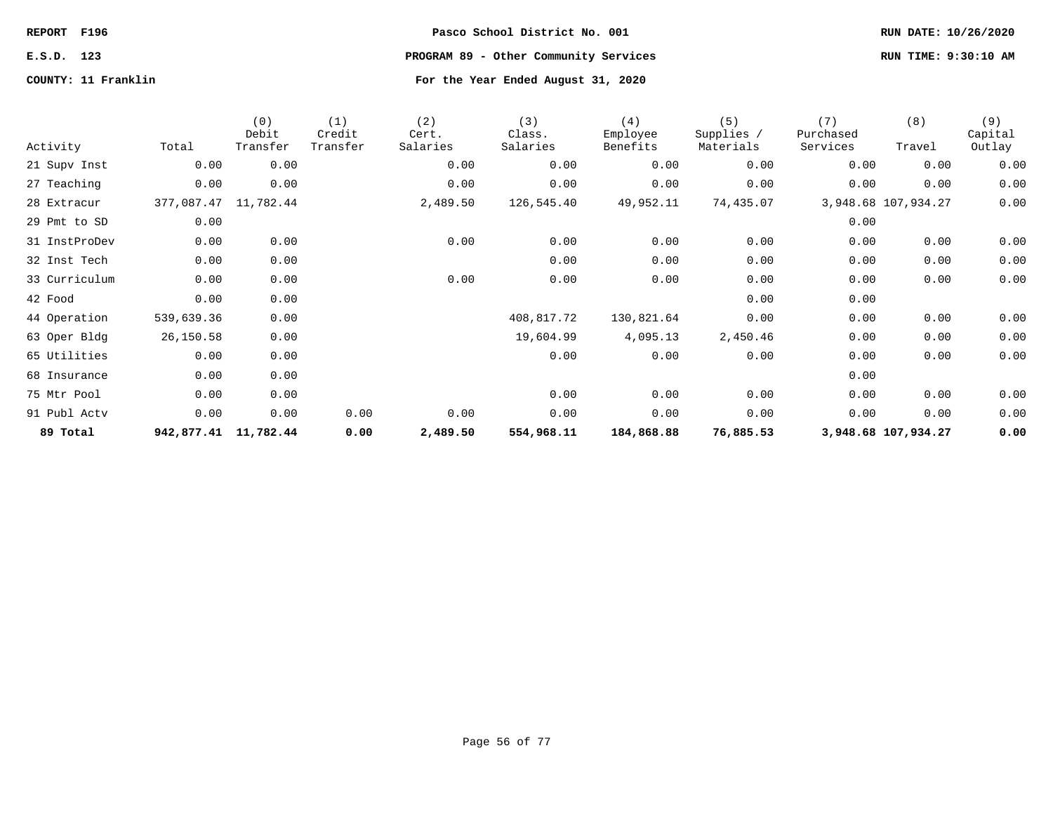REPORT F196 | Pasco School District No. 001 | RUN DATE: 10/26/2020

E.S.D. 123 | PROGRAM 89 - Other Community Services | RUN TIME: 9:30:10 AM

COUNTY: 11 Franklin | For the Year Ended August 31, 2020

| Activity | Total | (0) Debit Transfer | (1) Credit Transfer | (2) Cert. Salaries | (3) Class. Salaries | (4) Employee Benefits | (5) Supplies / Materials | (7) Purchased Services | (8) Travel | (9) Capital Outlay |
|---|---|---|---|---|---|---|---|---|---|---|
| 21 Supv Inst | 0.00 | 0.00 | | 0.00 | 0.00 | 0.00 | 0.00 | 0.00 | 0.00 | 0.00 |
| 27 Teaching | 0.00 | 0.00 | | 0.00 | 0.00 | 0.00 | 0.00 | 0.00 | 0.00 | 0.00 |
| 28 Extracur | 377,087.47 | 11,782.44 | | 2,489.50 | 126,545.40 | 49,952.11 | 74,435.07 | 3,948.68 | 107,934.27 | 0.00 |
| 29 Pmt to SD | 0.00 | | | | | | | 0.00 | | |
| 31 InstProDev | 0.00 | 0.00 | | 0.00 | 0.00 | 0.00 | 0.00 | 0.00 | 0.00 | 0.00 |
| 32 Inst Tech | 0.00 | 0.00 | | | 0.00 | 0.00 | 0.00 | 0.00 | 0.00 | 0.00 |
| 33 Curriculum | 0.00 | 0.00 | | 0.00 | 0.00 | 0.00 | 0.00 | 0.00 | 0.00 | 0.00 |
| 42 Food | 0.00 | 0.00 | | | | | 0.00 | 0.00 | | |
| 44 Operation | 539,639.36 | 0.00 | | | 408,817.72 | 130,821.64 | 0.00 | 0.00 | 0.00 | 0.00 |
| 63 Oper Bldg | 26,150.58 | 0.00 | | | 19,604.99 | 4,095.13 | 2,450.46 | 0.00 | 0.00 | 0.00 |
| 65 Utilities | 0.00 | 0.00 | | | 0.00 | 0.00 | 0.00 | 0.00 | 0.00 | 0.00 |
| 68 Insurance | 0.00 | 0.00 | | | | | | 0.00 | | |
| 75 Mtr Pool | 0.00 | 0.00 | | | 0.00 | 0.00 | 0.00 | 0.00 | 0.00 | 0.00 |
| 91 Publ Actv | 0.00 | 0.00 | 0.00 | 0.00 | 0.00 | 0.00 | 0.00 | 0.00 | 0.00 | 0.00 |
| **89 Total** | **942,877.41** | **11,782.44** | **0.00** | **2,489.50** | **554,968.11** | **184,868.88** | **76,885.53** | **3,948.68** | **107,934.27** | **0.00** |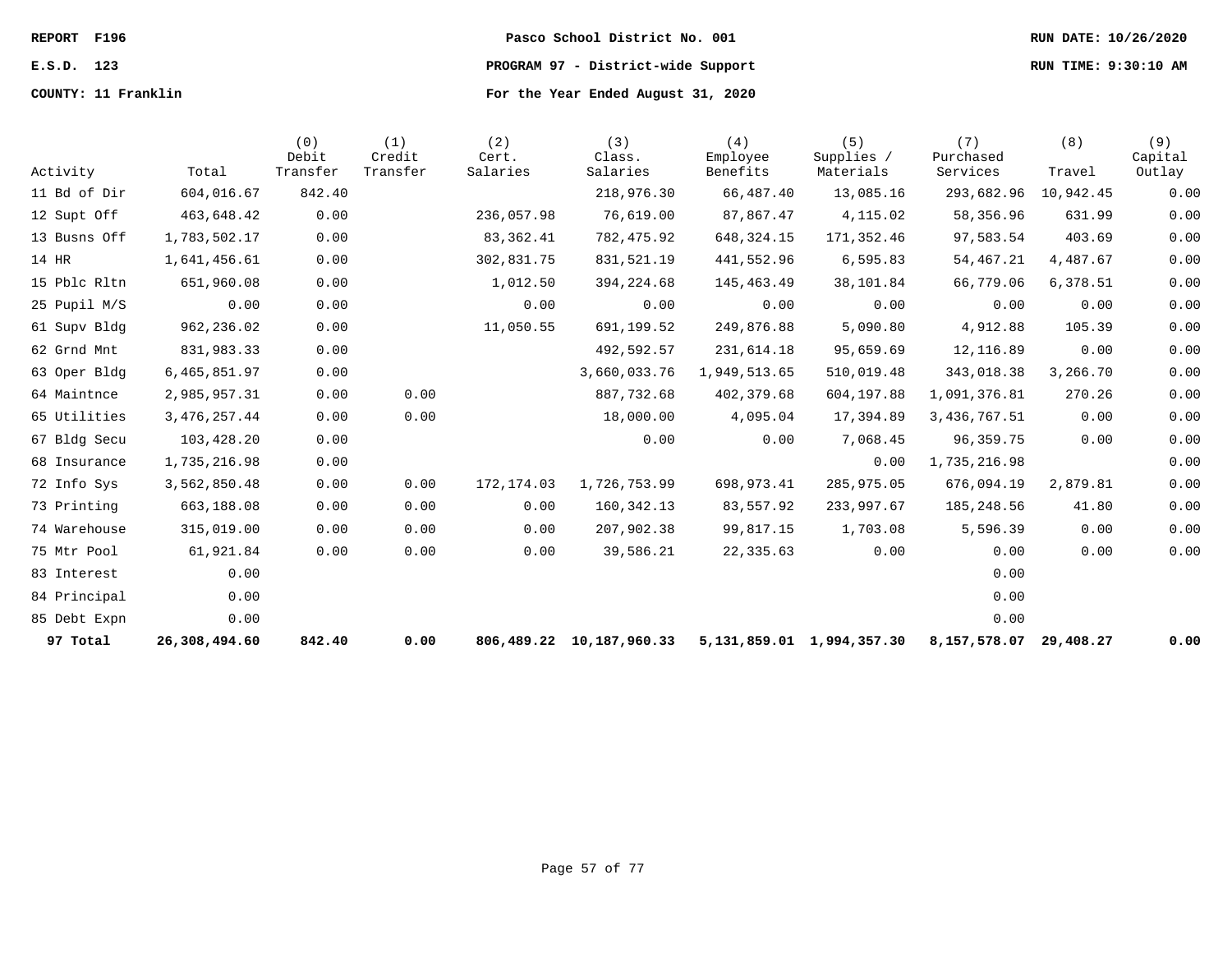**REPORT F196** | **Pasco School District No. 001** | **RUN DATE: 10/26/2020**

**E.S.D. 123** | **PROGRAM 97 - District-wide Support** | **RUN TIME: 9:30:10 AM**

**COUNTY: 11 Franklin** | **For the Year Ended August 31, 2020**

| Activity | Total | (0) Debit Transfer | (1) Credit Transfer | (2) Cert. Salaries | (3) Class. Salaries | (4) Employee Benefits | (5) Supplies / Materials | (7) Purchased Services | (8) Travel | (9) Capital Outlay |
|---|---|---|---|---|---|---|---|---|---|---|
| 11 Bd of Dir | 604,016.67 | 842.40 | | | 218,976.30 | 66,487.40 | 13,085.16 | 293,682.96 | 10,942.45 | 0.00 |
| 12 Supt Off | 463,648.42 | 0.00 | | 236,057.98 | 76,619.00 | 87,867.47 | 4,115.02 | 58,356.96 | 631.99 | 0.00 |
| 13 Busns Off | 1,783,502.17 | 0.00 | | 83,362.41 | 782,475.92 | 648,324.15 | 171,352.46 | 97,583.54 | 403.69 | 0.00 |
| 14 HR | 1,641,456.61 | 0.00 | | 302,831.75 | 831,521.19 | 441,552.96 | 6,595.83 | 54,467.21 | 4,487.67 | 0.00 |
| 15 Pblc Rltn | 651,960.08 | 0.00 | | 1,012.50 | 394,224.68 | 145,463.49 | 38,101.84 | 66,779.06 | 6,378.51 | 0.00 |
| 25 Pupil M/S | 0.00 | 0.00 | | 0.00 | 0.00 | 0.00 | 0.00 | 0.00 | 0.00 | 0.00 |
| 61 Supv Bldg | 962,236.02 | 0.00 | | 11,050.55 | 691,199.52 | 249,876.88 | 5,090.80 | 4,912.88 | 105.39 | 0.00 |
| 62 Grnd Mnt | 831,983.33 | 0.00 | | | 492,592.57 | 231,614.18 | 95,659.69 | 12,116.89 | 0.00 | 0.00 |
| 63 Oper Bldg | 6,465,851.97 | 0.00 | | | 3,660,033.76 | 1,949,513.65 | 510,019.48 | 343,018.38 | 3,266.70 | 0.00 |
| 64 Maintnce | 2,985,957.31 | 0.00 | 0.00 | | 887,732.68 | 402,379.68 | 604,197.88 | 1,091,376.81 | 270.26 | 0.00 |
| 65 Utilities | 3,476,257.44 | 0.00 | 0.00 | | 18,000.00 | 4,095.04 | 17,394.89 | 3,436,767.51 | 0.00 | 0.00 |
| 67 Bldg Secu | 103,428.20 | 0.00 | | | 0.00 | 0.00 | 7,068.45 | 96,359.75 | 0.00 | 0.00 |
| 68 Insurance | 1,735,216.98 | 0.00 | | | | | 0.00 | 1,735,216.98 | | 0.00 |
| 72 Info Sys | 3,562,850.48 | 0.00 | 0.00 | 172,174.03 | 1,726,753.99 | 698,973.41 | 285,975.05 | 676,094.19 | 2,879.81 | 0.00 |
| 73 Printing | 663,188.08 | 0.00 | 0.00 | 0.00 | 160,342.13 | 83,557.92 | 233,997.67 | 185,248.56 | 41.80 | 0.00 |
| 74 Warehouse | 315,019.00 | 0.00 | 0.00 | 0.00 | 207,902.38 | 99,817.15 | 1,703.08 | 5,596.39 | 0.00 | 0.00 |
| 75 Mtr Pool | 61,921.84 | 0.00 | 0.00 | 0.00 | 39,586.21 | 22,335.63 | 0.00 | 0.00 | 0.00 | 0.00 |
| 83 Interest | 0.00 | | | | | | | 0.00 | | |
| 84 Principal | 0.00 | | | | | | | 0.00 | | |
| 85 Debt Expn | 0.00 | | | | | | | 0.00 | | |
| **97 Total** | **26,308,494.60** | **842.40** | **0.00** | **806,489.22** | **10,187,960.33** | **5,131,859.01** | **1,994,357.30** | **8,157,578.07** | **29,408.27** | **0.00** |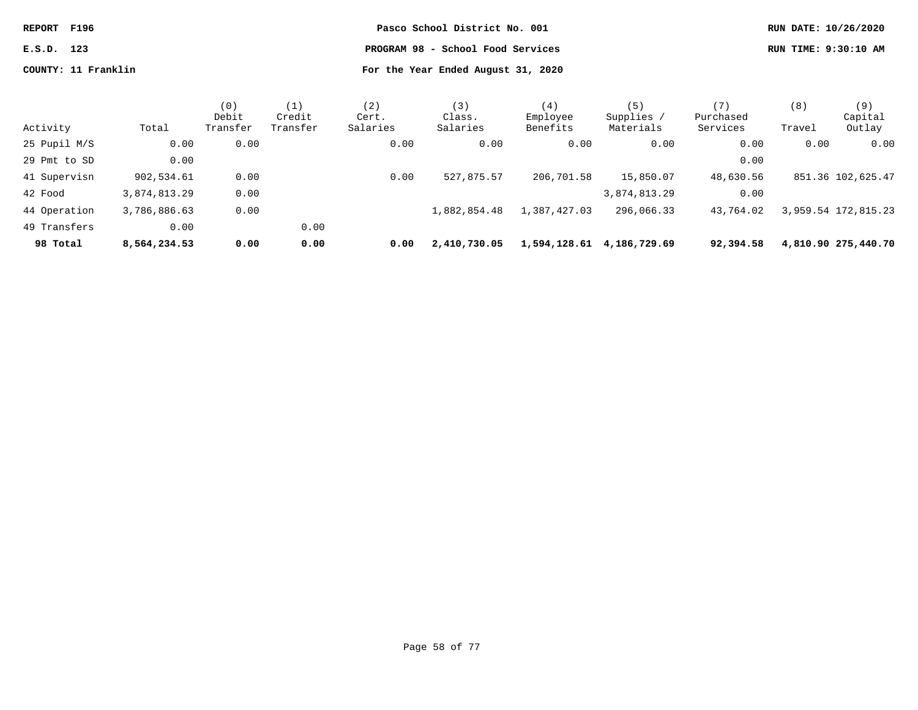REPORT F196 | Pasco School District No. 001 | RUN DATE: 10/26/2020

E.S.D. 123 | PROGRAM 98 - School Food Services | RUN TIME: 9:30:10 AM

COUNTY: 11 Franklin | For the Year Ended August 31, 2020

| Activity | Total | (0) Debit Transfer | (1) Credit Transfer | (2) Cert. Salaries | (3) Class. Salaries | (4) Employee Benefits | (5) Supplies / Materials | (7) Purchased Services | (8) Travel | (9) Capital Outlay |
|---|---|---|---|---|---|---|---|---|---|---|
| 25 Pupil M/S | 0.00 | 0.00 | | 0.00 | 0.00 | 0.00 | 0.00 | 0.00 | 0.00 | 0.00 |
| 29 Pmt to SD | 0.00 | | | | | | | 0.00 | | |
| 41 Supervisn | 902,534.61 | 0.00 | | 0.00 | 527,875.57 | 206,701.58 | 15,850.07 | 48,630.56 | 851.36 | 102,625.47 |
| 42 Food | 3,874,813.29 | 0.00 | | | | | 3,874,813.29 | 0.00 | | |
| 44 Operation | 3,786,886.63 | 0.00 | | | 1,882,854.48 | 1,387,427.03 | 296,066.33 | 43,764.02 | 3,959.54 | 172,815.23 |
| 49 Transfers | 0.00 | | 0.00 | | | | | | | |
| **98 Total** | **8,564,234.53** | **0.00** | **0.00** | **0.00** | **2,410,730.05** | **1,594,128.61** | **4,186,729.69** | **92,394.58** | **4,810.90** | **275,440.70** |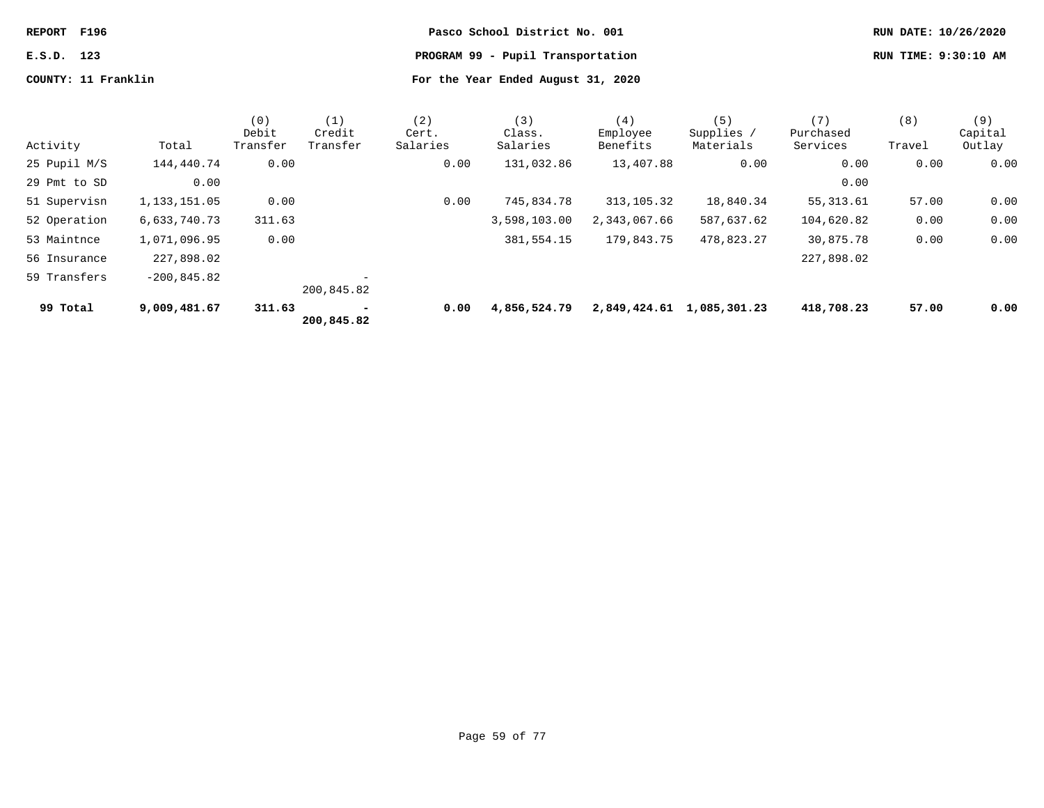REPORT F196 — Pasco School District No. 001

E.S.D. 123 — PROGRAM 99 - Pupil Transportation

COUNTY: 11 Franklin — For the Year Ended August 31, 2020

RUN DATE: 10/26/2020 — RUN TIME: 9:30:10 AM

| Activity | Total | (0) Debit Transfer | (1) Credit Transfer | (2) Cert. Salaries | (3) Class. Salaries | (4) Employee Benefits | (5) Supplies / Materials | (7) Purchased Services | (8) Travel | (9) Capital Outlay |
|---|---|---|---|---|---|---|---|---|---|---|
| 25 Pupil M/S | 144,440.74 | 0.00 | | 0.00 | 131,032.86 | 13,407.88 | 0.00 | 0.00 | 0.00 | 0.00 |
| 29 Pmt to SD | 0.00 | | | | | | | 0.00 | | |
| 51 Supervisn | 1,133,151.05 | 0.00 | | 0.00 | 745,834.78 | 313,105.32 | 18,840.34 | 55,313.61 | 57.00 | 0.00 |
| 52 Operation | 6,633,740.73 | 311.63 | | | 3,598,103.00 | 2,343,067.66 | 587,637.62 | 104,620.82 | 0.00 | 0.00 |
| 53 Maintnce | 1,071,096.95 | 0.00 | | | 381,554.15 | 179,843.75 | 478,823.27 | 30,875.78 | 0.00 | 0.00 |
| 56 Insurance | 227,898.02 | | | | | | | 227,898.02 | | |
| 59 Transfers | -200,845.82 | | -200,845.82 | | | | | | | |
| **99 Total** | **9,009,481.67** | **311.63** | **-200,845.82** | **0.00** | **4,856,524.79** | **2,849,424.61** | **1,085,301.23** | **418,708.23** | **57.00** | **0.00** |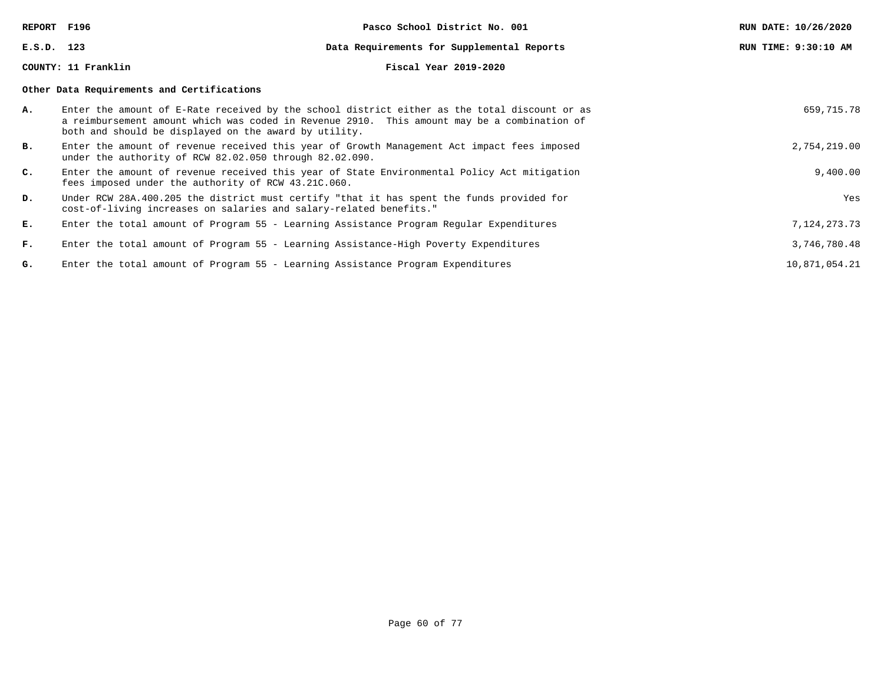REPORT F196 | Pasco School District No. 001

E.S.D. 123 | Data Requirements for Supplemental Reports

COUNTY: 11 Franklin | Fiscal Year 2019-2020

RUN DATE: 10/26/2020 | RUN TIME: 9:30:10 AM

## Other Data Requirements and Certifications

| | | |
|---|---|---|
| **A.** | Enter the amount of E-Rate received by the school district either as the total discount or as a reimbursement amount which was coded in Revenue 2910. This amount may be a combination of both and should be displayed on the award by utility. | 659,715.78 |
| **B.** | Enter the amount of revenue received this year of Growth Management Act impact fees imposed under the authority of RCW 82.02.050 through 82.02.090. | 2,754,219.00 |
| **C.** | Enter the amount of revenue received this year of State Environmental Policy Act mitigation fees imposed under the authority of RCW 43.21C.060. | 9,400.00 |
| **D.** | Under RCW 28A.400.205 the district must certify "that it has spent the funds provided for cost-of-living increases on salaries and salary-related benefits." | Yes |
| **E.** | Enter the total amount of Program 55 - Learning Assistance Program Regular Expenditures | 7,124,273.73 |
| **F.** | Enter the total amount of Program 55 - Learning Assistance-High Poverty Expenditures | 3,746,780.48 |
| **G.** | Enter the total amount of Program 55 - Learning Assistance Program Expenditures | 10,871,054.21 |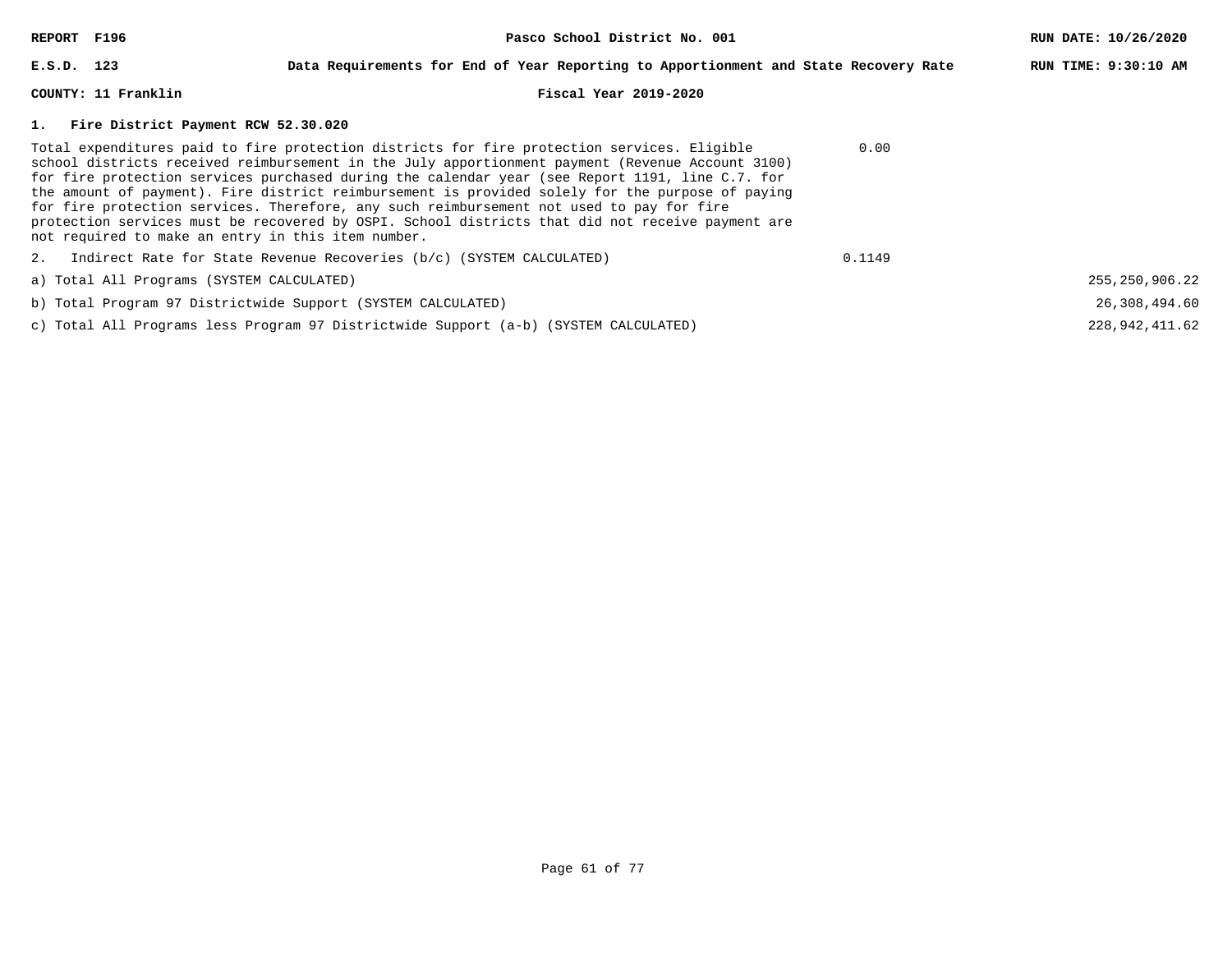**REPORT F196** | **Pasco School District No. 001**

**E.S.D. 123** | **Data Requirements for End of Year Reporting to Apportionment and State Recovery Rate**

**COUNTY: 11 Franklin** | **Fiscal Year 2019-2020**

**RUN DATE: 10/26/2020**
**RUN TIME: 9:30:10 AM**

## 1. Fire District Payment RCW 52.30.020

| Description | Value | Amount |
|---|---|---|
| Total expenditures paid to fire protection districts for fire protection services. Eligible school districts received reimbursement in the July apportionment payment (Revenue Account 3100) for fire protection services purchased during the calendar year (see Report 1191, line C.7. for the amount of payment). Fire district reimbursement is provided solely for the purpose of paying for fire protection services. Therefore, any such reimbursement not used to pay for fire protection services must be recovered by OSPI. School districts that did not receive payment are not required to make an entry in this item number. | 0.00 | |
| 2. Indirect Rate for State Revenue Recoveries (b/c) (SYSTEM CALCULATED) | 0.1149 | |
| a) Total All Programs (SYSTEM CALCULATED) | | 255,250,906.22 |
| b) Total Program 97 Districtwide Support (SYSTEM CALCULATED) | | 26,308,494.60 |
| c) Total All Programs less Program 97 Districtwide Support (a-b) (SYSTEM CALCULATED) | | 228,942,411.62 |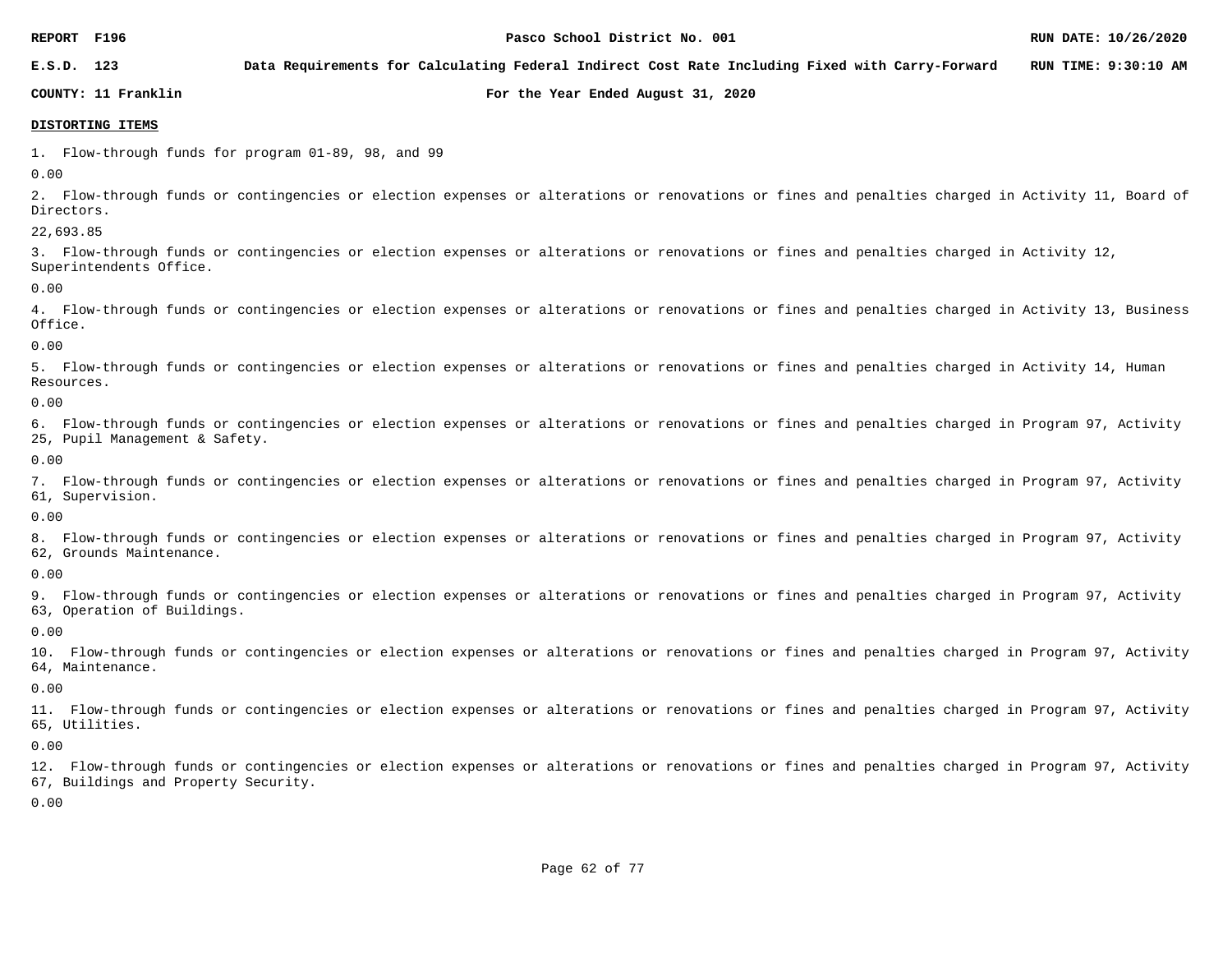**DISTORTING ITEMS**

1. Flow-through funds for program 01-89, 98, and 99

0.00

2. Flow-through funds or contingencies or election expenses or alterations or renovations or fines and penalties charged in Activity 11, Board of Directors.

22,693.85

3. Flow-through funds or contingencies or election expenses or alterations or renovations or fines and penalties charged in Activity 12, Superintendents Office.

0.00

4. Flow-through funds or contingencies or election expenses or alterations or renovations or fines and penalties charged in Activity 13, Business Office.

0.00

5. Flow-through funds or contingencies or election expenses or alterations or renovations or fines and penalties charged in Activity 14, Human Resources.

0.00

6. Flow-through funds or contingencies or election expenses or alterations or renovations or fines and penalties charged in Program 97, Activity 25, Pupil Management & Safety.

0.00

7. Flow-through funds or contingencies or election expenses or alterations or renovations or fines and penalties charged in Program 97, Activity 61, Supervision.

0.00

8. Flow-through funds or contingencies or election expenses or alterations or renovations or fines and penalties charged in Program 97, Activity 62, Grounds Maintenance.

0.00

9. Flow-through funds or contingencies or election expenses or alterations or renovations or fines and penalties charged in Program 97, Activity 63, Operation of Buildings.

0.00

10. Flow-through funds or contingencies or election expenses or alterations or renovations or fines and penalties charged in Program 97, Activity 64, Maintenance.

0.00

11. Flow-through funds or contingencies or election expenses or alterations or renovations or fines and penalties charged in Program 97, Activity 65, Utilities.

0.00

12. Flow-through funds or contingencies or election expenses or alterations or renovations or fines and penalties charged in Program 97, Activity 67, Buildings and Property Security.

0.00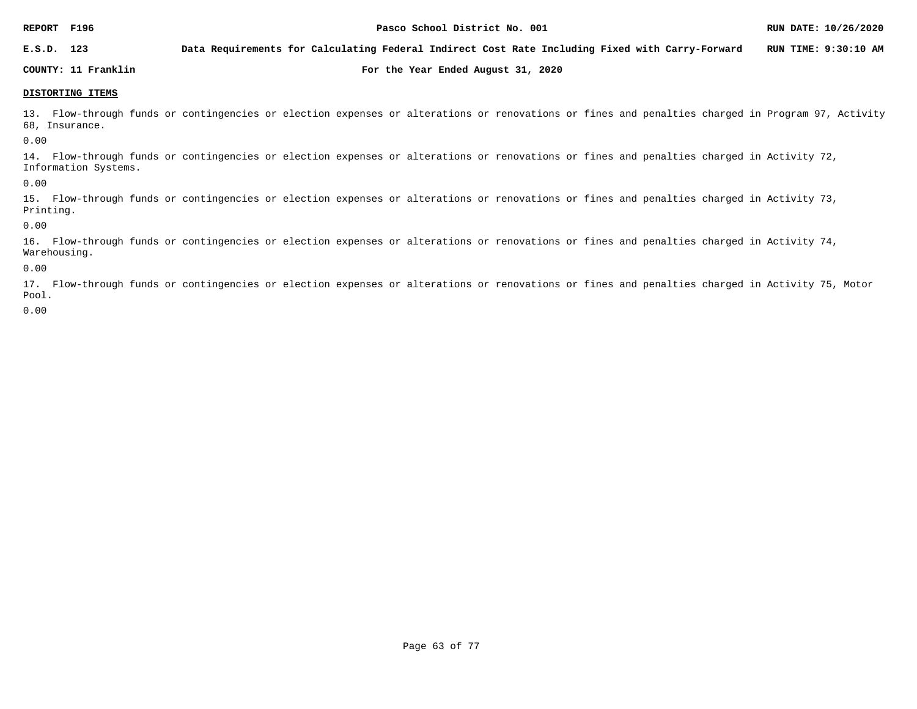**DISTORTING ITEMS**

13. Flow-through funds or contingencies or election expenses or alterations or renovations or fines and penalties charged in Program 97, Activity 68, Insurance.

0.00

14. Flow-through funds or contingencies or election expenses or alterations or renovations or fines and penalties charged in Activity 72, Information Systems.

0.00

15. Flow-through funds or contingencies or election expenses or alterations or renovations or fines and penalties charged in Activity 73, Printing.

0.00

16. Flow-through funds or contingencies or election expenses or alterations or renovations or fines and penalties charged in Activity 74, Warehousing.

0.00

17. Flow-through funds or contingencies or election expenses or alterations or renovations or fines and penalties charged in Activity 75, Motor Pool.

0.00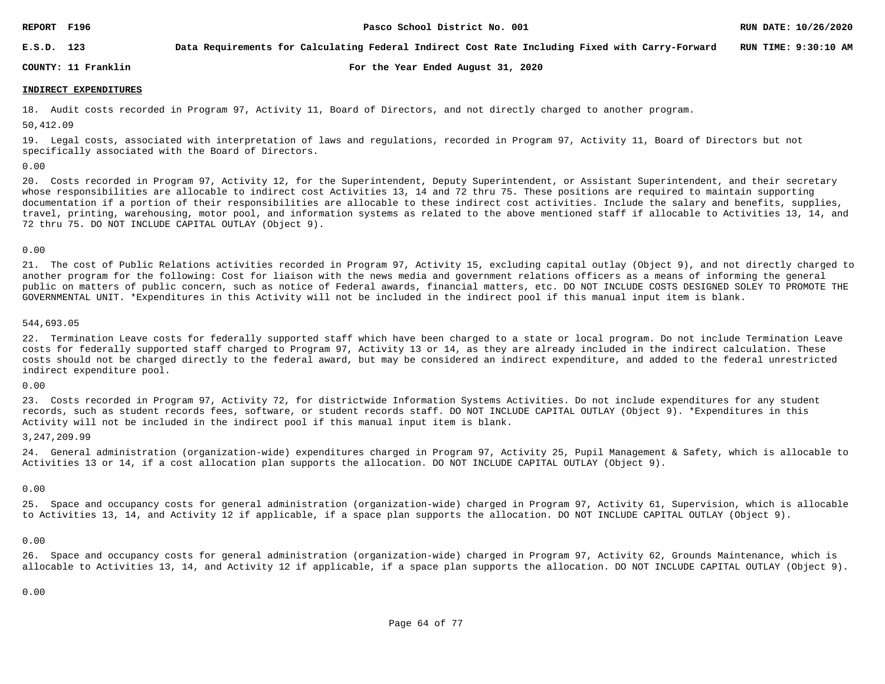**INDIRECT EXPENDITURES**

18. Audit costs recorded in Program 97, Activity 11, Board of Directors, and not directly charged to another program.

50,412.09

19. Legal costs, associated with interpretation of laws and regulations, recorded in Program 97, Activity 11, Board of Directors but not specifically associated with the Board of Directors.

0.00

20. Costs recorded in Program 97, Activity 12, for the Superintendent, Deputy Superintendent, or Assistant Superintendent, and their secretary whose responsibilities are allocable to indirect cost Activities 13, 14 and 72 thru 75. These positions are required to maintain supporting documentation if a portion of their responsibilities are allocable to these indirect cost activities. Include the salary and benefits, supplies, travel, printing, warehousing, motor pool, and information systems as related to the above mentioned staff if allocable to Activities 13, 14, and 72 thru 75. DO NOT INCLUDE CAPITAL OUTLAY (Object 9).

0.00

21. The cost of Public Relations activities recorded in Program 97, Activity 15, excluding capital outlay (Object 9), and not directly charged to another program for the following: Cost for liaison with the news media and government relations officers as a means of informing the general public on matters of public concern, such as notice of Federal awards, financial matters, etc. DO NOT INCLUDE COSTS DESIGNED SOLEY TO PROMOTE THE GOVERNMENTAL UNIT. *Expenditures in this Activity will not be included in the indirect pool if this manual input item is blank.

544,693.05

22. Termination Leave costs for federally supported staff which have been charged to a state or local program. Do not include Termination Leave costs for federally supported staff charged to Program 97, Activity 13 or 14, as they are already included in the indirect calculation. These costs should not be charged directly to the federal award, but may be considered an indirect expenditure, and added to the federal unrestricted indirect expenditure pool.

0.00

23. Costs recorded in Program 97, Activity 72, for districtwide Information Systems Activities. Do not include expenditures for any student records, such as student records fees, software, or student records staff. DO NOT INCLUDE CAPITAL OUTLAY (Object 9). *Expenditures in this Activity will not be included in the indirect pool if this manual input item is blank.

3,247,209.99

24. General administration (organization-wide) expenditures charged in Program 97, Activity 25, Pupil Management & Safety, which is allocable to Activities 13 or 14, if a cost allocation plan supports the allocation. DO NOT INCLUDE CAPITAL OUTLAY (Object 9).

0.00

25. Space and occupancy costs for general administration (organization-wide) charged in Program 97, Activity 61, Supervision, which is allocable to Activities 13, 14, and Activity 12 if applicable, if a space plan supports the allocation. DO NOT INCLUDE CAPITAL OUTLAY (Object 9).

0.00

26. Space and occupancy costs for general administration (organization-wide) charged in Program 97, Activity 62, Grounds Maintenance, which is allocable to Activities 13, 14, and Activity 12 if applicable, if a space plan supports the allocation. DO NOT INCLUDE CAPITAL OUTLAY (Object 9).

0.00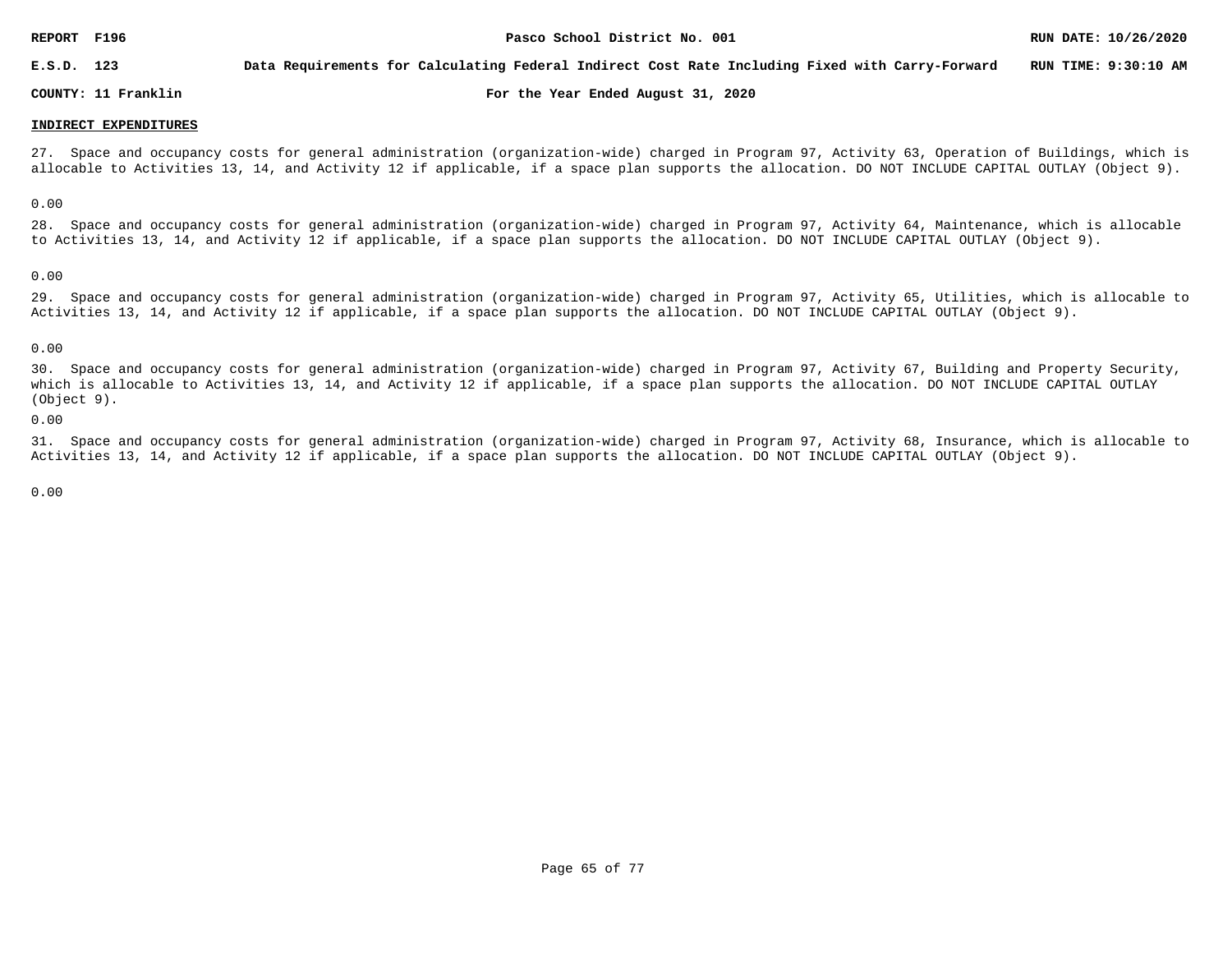**INDIRECT EXPENDITURES**

27. Space and occupancy costs for general administration (organization-wide) charged in Program 97, Activity 63, Operation of Buildings, which is allocable to Activities 13, 14, and Activity 12 if applicable, if a space plan supports the allocation. DO NOT INCLUDE CAPITAL OUTLAY (Object 9).

0.00

28. Space and occupancy costs for general administration (organization-wide) charged in Program 97, Activity 64, Maintenance, which is allocable to Activities 13, 14, and Activity 12 if applicable, if a space plan supports the allocation. DO NOT INCLUDE CAPITAL OUTLAY (Object 9).

0.00

29. Space and occupancy costs for general administration (organization-wide) charged in Program 97, Activity 65, Utilities, which is allocable to Activities 13, 14, and Activity 12 if applicable, if a space plan supports the allocation. DO NOT INCLUDE CAPITAL OUTLAY (Object 9).

0.00

30. Space and occupancy costs for general administration (organization-wide) charged in Program 97, Activity 67, Building and Property Security, which is allocable to Activities 13, 14, and Activity 12 if applicable, if a space plan supports the allocation. DO NOT INCLUDE CAPITAL OUTLAY (Object 9).

0.00

31. Space and occupancy costs for general administration (organization-wide) charged in Program 97, Activity 68, Insurance, which is allocable to Activities 13, 14, and Activity 12 if applicable, if a space plan supports the allocation. DO NOT INCLUDE CAPITAL OUTLAY (Object 9).

0.00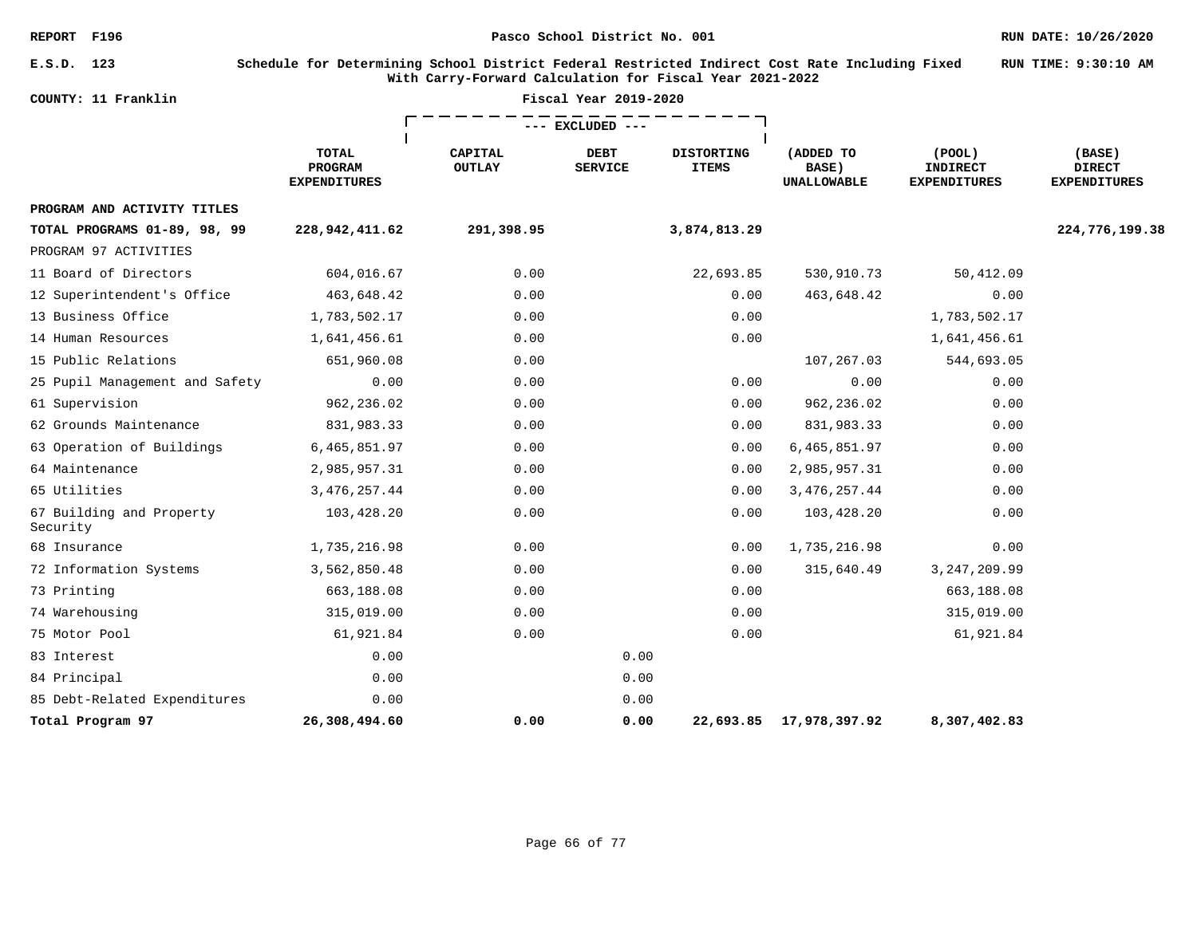REPORT F196 | Pasco School District No. 001 | RUN DATE: 10/26/2020

E.S.D. 123 | Schedule for Determining School District Federal Restricted Indirect Cost Rate Including Fixed With Carry-Forward Calculation for Fiscal Year 2021-2022 | RUN TIME: 9:30:10 AM

COUNTY: 11 Franklin | Fiscal Year 2019-2020

| | | --- EXCLUDED --- | | | | | |
|---|---|---|---|---|---|---|---|
| | TOTAL PROGRAM EXPENDITURES | CAPITAL OUTLAY | DEBT SERVICE | DISTORTING ITEMS | (ADDED TO BASE) UNALLOWABLE | (POOL) INDIRECT EXPENDITURES | (BASE) DIRECT EXPENDITURES |
| **PROGRAM AND ACTIVITY TITLES** | | | | | | | |
| **TOTAL PROGRAMS 01-89, 98, 99** | **228,942,411.62** | **291,398.95** | | **3,874,813.29** | | | **224,776,199.38** |
| PROGRAM 97 ACTIVITIES | | | | | | | |
| 11 Board of Directors | 604,016.67 | 0.00 | | 22,693.85 | 530,910.73 | 50,412.09 | |
| 12 Superintendent's Office | 463,648.42 | 0.00 | | 0.00 | 463,648.42 | 0.00 | |
| 13 Business Office | 1,783,502.17 | 0.00 | | 0.00 | | 1,783,502.17 | |
| 14 Human Resources | 1,641,456.61 | 0.00 | | 0.00 | | 1,641,456.61 | |
| 15 Public Relations | 651,960.08 | 0.00 | | | 107,267.03 | 544,693.05 | |
| 25 Pupil Management and Safety | 0.00 | 0.00 | | 0.00 | 0.00 | 0.00 | |
| 61 Supervision | 962,236.02 | 0.00 | | 0.00 | 962,236.02 | 0.00 | |
| 62 Grounds Maintenance | 831,983.33 | 0.00 | | 0.00 | 831,983.33 | 0.00 | |
| 63 Operation of Buildings | 6,465,851.97 | 0.00 | | 0.00 | 6,465,851.97 | 0.00 | |
| 64 Maintenance | 2,985,957.31 | 0.00 | | 0.00 | 2,985,957.31 | 0.00 | |
| 65 Utilities | 3,476,257.44 | 0.00 | | 0.00 | 3,476,257.44 | 0.00 | |
| 67 Building and Property Security | 103,428.20 | 0.00 | | 0.00 | 103,428.20 | 0.00 | |
| 68 Insurance | 1,735,216.98 | 0.00 | | 0.00 | 1,735,216.98 | 0.00 | |
| 72 Information Systems | 3,562,850.48 | 0.00 | | 0.00 | 315,640.49 | 3,247,209.99 | |
| 73 Printing | 663,188.08 | 0.00 | | 0.00 | | 663,188.08 | |
| 74 Warehousing | 315,019.00 | 0.00 | | 0.00 | | 315,019.00 | |
| 75 Motor Pool | 61,921.84 | 0.00 | | 0.00 | | 61,921.84 | |
| 83 Interest | 0.00 | | 0.00 | | | | |
| 84 Principal | 0.00 | | 0.00 | | | | |
| 85 Debt-Related Expenditures | 0.00 | | 0.00 | | | | |
| **Total Program 97** | **26,308,494.60** | **0.00** | **0.00** | **22,693.85** | **17,978,397.92** | **8,307,402.83** | |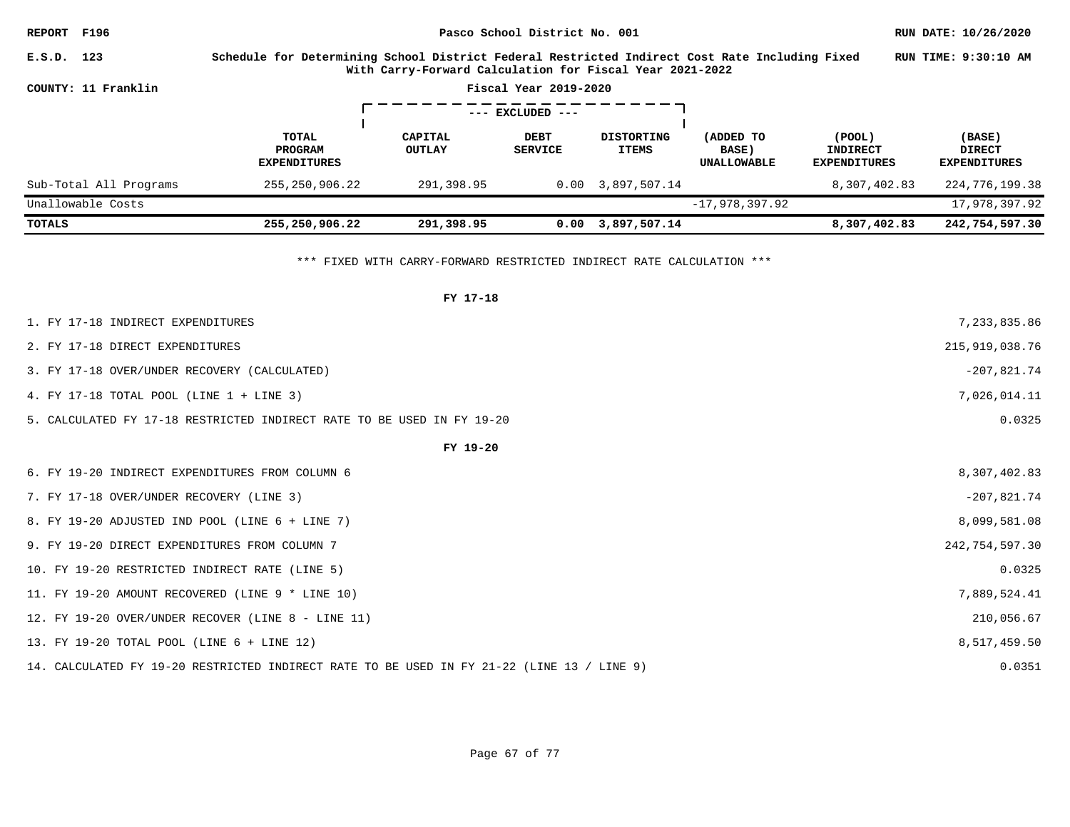REPORT F196 Pasco School District No. 001 RUN DATE: 10/26/2020

E.S.D. 123 **Schedule for Determining School District Federal Restricted Indirect Cost Rate Including Fixed With Carry-Forward Calculation for Fiscal Year 2021-2022** RUN TIME: 9:30:10 AM

COUNTY: 11 Franklin **Fiscal Year 2019-2020**

| | TOTAL PROGRAM EXPENDITURES | --- EXCLUDED --- CAPITAL OUTLAY | DEBT SERVICE | DISTORTING ITEMS | (ADDED TO BASE) UNALLOWABLE | (POOL) INDIRECT EXPENDITURES | (BASE) DIRECT EXPENDITURES |
|---|---|---|---|---|---|---|---|
| Sub-Total All Programs | 255,250,906.22 | 291,398.95 | 0.00 | 3,897,507.14 | | 8,307,402.83 | 224,776,199.38 |
| Unallowable Costs | | | | | -17,978,397.92 | | 17,978,397.92 |
| **TOTALS** | **255,250,906.22** | **291,398.95** | **0.00** | **3,897,507.14** | | **8,307,402.83** | **242,754,597.30** |

*** FIXED WITH CARRY-FORWARD RESTRICTED INDIRECT RATE CALCULATION ***

**FY 17-18**

| | |
|---|---|
| 1. FY 17-18 INDIRECT EXPENDITURES | 7,233,835.86 |
| 2. FY 17-18 DIRECT EXPENDITURES | 215,919,038.76 |
| 3. FY 17-18 OVER/UNDER RECOVERY (CALCULATED) | -207,821.74 |
| 4. FY 17-18 TOTAL POOL (LINE 1 + LINE 3) | 7,026,014.11 |
| 5. CALCULATED FY 17-18 RESTRICTED INDIRECT RATE TO BE USED IN FY 19-20 | 0.0325 |

**FY 19-20**

| | |
|---|---|
| 6. FY 19-20 INDIRECT EXPENDITURES FROM COLUMN 6 | 8,307,402.83 |
| 7. FY 17-18 OVER/UNDER RECOVERY (LINE 3) | -207,821.74 |
| 8. FY 19-20 ADJUSTED IND POOL (LINE 6 + LINE 7) | 8,099,581.08 |
| 9. FY 19-20 DIRECT EXPENDITURES FROM COLUMN 7 | 242,754,597.30 |
| 10. FY 19-20 RESTRICTED INDIRECT RATE (LINE 5) | 0.0325 |
| 11. FY 19-20 AMOUNT RECOVERED (LINE 9 * LINE 10) | 7,889,524.41 |
| 12. FY 19-20 OVER/UNDER RECOVER (LINE 8 - LINE 11) | 210,056.67 |
| 13. FY 19-20 TOTAL POOL (LINE 6 + LINE 12) | 8,517,459.50 |
| 14. CALCULATED FY 19-20 RESTRICTED INDIRECT RATE TO BE USED IN FY 21-22 (LINE 13 / LINE 9) | 0.0351 |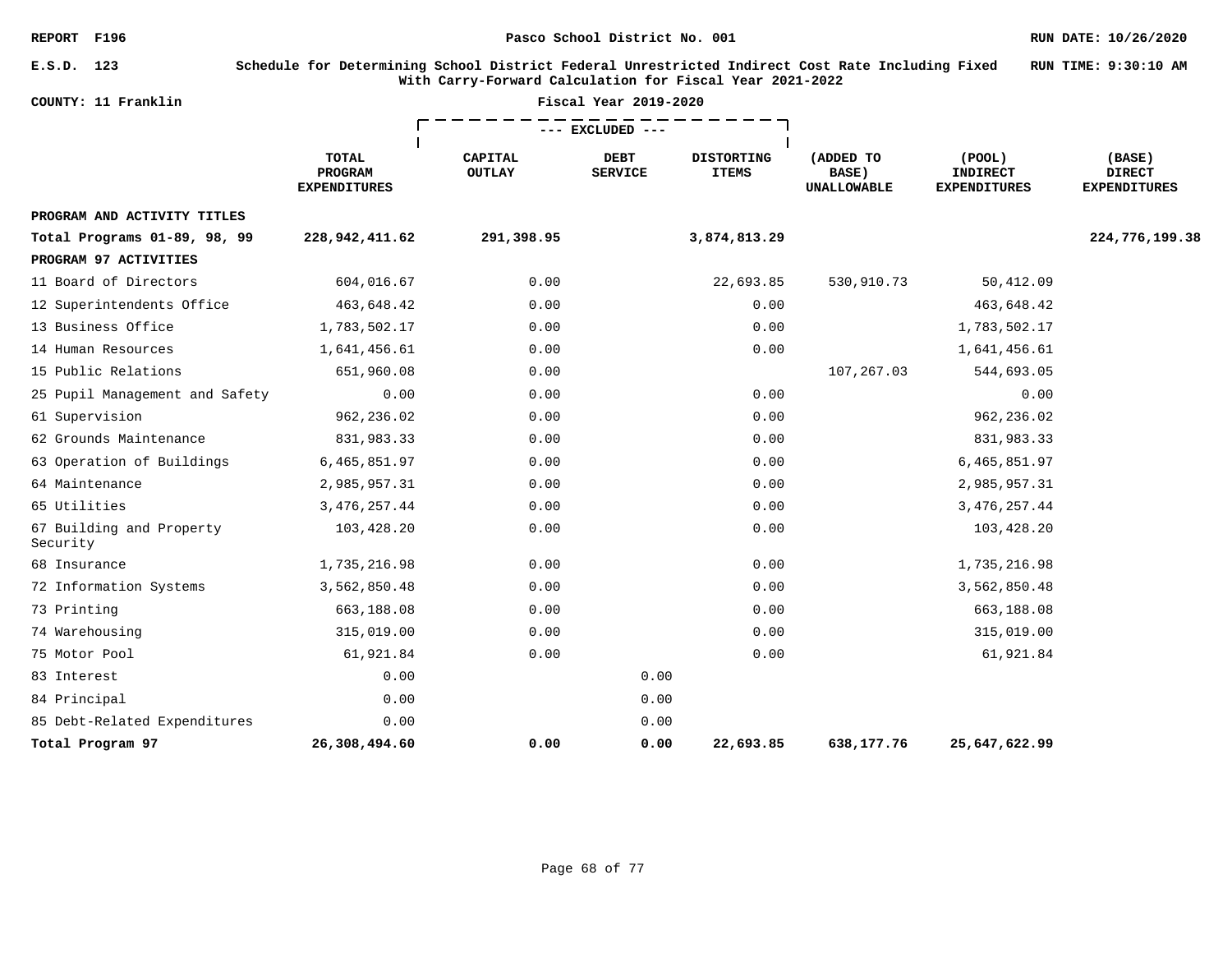REPORT F196 | Pasco School District No. 001 | RUN DATE: 10/26/2020

E.S.D. 123 | **Schedule for Determining School District Federal Unrestricted Indirect Cost Rate Including Fixed With Carry-Forward Calculation for Fiscal Year 2021-2022** | RUN TIME: 9:30:10 AM

COUNTY: 11 Franklin | Fiscal Year 2019-2020

| | | --- EXCLUDED --- | | | | | |
|---|---|---|---|---|---|---|---|
| | **TOTAL PROGRAM EXPENDITURES** | **CAPITAL OUTLAY** | **DEBT SERVICE** | **DISTORTING ITEMS** | **(ADDED TO BASE) UNALLOWABLE** | **(POOL) INDIRECT EXPENDITURES** | **(BASE) DIRECT EXPENDITURES** |
| **PROGRAM AND ACTIVITY TITLES** | | | | | | | |
| **Total Programs 01-89, 98, 99** | **228,942,411.62** | **291,398.95** | | **3,874,813.29** | | | **224,776,199.38** |
| **PROGRAM 97 ACTIVITIES** | | | | | | | |
| 11 Board of Directors | 604,016.67 | 0.00 | | 22,693.85 | 530,910.73 | 50,412.09 | |
| 12 Superintendents Office | 463,648.42 | 0.00 | | 0.00 | | 463,648.42 | |
| 13 Business Office | 1,783,502.17 | 0.00 | | 0.00 | | 1,783,502.17 | |
| 14 Human Resources | 1,641,456.61 | 0.00 | | 0.00 | | 1,641,456.61 | |
| 15 Public Relations | 651,960.08 | 0.00 | | | 107,267.03 | 544,693.05 | |
| 25 Pupil Management and Safety | 0.00 | 0.00 | | 0.00 | | 0.00 | |
| 61 Supervision | 962,236.02 | 0.00 | | 0.00 | | 962,236.02 | |
| 62 Grounds Maintenance | 831,983.33 | 0.00 | | 0.00 | | 831,983.33 | |
| 63 Operation of Buildings | 6,465,851.97 | 0.00 | | 0.00 | | 6,465,851.97 | |
| 64 Maintenance | 2,985,957.31 | 0.00 | | 0.00 | | 2,985,957.31 | |
| 65 Utilities | 3,476,257.44 | 0.00 | | 0.00 | | 3,476,257.44 | |
| 67 Building and Property Security | 103,428.20 | 0.00 | | 0.00 | | 103,428.20 | |
| 68 Insurance | 1,735,216.98 | 0.00 | | 0.00 | | 1,735,216.98 | |
| 72 Information Systems | 3,562,850.48 | 0.00 | | 0.00 | | 3,562,850.48 | |
| 73 Printing | 663,188.08 | 0.00 | | 0.00 | | 663,188.08 | |
| 74 Warehousing | 315,019.00 | 0.00 | | 0.00 | | 315,019.00 | |
| 75 Motor Pool | 61,921.84 | 0.00 | | 0.00 | | 61,921.84 | |
| 83 Interest | 0.00 | | 0.00 | | | | |
| 84 Principal | 0.00 | | 0.00 | | | | |
| 85 Debt-Related Expenditures | 0.00 | | 0.00 | | | | |
| **Total Program 97** | **26,308,494.60** | **0.00** | **0.00** | **22,693.85** | **638,177.76** | **25,647,622.99** | |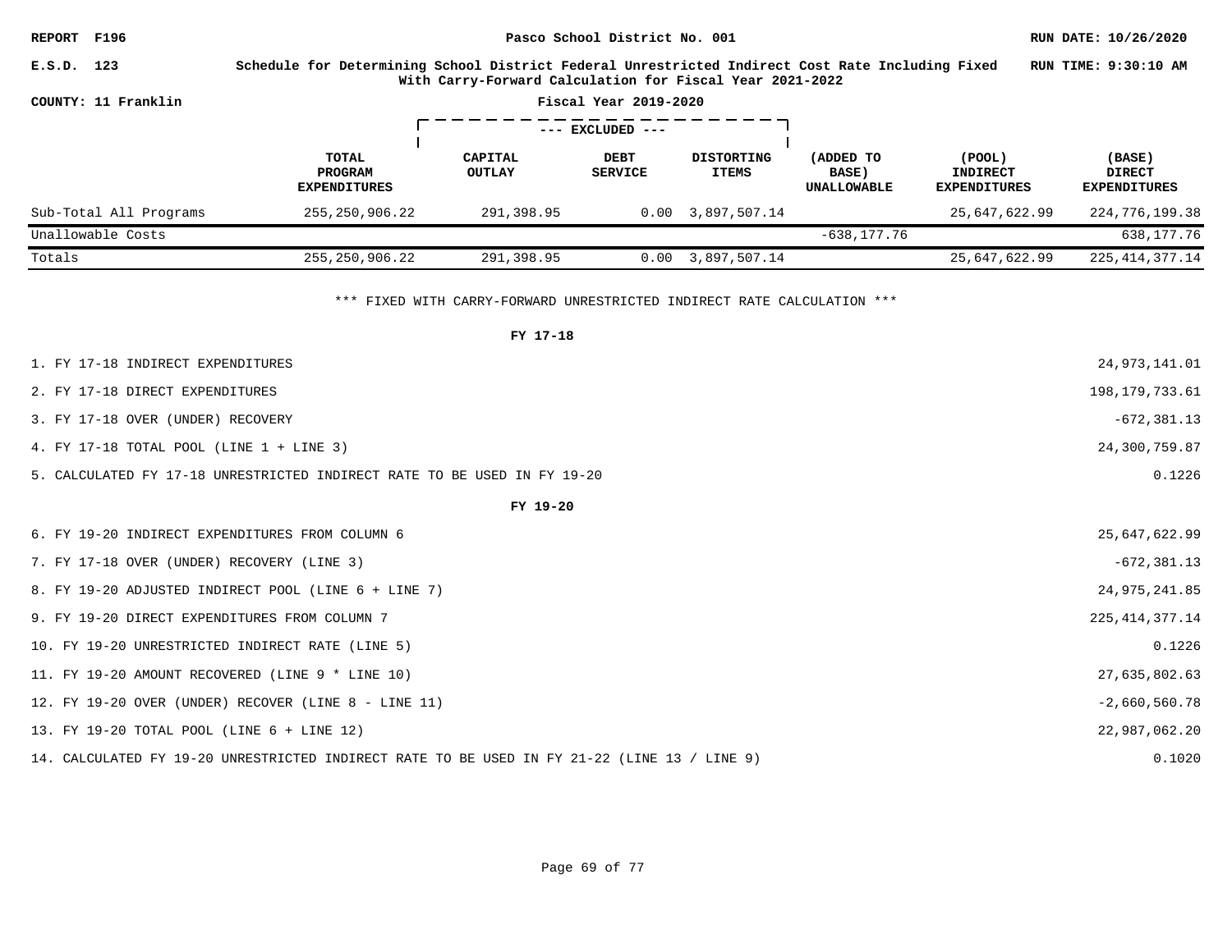REPORT F196 — Pasco School District No. 001 — RUN DATE: 10/26/2020

E.S.D. 123 — Schedule for Determining School District Federal Unrestricted Indirect Cost Rate Including Fixed With Carry-Forward Calculation for Fiscal Year 2021-2022 — RUN TIME: 9:30:10 AM

COUNTY: 11 Franklin — Fiscal Year 2019-2020

| | TOTAL PROGRAM EXPENDITURES | --- EXCLUDED --- CAPITAL OUTLAY | DEBT SERVICE | DISTORTING ITEMS | (ADDED TO BASE) UNALLOWABLE | (POOL) INDIRECT EXPENDITURES | (BASE) DIRECT EXPENDITURES |
|---|---|---|---|---|---|---|---|
| Sub-Total All Programs | 255,250,906.22 | 291,398.95 | 0.00 | 3,897,507.14 | | 25,647,622.99 | 224,776,199.38 |
| Unallowable Costs | | | | | -638,177.76 | | 638,177.76 |
| Totals | 255,250,906.22 | 291,398.95 | 0.00 | 3,897,507.14 | | 25,647,622.99 | 225,414,377.14 |

*** FIXED WITH CARRY-FORWARD UNRESTRICTED INDIRECT RATE CALCULATION ***

**FY 17-18**

| | |
|---|---|
| 1. FY 17-18 INDIRECT EXPENDITURES | 24,973,141.01 |
| 2. FY 17-18 DIRECT EXPENDITURES | 198,179,733.61 |
| 3. FY 17-18 OVER (UNDER) RECOVERY | -672,381.13 |
| 4. FY 17-18 TOTAL POOL (LINE 1 + LINE 3) | 24,300,759.87 |
| 5. CALCULATED FY 17-18 UNRESTRICTED INDIRECT RATE TO BE USED IN FY 19-20 | 0.1226 |

**FY 19-20**

| | |
|---|---|
| 6. FY 19-20 INDIRECT EXPENDITURES FROM COLUMN 6 | 25,647,622.99 |
| 7. FY 17-18 OVER (UNDER) RECOVERY (LINE 3) | -672,381.13 |
| 8. FY 19-20 ADJUSTED INDIRECT POOL (LINE 6 + LINE 7) | 24,975,241.85 |
| 9. FY 19-20 DIRECT EXPENDITURES FROM COLUMN 7 | 225,414,377.14 |
| 10. FY 19-20 UNRESTRICTED INDIRECT RATE (LINE 5) | 0.1226 |
| 11. FY 19-20 AMOUNT RECOVERED (LINE 9 * LINE 10) | 27,635,802.63 |
| 12. FY 19-20 OVER (UNDER) RECOVER (LINE 8 - LINE 11) | -2,660,560.78 |
| 13. FY 19-20 TOTAL POOL (LINE 6 + LINE 12) | 22,987,062.20 |
| 14. CALCULATED FY 19-20 UNRESTRICTED INDIRECT RATE TO BE USED IN FY 21-22 (LINE 13 / LINE 9) | 0.1020 |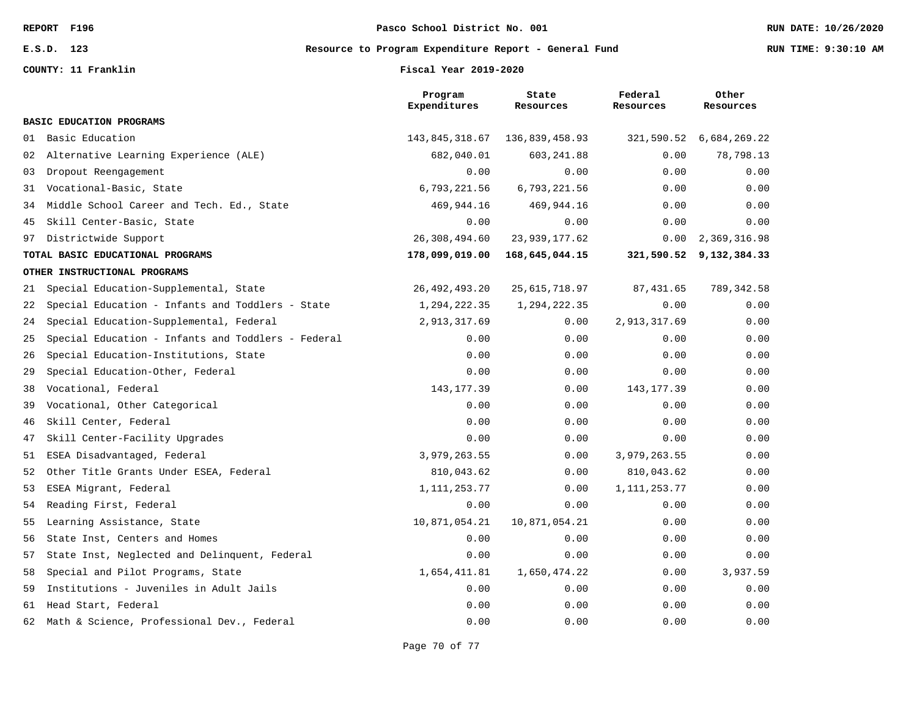REPORT F196 | Pasco School District No. 001 | RUN DATE: 10/26/2020

E.S.D. 123 | Resource to Program Expenditure Report - General Fund | RUN TIME: 9:30:10 AM

COUNTY: 11 Franklin | Fiscal Year 2019-2020

| | Program Expenditures | State Resources | Federal Resources | Other Resources |
|---|---|---|---|---|
| **BASIC EDUCATION PROGRAMS** | | | | |
| 01 Basic Education | 143,845,318.67 | 136,839,458.93 | 321,590.52 | 6,684,269.22 |
| 02 Alternative Learning Experience (ALE) | 682,040.01 | 603,241.88 | 0.00 | 78,798.13 |
| 03 Dropout Reengagement | 0.00 | 0.00 | 0.00 | 0.00 |
| 31 Vocational-Basic, State | 6,793,221.56 | 6,793,221.56 | 0.00 | 0.00 |
| 34 Middle School Career and Tech. Ed., State | 469,944.16 | 469,944.16 | 0.00 | 0.00 |
| 45 Skill Center-Basic, State | 0.00 | 0.00 | 0.00 | 0.00 |
| 97 Districtwide Support | 26,308,494.60 | 23,939,177.62 | 0.00 | 2,369,316.98 |
| **TOTAL BASIC EDUCATIONAL PROGRAMS** | **178,099,019.00** | **168,645,044.15** | **321,590.52** | **9,132,384.33** |
| **OTHER INSTRUCTIONAL PROGRAMS** | | | | |
| 21 Special Education-Supplemental, State | 26,492,493.20 | 25,615,718.97 | 87,431.65 | 789,342.58 |
| 22 Special Education - Infants and Toddlers - State | 1,294,222.35 | 1,294,222.35 | 0.00 | 0.00 |
| 24 Special Education-Supplemental, Federal | 2,913,317.69 | 0.00 | 2,913,317.69 | 0.00 |
| 25 Special Education - Infants and Toddlers - Federal | 0.00 | 0.00 | 0.00 | 0.00 |
| 26 Special Education-Institutions, State | 0.00 | 0.00 | 0.00 | 0.00 |
| 29 Special Education-Other, Federal | 0.00 | 0.00 | 0.00 | 0.00 |
| 38 Vocational, Federal | 143,177.39 | 0.00 | 143,177.39 | 0.00 |
| 39 Vocational, Other Categorical | 0.00 | 0.00 | 0.00 | 0.00 |
| 46 Skill Center, Federal | 0.00 | 0.00 | 0.00 | 0.00 |
| 47 Skill Center-Facility Upgrades | 0.00 | 0.00 | 0.00 | 0.00 |
| 51 ESEA Disadvantaged, Federal | 3,979,263.55 | 0.00 | 3,979,263.55 | 0.00 |
| 52 Other Title Grants Under ESEA, Federal | 810,043.62 | 0.00 | 810,043.62 | 0.00 |
| 53 ESEA Migrant, Federal | 1,111,253.77 | 0.00 | 1,111,253.77 | 0.00 |
| 54 Reading First, Federal | 0.00 | 0.00 | 0.00 | 0.00 |
| 55 Learning Assistance, State | 10,871,054.21 | 10,871,054.21 | 0.00 | 0.00 |
| 56 State Inst, Centers and Homes | 0.00 | 0.00 | 0.00 | 0.00 |
| 57 State Inst, Neglected and Delinquent, Federal | 0.00 | 0.00 | 0.00 | 0.00 |
| 58 Special and Pilot Programs, State | 1,654,411.81 | 1,650,474.22 | 0.00 | 3,937.59 |
| 59 Institutions - Juveniles in Adult Jails | 0.00 | 0.00 | 0.00 | 0.00 |
| 61 Head Start, Federal | 0.00 | 0.00 | 0.00 | 0.00 |
| 62 Math & Science, Professional Dev., Federal | 0.00 | 0.00 | 0.00 | 0.00 |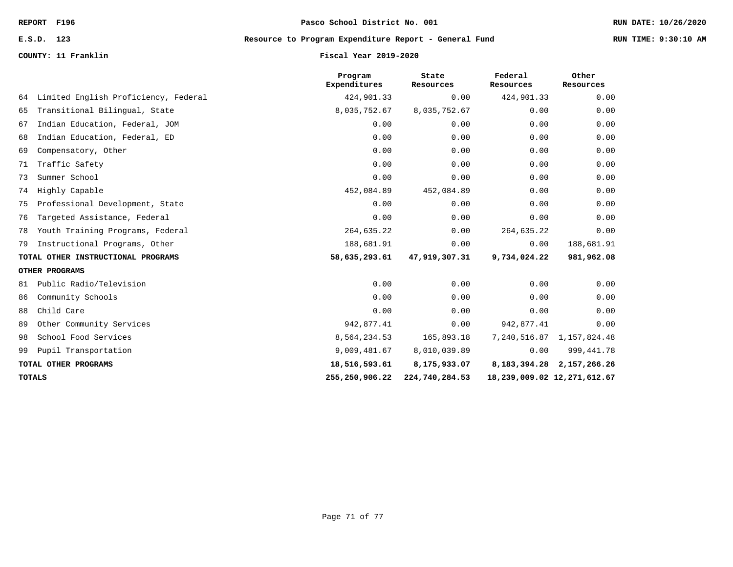REPORT F196 | Pasco School District No. 001 | RUN DATE: 10/26/2020

E.S.D. 123 | Resource to Program Expenditure Report - General Fund | RUN TIME: 9:30:10 AM

COUNTY: 11 Franklin | Fiscal Year 2019-2020

| | Program Expenditures | State Resources | Federal Resources | Other Resources |
|---|---|---|---|---|
| 64 Limited English Proficiency, Federal | 424,901.33 | 0.00 | 424,901.33 | 0.00 |
| 65 Transitional Bilingual, State | 8,035,752.67 | 8,035,752.67 | 0.00 | 0.00 |
| 67 Indian Education, Federal, JOM | 0.00 | 0.00 | 0.00 | 0.00 |
| 68 Indian Education, Federal, ED | 0.00 | 0.00 | 0.00 | 0.00 |
| 69 Compensatory, Other | 0.00 | 0.00 | 0.00 | 0.00 |
| 71 Traffic Safety | 0.00 | 0.00 | 0.00 | 0.00 |
| 73 Summer School | 0.00 | 0.00 | 0.00 | 0.00 |
| 74 Highly Capable | 452,084.89 | 452,084.89 | 0.00 | 0.00 |
| 75 Professional Development, State | 0.00 | 0.00 | 0.00 | 0.00 |
| 76 Targeted Assistance, Federal | 0.00 | 0.00 | 0.00 | 0.00 |
| 78 Youth Training Programs, Federal | 264,635.22 | 0.00 | 264,635.22 | 0.00 |
| 79 Instructional Programs, Other | 188,681.91 | 0.00 | 0.00 | 188,681.91 |
| **TOTAL OTHER INSTRUCTIONAL PROGRAMS** | **58,635,293.61** | **47,919,307.31** | **9,734,024.22** | **981,962.08** |
| **OTHER PROGRAMS** | | | | |
| 81 Public Radio/Television | 0.00 | 0.00 | 0.00 | 0.00 |
| 86 Community Schools | 0.00 | 0.00 | 0.00 | 0.00 |
| 88 Child Care | 0.00 | 0.00 | 0.00 | 0.00 |
| 89 Other Community Services | 942,877.41 | 0.00 | 942,877.41 | 0.00 |
| 98 School Food Services | 8,564,234.53 | 165,893.18 | 7,240,516.87 | 1,157,824.48 |
| 99 Pupil Transportation | 9,009,481.67 | 8,010,039.89 | 0.00 | 999,441.78 |
| **TOTAL OTHER PROGRAMS** | **18,516,593.61** | **8,175,933.07** | **8,183,394.28** | **2,157,266.26** |
| **TOTALS** | **255,250,906.22** | **224,740,284.53** | **18,239,009.02** | **12,271,612.67** |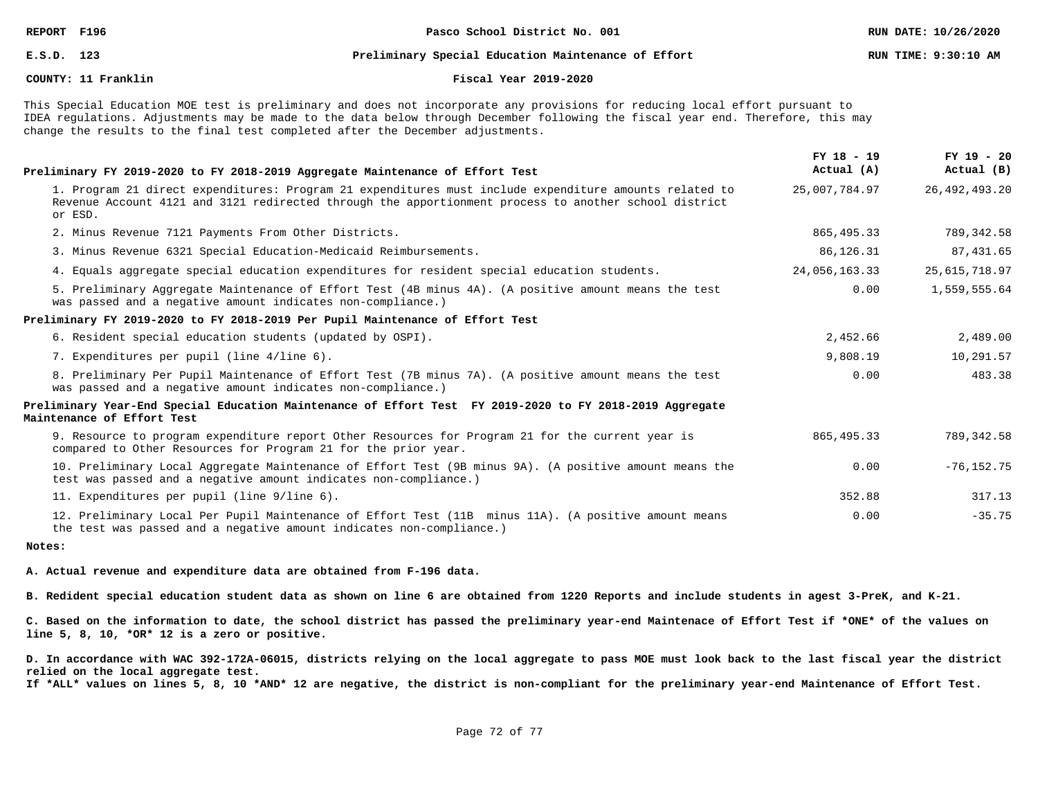REPORT F196 | Pasco School District No. 001 | RUN DATE: 10/26/2020

E.S.D. 123 | Preliminary Special Education Maintenance of Effort | RUN TIME: 9:30:10 AM

COUNTY: 11 Franklin | Fiscal Year 2019-2020

This Special Education MOE test is preliminary and does not incorporate any provisions for reducing local effort pursuant to IDEA regulations. Adjustments may be made to the data below through December following the fiscal year end. Therefore, this may change the results to the final test completed after the December adjustments.

| **Preliminary FY 2019-2020 to FY 2018-2019 Aggregate Maintenance of Effort Test** | FY 18 - 19 Actual (A) | FY 19 - 20 Actual (B) |
|---|---|---|
| 1. Program 21 direct expenditures: Program 21 expenditures must include expenditure amounts related to Revenue Account 4121 and 3121 redirected through the apportionment process to another school district or ESD. | 25,007,784.97 | 26,492,493.20 |
| 2. Minus Revenue 7121 Payments From Other Districts. | 865,495.33 | 789,342.58 |
| 3. Minus Revenue 6321 Special Education-Medicaid Reimbursements. | 86,126.31 | 87,431.65 |
| 4. Equals aggregate special education expenditures for resident special education students. | 24,056,163.33 | 25,615,718.97 |
| 5. Preliminary Aggregate Maintenance of Effort Test (4B minus 4A). (A positive amount means the test was passed and a negative amount indicates non-compliance.) | 0.00 | 1,559,555.64 |
| **Preliminary FY 2019-2020 to FY 2018-2019 Per Pupil Maintenance of Effort Test** | | |
| 6. Resident special education students (updated by OSPI). | 2,452.66 | 2,489.00 |
| 7. Expenditures per pupil (line 4/line 6). | 9,808.19 | 10,291.57 |
| 8. Preliminary Per Pupil Maintenance of Effort Test (7B minus 7A). (A positive amount means the test was passed and a negative amount indicates non-compliance.) | 0.00 | 483.38 |
| **Preliminary Year-End Special Education Maintenance of Effort Test FY 2019-2020 to FY 2018-2019 Aggregate Maintenance of Effort Test** | | |
| 9. Resource to program expenditure report Other Resources for Program 21 for the current year is compared to Other Resources for Program 21 for the prior year. | 865,495.33 | 789,342.58 |
| 10. Preliminary Local Aggregate Maintenance of Effort Test (9B minus 9A). (A positive amount means the test was passed and a negative amount indicates non-compliance.) | 0.00 | -76,152.75 |
| 11. Expenditures per pupil (line 9/line 6). | 352.88 | 317.13 |
| 12. Preliminary Local Per Pupil Maintenance of Effort Test (11B minus 11A). (A positive amount means the test was passed and a negative amount indicates non-compliance.) | 0.00 | -35.75 |

**Notes:**

**A. Actual revenue and expenditure data are obtained from F-196 data.**

**B. Redident special education student data as shown on line 6 are obtained from 1220 Reports and include students in agest 3-PreK, and K-21.**

**C. Based on the information to date, the school district has passed the preliminary year-end Maintenace of Effort Test if *ONE* of the values on line 5, 8, 10, *OR* 12 is a zero or positive.**

**D. In accordance with WAC 392-172A-06015, districts relying on the local aggregate to pass MOE must look back to the last fiscal year the district relied on the local aggregate test.**
**If *ALL* values on lines 5, 8, 10 *AND* 12 are negative, the district is non-compliant for the preliminary year-end Maintenance of Effort Test.**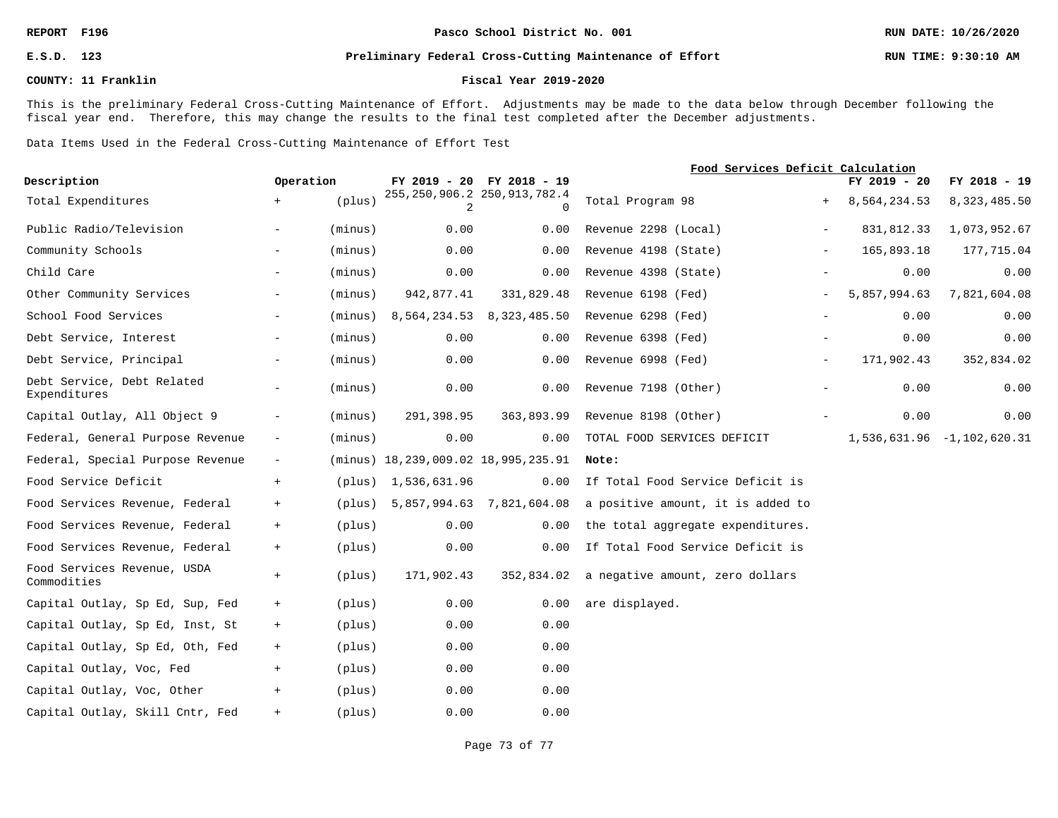REPORT F196 | Pasco School District No. 001 | RUN DATE: 10/26/2020

E.S.D. 123 | Preliminary Federal Cross-Cutting Maintenance of Effort | RUN TIME: 9:30:10 AM

COUNTY: 11 Franklin | Fiscal Year 2019-2020

This is the preliminary Federal Cross-Cutting Maintenance of Effort. Adjustments may be made to the data below through December following the fiscal year end. Therefore, this may change the results to the final test completed after the December adjustments.

Data Items Used in the Federal Cross-Cutting Maintenance of Effort Test

| Description | Operation | | FY 2019 - 20 | FY 2018 - 19 |
|---|---|---|---|---|
| Total Expenditures | + | (plus) | 255,250,906.22 | 250,913,782.40 |
| Public Radio/Television | - | (minus) | 0.00 | 0.00 |
| Community Schools | - | (minus) | 0.00 | 0.00 |
| Child Care | - | (minus) | 0.00 | 0.00 |
| Other Community Services | - | (minus) | 942,877.41 | 331,829.48 |
| School Food Services | - | (minus) | 8,564,234.53 | 8,323,485.50 |
| Debt Service, Interest | - | (minus) | 0.00 | 0.00 |
| Debt Service, Principal | - | (minus) | 0.00 | 0.00 |
| Debt Service, Debt Related Expenditures | - | (minus) | 0.00 | 0.00 |
| Capital Outlay, All Object 9 | - | (minus) | 291,398.95 | 363,893.99 |
| Federal, General Purpose Revenue | - | (minus) | 0.00 | 0.00 |
| Federal, Special Purpose Revenue | - | (minus) | 18,239,009.02 | 18,995,235.91 |
| Food Service Deficit | + | (plus) | 1,536,631.96 | 0.00 |
| Food Services Revenue, Federal | + | (plus) | 5,857,994.63 | 7,821,604.08 |
| Food Services Revenue, Federal | + | (plus) | 0.00 | 0.00 |
| Food Services Revenue, Federal | + | (plus) | 0.00 | 0.00 |
| Food Services Revenue, USDA Commodities | + | (plus) | 171,902.43 | 352,834.02 |
| Capital Outlay, Sp Ed, Sup, Fed | + | (plus) | 0.00 | 0.00 |
| Capital Outlay, Sp Ed, Inst, St | + | (plus) | 0.00 | 0.00 |
| Capital Outlay, Sp Ed, Oth, Fed | + | (plus) | 0.00 | 0.00 |
| Capital Outlay, Voc, Fed | + | (plus) | 0.00 | 0.00 |
| Capital Outlay, Voc, Other | + | (plus) | 0.00 | 0.00 |
| Capital Outlay, Skill Cntr, Fed | + | (plus) | 0.00 | 0.00 |

**Food Services Deficit Calculation**

| | | FY 2019 - 20 | FY 2018 - 19 |
|---|---|---|---|
| Total Program 98 | + | 8,564,234.53 | 8,323,485.50 |
| Revenue 2298 (Local) | - | 831,812.33 | 1,073,952.67 |
| Revenue 4198 (State) | - | 165,893.18 | 177,715.04 |
| Revenue 4398 (State) | - | 0.00 | 0.00 |
| Revenue 6198 (Fed) | - | 5,857,994.63 | 7,821,604.08 |
| Revenue 6298 (Fed) | - | 0.00 | 0.00 |
| Revenue 6398 (Fed) | - | 0.00 | 0.00 |
| Revenue 6998 (Fed) | - | 171,902.43 | 352,834.02 |
| Revenue 7198 (Other) | - | 0.00 | 0.00 |
| Revenue 8198 (Other) | - | 0.00 | 0.00 |
| TOTAL FOOD SERVICES DEFICIT | | 1,536,631.96 | -1,102,620.31 |

**Note:**

If Total Food Service Deficit is a positive amount, it is added to the total aggregate expenditures. If Total Food Service Deficit is a negative amount, zero dollars are displayed.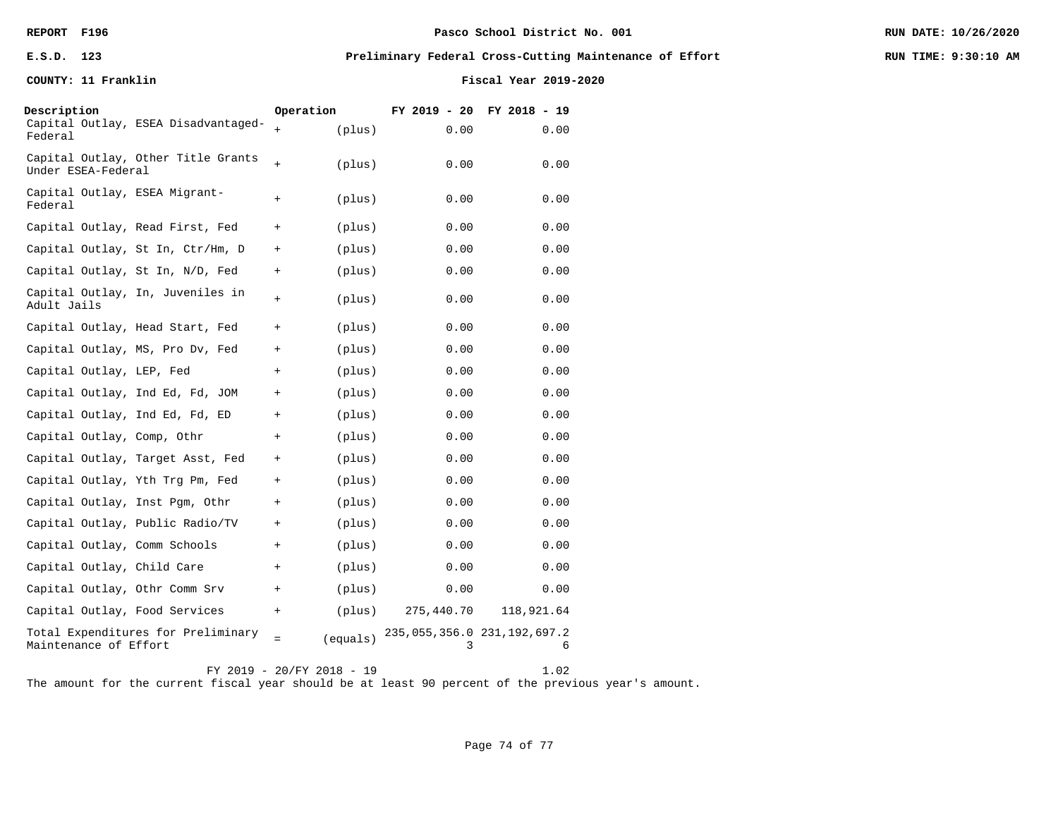**REPORT F196** | **Pasco School District No. 001** | **RUN DATE: 10/26/2020**

**E.S.D. 123** | **Preliminary Federal Cross-Cutting Maintenance of Effort** | **RUN TIME: 9:30:10 AM**

**COUNTY: 11 Franklin** | **Fiscal Year 2019-2020**

| Description | Operation | | FY 2019 - 20 | FY 2018 - 19 |
|---|---|---|---|---|
| Capital Outlay, ESEA Disadvantaged-Federal | + | (plus) | 0.00 | 0.00 |
| Capital Outlay, Other Title Grants Under ESEA-Federal | + | (plus) | 0.00 | 0.00 |
| Capital Outlay, ESEA Migrant-Federal | + | (plus) | 0.00 | 0.00 |
| Capital Outlay, Read First, Fed | + | (plus) | 0.00 | 0.00 |
| Capital Outlay, St In, Ctr/Hm, D | + | (plus) | 0.00 | 0.00 |
| Capital Outlay, St In, N/D, Fed | + | (plus) | 0.00 | 0.00 |
| Capital Outlay, In, Juveniles in Adult Jails | + | (plus) | 0.00 | 0.00 |
| Capital Outlay, Head Start, Fed | + | (plus) | 0.00 | 0.00 |
| Capital Outlay, MS, Pro Dv, Fed | + | (plus) | 0.00 | 0.00 |
| Capital Outlay, LEP, Fed | + | (plus) | 0.00 | 0.00 |
| Capital Outlay, Ind Ed, Fd, JOM | + | (plus) | 0.00 | 0.00 |
| Capital Outlay, Ind Ed, Fd, ED | + | (plus) | 0.00 | 0.00 |
| Capital Outlay, Comp, Othr | + | (plus) | 0.00 | 0.00 |
| Capital Outlay, Target Asst, Fed | + | (plus) | 0.00 | 0.00 |
| Capital Outlay, Yth Trg Pm, Fed | + | (plus) | 0.00 | 0.00 |
| Capital Outlay, Inst Pgm, Othr | + | (plus) | 0.00 | 0.00 |
| Capital Outlay, Public Radio/TV | + | (plus) | 0.00 | 0.00 |
| Capital Outlay, Comm Schools | + | (plus) | 0.00 | 0.00 |
| Capital Outlay, Child Care | + | (plus) | 0.00 | 0.00 |
| Capital Outlay, Othr Comm Srv | + | (plus) | 0.00 | 0.00 |
| Capital Outlay, Food Services | + | (plus) | 275,440.70 | 118,921.64 |
| Total Expenditures for Preliminary Maintenance of Effort | = | (equals) | 235,055,356.03 | 231,192,697.26 |

FY 2019 - 20/FY 2018 - 19 1.02

The amount for the current fiscal year should be at least 90 percent of the previous year's amount.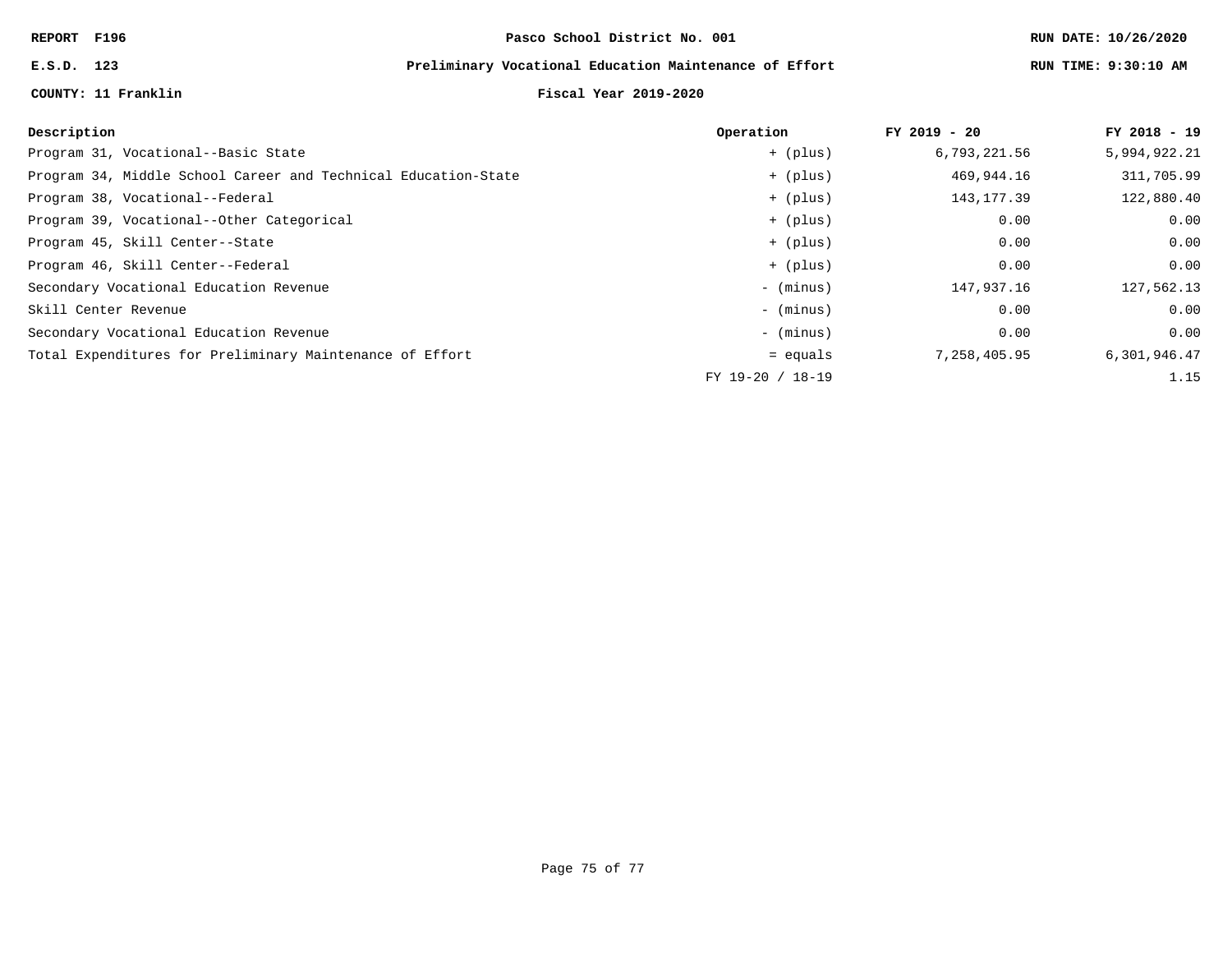REPORT F196

E.S.D. 123

COUNTY: 11 Franklin

**Pasco School District No. 001**

**Preliminary Vocational Education Maintenance of Effort**

**Fiscal Year 2019-2020**

RUN DATE: 10/26/2020

RUN TIME: 9:30:10 AM

| Description | Operation | FY 2019 - 20 | FY 2018 - 19 |
|---|---|---|---|
| Program 31, Vocational--Basic State | + (plus) | 6,793,221.56 | 5,994,922.21 |
| Program 34, Middle School Career and Technical Education-State | + (plus) | 469,944.16 | 311,705.99 |
| Program 38, Vocational--Federal | + (plus) | 143,177.39 | 122,880.40 |
| Program 39, Vocational--Other Categorical | + (plus) | 0.00 | 0.00 |
| Program 45, Skill Center--State | + (plus) | 0.00 | 0.00 |
| Program 46, Skill Center--Federal | + (plus) | 0.00 | 0.00 |
| Secondary Vocational Education Revenue | - (minus) | 147,937.16 | 127,562.13 |
| Skill Center Revenue | - (minus) | 0.00 | 0.00 |
| Secondary Vocational Education Revenue | - (minus) | 0.00 | 0.00 |
| Total Expenditures for Preliminary Maintenance of Effort | = equals | 7,258,405.95 | 6,301,946.47 |
| | FY 19-20 / 18-19 | | 1.15 |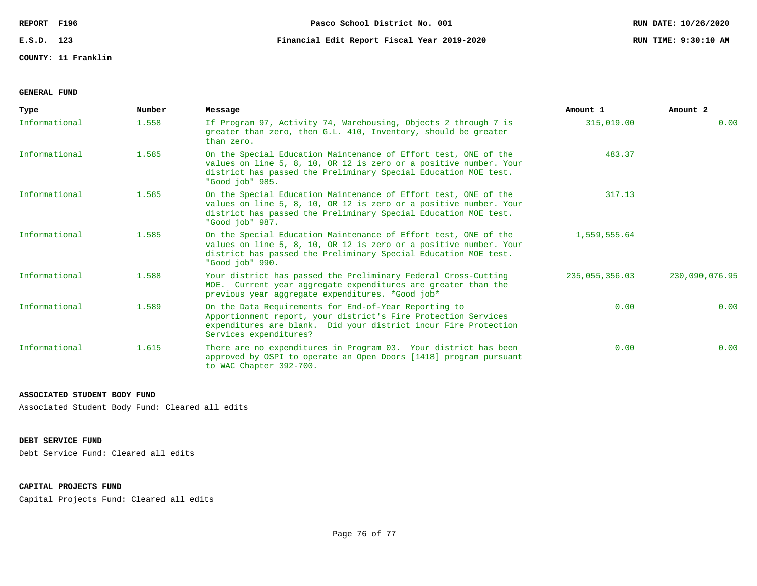REPORT F196 | Pasco School District No. 001 | RUN DATE: 10/26/2020

E.S.D. 123 | Financial Edit Report Fiscal Year 2019-2020 | RUN TIME: 9:30:10 AM

COUNTY: 11 Franklin

## GENERAL FUND

| Type | Number | Message | Amount 1 | Amount 2 |
| --- | --- | --- | --- | --- |
| Informational | 1.558 | If Program 97, Activity 74, Warehousing, Objects 2 through 7 is greater than zero, then G.L. 410, Inventory, should be greater than zero. | 315,019.00 | 0.00 |
| Informational | 1.585 | On the Special Education Maintenance of Effort test, ONE of the values on line 5, 8, 10, OR 12 is zero or a positive number. Your district has passed the Preliminary Special Education MOE test. "Good job" 985. | 483.37 | |
| Informational | 1.585 | On the Special Education Maintenance of Effort test, ONE of the values on line 5, 8, 10, OR 12 is zero or a positive number. Your district has passed the Preliminary Special Education MOE test. "Good job" 987. | 317.13 | |
| Informational | 1.585 | On the Special Education Maintenance of Effort test, ONE of the values on line 5, 8, 10, OR 12 is zero or a positive number. Your district has passed the Preliminary Special Education MOE test. "Good job" 990. | 1,559,555.64 | |
| Informational | 1.588 | Your district has passed the Preliminary Federal Cross-Cutting MOE. Current year aggregate expenditures are greater than the previous year aggregate expenditures. *Good job* | 235,055,356.03 | 230,090,076.95 |
| Informational | 1.589 | On the Data Requirements for End-of-Year Reporting to Apportionment report, your district's Fire Protection Services expenditures are blank. Did your district incur Fire Protection Services expenditures? | 0.00 | 0.00 |
| Informational | 1.615 | There are no expenditures in Program 03. Your district has been approved by OSPI to operate an Open Doors [1418] program pursuant to WAC Chapter 392-700. | 0.00 | 0.00 |

## ASSOCIATED STUDENT BODY FUND

Associated Student Body Fund: Cleared all edits

## DEBT SERVICE FUND

Debt Service Fund: Cleared all edits

## CAPITAL PROJECTS FUND

Capital Projects Fund: Cleared all edits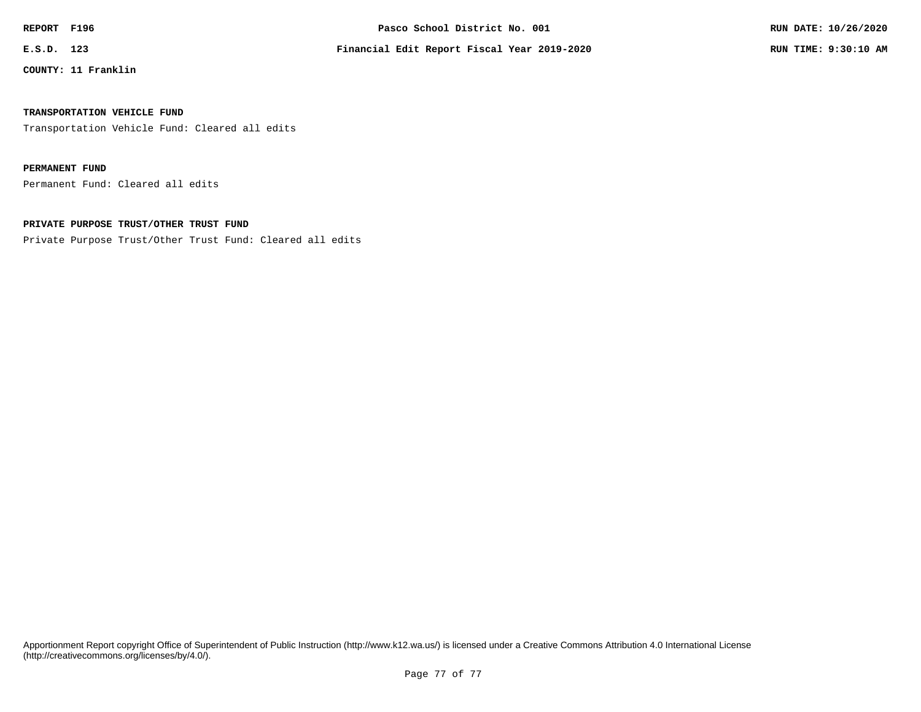**TRANSPORTATION VEHICLE FUND**

Transportation Vehicle Fund: Cleared all edits

**PERMANENT FUND**

Permanent Fund: Cleared all edits

**PRIVATE PURPOSE TRUST/OTHER TRUST FUND**

Private Purpose Trust/Other Trust Fund: Cleared all edits

Apportionment Report copyright Office of Superintendent of Public Instruction (http://www.k12.wa.us/) is licensed under a Creative Commons Attribution 4.0 International License (http://creativecommons.org/licenses/by/4.0/).